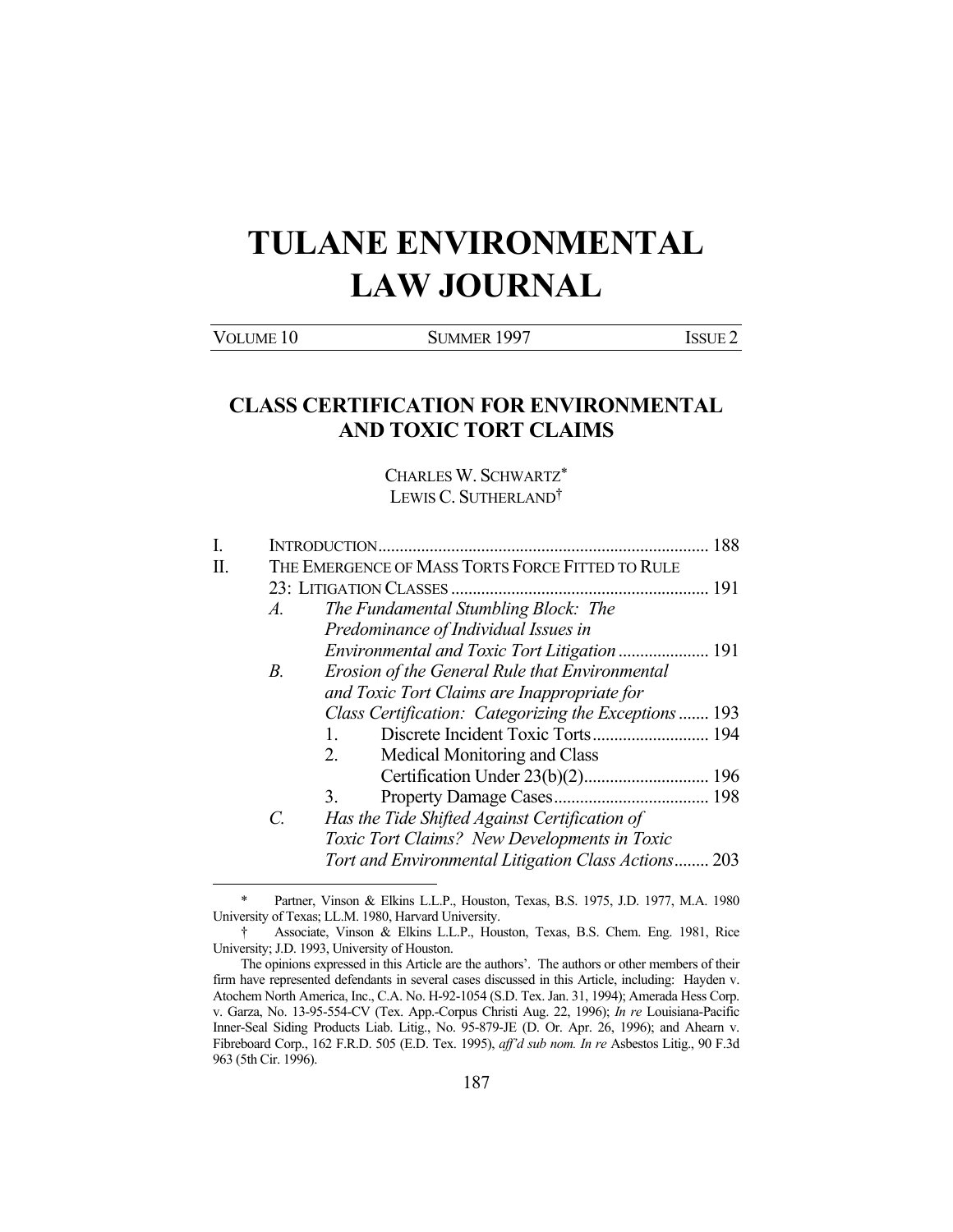# TULANE ENVIRONMENTAL LAW JOURNAL

| VOLUME 10 | SUMMER 1997 | ISSUE 2 |
|---|---|---|

## CLASS CERTIFICATION FOR ENVIRONMENTAL AND TOXIC TORT CLAIMS

CHARLES W. SCHWARTZ*
LEWIS C. SUTHERLAND†

I. INTRODUCTION ........................................................................ 188

II. THE EMERGENCE OF MASS TORTS FORCE FITTED TO RULE 23: LITIGATION CLASSES ........................................................ 191

*A. The Fundamental Stumbling Block: The Predominance of Individual Issues in Environmental and Toxic Tort Litigation* ..................... 191

*B. Erosion of the General Rule that Environmental and Toxic Tort Claims are Inappropriate for Class Certification: Categorizing the Exceptions* ....... 193

1. Discrete Incident Toxic Torts ........................... 194
2. Medical Monitoring and Class Certification Under 23(b)(2) ............................ 196
3. Property Damage Cases .................................... 198

*C. Has the Tide Shifted Against Certification of Toxic Tort Claims? New Developments in Toxic Tort and Environmental Litigation Class Actions* ........ 203

---

\* Partner, Vinson & Elkins L.L.P., Houston, Texas, B.S. 1975, J.D. 1977, M.A. 1980 University of Texas; LL.M. 1980, Harvard University.

† Associate, Vinson & Elkins L.L.P., Houston, Texas, B.S. Chem. Eng. 1981, Rice University; J.D. 1993, University of Houston.

The opinions expressed in this Article are the authors'. The authors or other members of their firm have represented defendants in several cases discussed in this Article, including: Hayden v. Atochem North America, Inc., C.A. No. H-92-1054 (S.D. Tex. Jan. 31, 1994); Amerada Hess Corp. v. Garza, No. 13-95-554-CV (Tex. App.-Corpus Christi Aug. 22, 1996); *In re* Louisiana-Pacific Inner-Seal Siding Products Liab. Litig., No. 95-879-JE (D. Or. Apr. 26, 1996); and Ahearn v. Fibreboard Corp., 162 F.R.D. 505 (E.D. Tex. 1995), *aff'd sub nom. In re* Asbestos Litig., 90 F.3d 963 (5th Cir. 1996).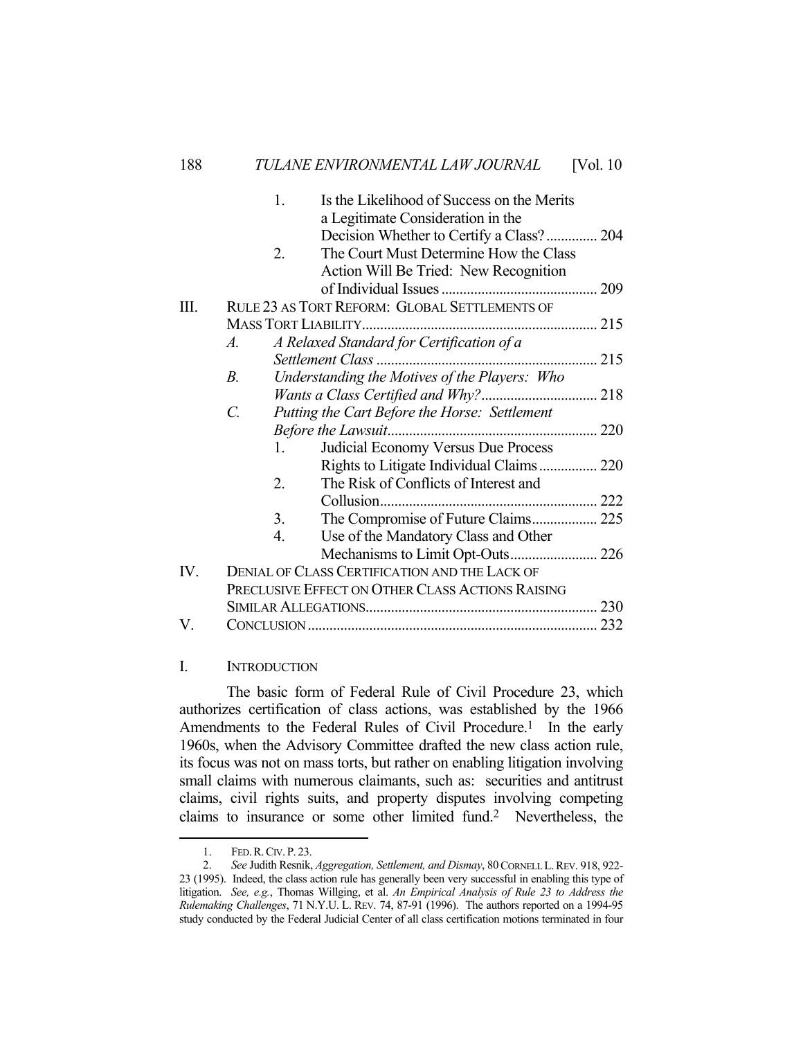1. Is the Likelihood of Success on the Merits a Legitimate Consideration in the Decision Whether to Certify a Class? .............. 204
2. The Court Must Determine How the Class Action Will Be Tried: New Recognition of Individual Issues ........................................... 209

III. RULE 23 AS TORT REFORM: GLOBAL SETTLEMENTS OF MASS TORT LIABILITY................................................................ 215
   *A. A Relaxed Standard for Certification of a Settlement Class* ............................................................ 215
   *B. Understanding the Motives of the Players: Who Wants a Class Certified and Why?*................................ 218
   *C. Putting the Cart Before the Horse: Settlement Before the Lawsuit*.......................................................... 220
      1. Judicial Economy Versus Due Process Rights to Litigate Individual Claims ................ 220
      2. The Risk of Conflicts of Interest and Collusion........................................................... 222
      3. The Compromise of Future Claims.................. 225
      4. Use of the Mandatory Class and Other Mechanisms to Limit Opt-Outs........................ 226

IV. DENIAL OF CLASS CERTIFICATION AND THE LACK OF PRECLUSIVE EFFECT ON OTHER CLASS ACTIONS RAISING SIMILAR ALLEGATIONS................................................................ 230

V. CONCLUSION ................................................................................ 232

## I. INTRODUCTION

The basic form of Federal Rule of Civil Procedure 23, which authorizes certification of class actions, was established by the 1966 Amendments to the Federal Rules of Civil Procedure.[1] In the early 1960s, when the Advisory Committee drafted the new class action rule, its focus was not on mass torts, but rather on enabling litigation involving small claims with numerous claimants, such as: securities and antitrust claims, civil rights suits, and property disputes involving competing claims to insurance or some other limited fund.[2] Nevertheless, the

---

1. FED. R. CIV. P. 23.

2. *See* Judith Resnik, *Aggregation, Settlement, and Dismay*, 80 CORNELL L. REV. 918, 922-23 (1995). Indeed, the class action rule has generally been very successful in enabling this type of litigation. *See, e.g.*, Thomas Willging, et al. *An Empirical Analysis of Rule 23 to Address the Rulemaking Challenges*, 71 N.Y.U. L. REV. 74, 87-91 (1996). The authors reported on a 1994-95 study conducted by the Federal Judicial Center of all class certification motions terminated in four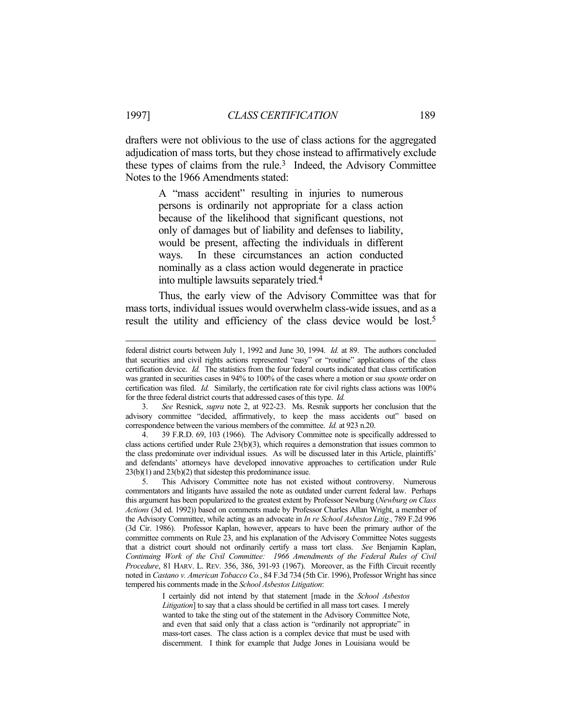drafters were not oblivious to the use of class actions for the aggregated adjudication of mass torts, but they chose instead to affirmatively exclude these types of claims from the rule.[3] Indeed, the Advisory Committee Notes to the 1966 Amendments stated:

> A "mass accident" resulting in injuries to numerous persons is ordinarily not appropriate for a class action because of the likelihood that significant questions, not only of damages but of liability and defenses to liability, would be present, affecting the individuals in different ways. In these circumstances an action conducted nominally as a class action would degenerate in practice into multiple lawsuits separately tried.[4]

Thus, the early view of the Advisory Committee was that for mass torts, individual issues would overwhelm class-wide issues, and as a result the utility and efficiency of the class device would be lost.[5]

---

federal district courts between July 1, 1992 and June 30, 1994. *Id.* at 89. The authors concluded that securities and civil rights actions represented "easy" or "routine" applications of the class certification device. *Id.* The statistics from the four federal courts indicated that class certification was granted in securities cases in 94% to 100% of the cases where a motion or *sua sponte* order on certification was filed. *Id.* Similarly, the certification rate for civil rights class actions was 100% for the three federal district courts that addressed cases of this type. *Id.*

3. *See* Resnick, *supra* note 2, at 922-23. Ms. Resnik supports her conclusion that the advisory committee "decided, affirmatively, to keep the mass accidents out" based on correspondence between the various members of the committee. *Id.* at 923 n.20.

4. 39 F.R.D. 69, 103 (1966). The Advisory Committee note is specifically addressed to class actions certified under Rule 23(b)(3), which requires a demonstration that issues common to the class predominate over individual issues. As will be discussed later in this Article, plaintiffs' and defendants' attorneys have developed innovative approaches to certification under Rule 23(b)(1) and 23(b)(2) that sidestep this predominance issue.

5. This Advisory Committee note has not existed without controversy. Numerous commentators and litigants have assailed the note as outdated under current federal law. Perhaps this argument has been popularized to the greatest extent by Professor Newburg (*Newburg on Class Actions* (3d ed. 1992)) based on comments made by Professor Charles Allan Wright, a member of the Advisory Committee, while acting as an advocate in *In re School Asbestos Litig.*, 789 F.2d 996 (3d Cir. 1986). Professor Kaplan, however, appears to have been the primary author of the committee comments on Rule 23, and his explanation of the Advisory Committee Notes suggests that a district court should not ordinarily certify a mass tort class. *See* Benjamin Kaplan, *Continuing Work of the Civil Committee: 1966 Amendments of the Federal Rules of Civil Procedure*, 81 HARV. L. REV. 356, 386, 391-93 (1967). Moreover, as the Fifth Circuit recently noted in *Castano v. American Tobacco Co.*, 84 F.3d 734 (5th Cir. 1996), Professor Wright has since tempered his comments made in the *School Asbestos Litigation*:

> I certainly did not intend by that statement [made in the *School Asbestos Litigation*] to say that a class should be certified in all mass tort cases. I merely wanted to take the sting out of the statement in the Advisory Committee Note, and even that said only that a class action is "ordinarily not appropriate" in mass-tort cases. The class action is a complex device that must be used with discernment. I think for example that Judge Jones in Louisiana would be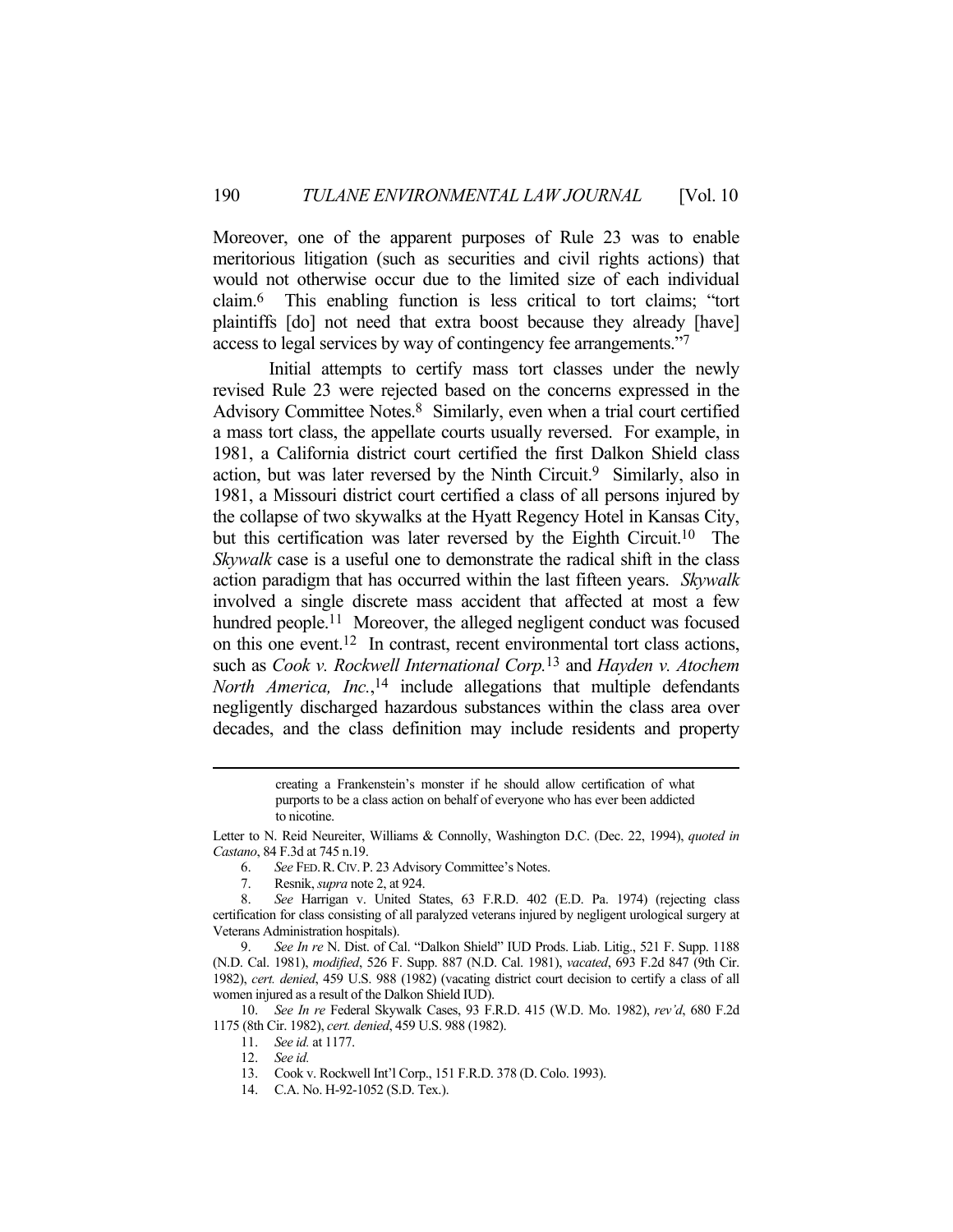Moreover, one of the apparent purposes of Rule 23 was to enable meritorious litigation (such as securities and civil rights actions) that would not otherwise occur due to the limited size of each individual claim.[6] This enabling function is less critical to tort claims; "tort plaintiffs [do] not need that extra boost because they already [have] access to legal services by way of contingency fee arrangements."[7]

Initial attempts to certify mass tort classes under the newly revised Rule 23 were rejected based on the concerns expressed in the Advisory Committee Notes.[8] Similarly, even when a trial court certified a mass tort class, the appellate courts usually reversed. For example, in 1981, a California district court certified the first Dalkon Shield class action, but was later reversed by the Ninth Circuit.[9] Similarly, also in 1981, a Missouri district court certified a class of all persons injured by the collapse of two skywalks at the Hyatt Regency Hotel in Kansas City, but this certification was later reversed by the Eighth Circuit.[10] The *Skywalk* case is a useful one to demonstrate the radical shift in the class action paradigm that has occurred within the last fifteen years. *Skywalk* involved a single discrete mass accident that affected at most a few hundred people.[11] Moreover, the alleged negligent conduct was focused on this one event.[12] In contrast, recent environmental tort class actions, such as *Cook v. Rockwell International Corp.*[13] and *Hayden v. Atochem North America, Inc.*,[14] include allegations that multiple defendants negligently discharged hazardous substances within the class area over decades, and the class definition may include residents and property

> creating a Frankenstein's monster if he should allow certification of what purports to be a class action on behalf of everyone who has ever been addicted to nicotine.

Letter to N. Reid Neureiter, Williams & Connolly, Washington D.C. (Dec. 22, 1994), *quoted in Castano*, 84 F.3d at 745 n.19.

6. *See* FED. R. CIV. P. 23 Advisory Committee's Notes.

7. Resnik, *supra* note 2, at 924.

8. *See* Harrigan v. United States, 63 F.R.D. 402 (E.D. Pa. 1974) (rejecting class certification for class consisting of all paralyzed veterans injured by negligent urological surgery at Veterans Administration hospitals).

9. *See In re* N. Dist. of Cal. "Dalkon Shield" IUD Prods. Liab. Litig., 521 F. Supp. 1188 (N.D. Cal. 1981), *modified*, 526 F. Supp. 887 (N.D. Cal. 1981), *vacated*, 693 F.2d 847 (9th Cir. 1982), *cert. denied*, 459 U.S. 988 (1982) (vacating district court decision to certify a class of all women injured as a result of the Dalkon Shield IUD).

10. *See In re* Federal Skywalk Cases, 93 F.R.D. 415 (W.D. Mo. 1982), *rev'd*, 680 F.2d 1175 (8th Cir. 1982), *cert. denied*, 459 U.S. 988 (1982).

11. *See id.* at 1177.

12. *See id.*

13. Cook v. Rockwell Int'l Corp., 151 F.R.D. 378 (D. Colo. 1993).

14. C.A. No. H-92-1052 (S.D. Tex.).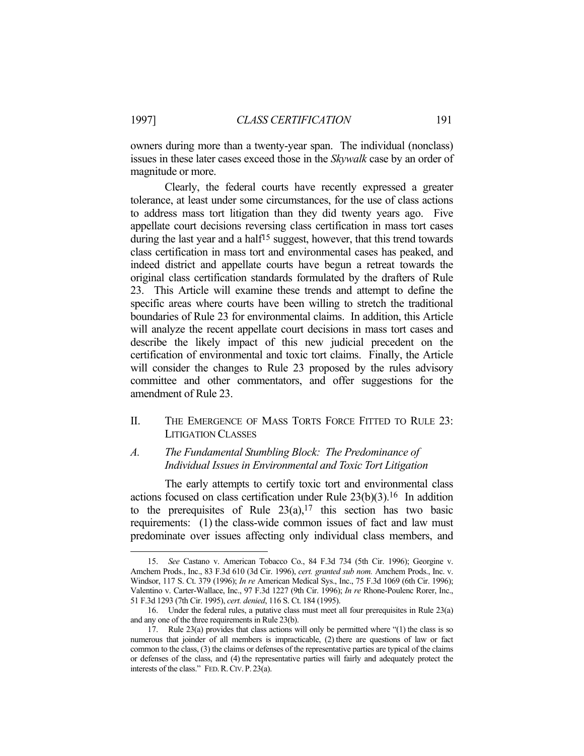owners during more than a twenty-year span. The individual (nonclass) issues in these later cases exceed those in the *Skywalk* case by an order of magnitude or more.

Clearly, the federal courts have recently expressed a greater tolerance, at least under some circumstances, for the use of class actions to address mass tort litigation than they did twenty years ago. Five appellate court decisions reversing class certification in mass tort cases during the last year and a half[15] suggest, however, that this trend towards class certification in mass tort and environmental cases has peaked, and indeed district and appellate courts have begun a retreat towards the original class certification standards formulated by the drafters of Rule 23. This Article will examine these trends and attempt to define the specific areas where courts have been willing to stretch the traditional boundaries of Rule 23 for environmental claims. In addition, this Article will analyze the recent appellate court decisions in mass tort cases and describe the likely impact of this new judicial precedent on the certification of environmental and toxic tort claims. Finally, the Article will consider the changes to Rule 23 proposed by the rules advisory committee and other commentators, and offer suggestions for the amendment of Rule 23.

## II. THE EMERGENCE OF MASS TORTS FORCE FITTED TO RULE 23: LITIGATION CLASSES

### *A. The Fundamental Stumbling Block: The Predominance of Individual Issues in Environmental and Toxic Tort Litigation*

The early attempts to certify toxic tort and environmental class actions focused on class certification under Rule 23(b)(3).[16] In addition to the prerequisites of Rule 23(a),[17] this section has two basic requirements: (1) the class-wide common issues of fact and law must predominate over issues affecting only individual class members, and

---

15. *See* Castano v. American Tobacco Co., 84 F.3d 734 (5th Cir. 1996); Georgine v. Amchem Prods., Inc., 83 F.3d 610 (3d Cir. 1996), *cert. granted sub nom.* Amchem Prods., Inc. v. Windsor, 117 S. Ct. 379 (1996); *In re* American Medical Sys., Inc., 75 F.3d 1069 (6th Cir. 1996); Valentino v. Carter-Wallace, Inc., 97 F.3d 1227 (9th Cir. 1996); *In re* Rhone-Poulenc Rorer, Inc., 51 F.3d 1293 (7th Cir. 1995), *cert. denied*, 116 S. Ct. 184 (1995).

16. Under the federal rules, a putative class must meet all four prerequisites in Rule 23(a) and any one of the three requirements in Rule 23(b).

17. Rule 23(a) provides that class actions will only be permitted where "(1) the class is so numerous that joinder of all members is impracticable, (2) there are questions of law or fact common to the class, (3) the claims or defenses of the representative parties are typical of the claims or defenses of the class, and (4) the representative parties will fairly and adequately protect the interests of the class." FED. R. CIV. P. 23(a).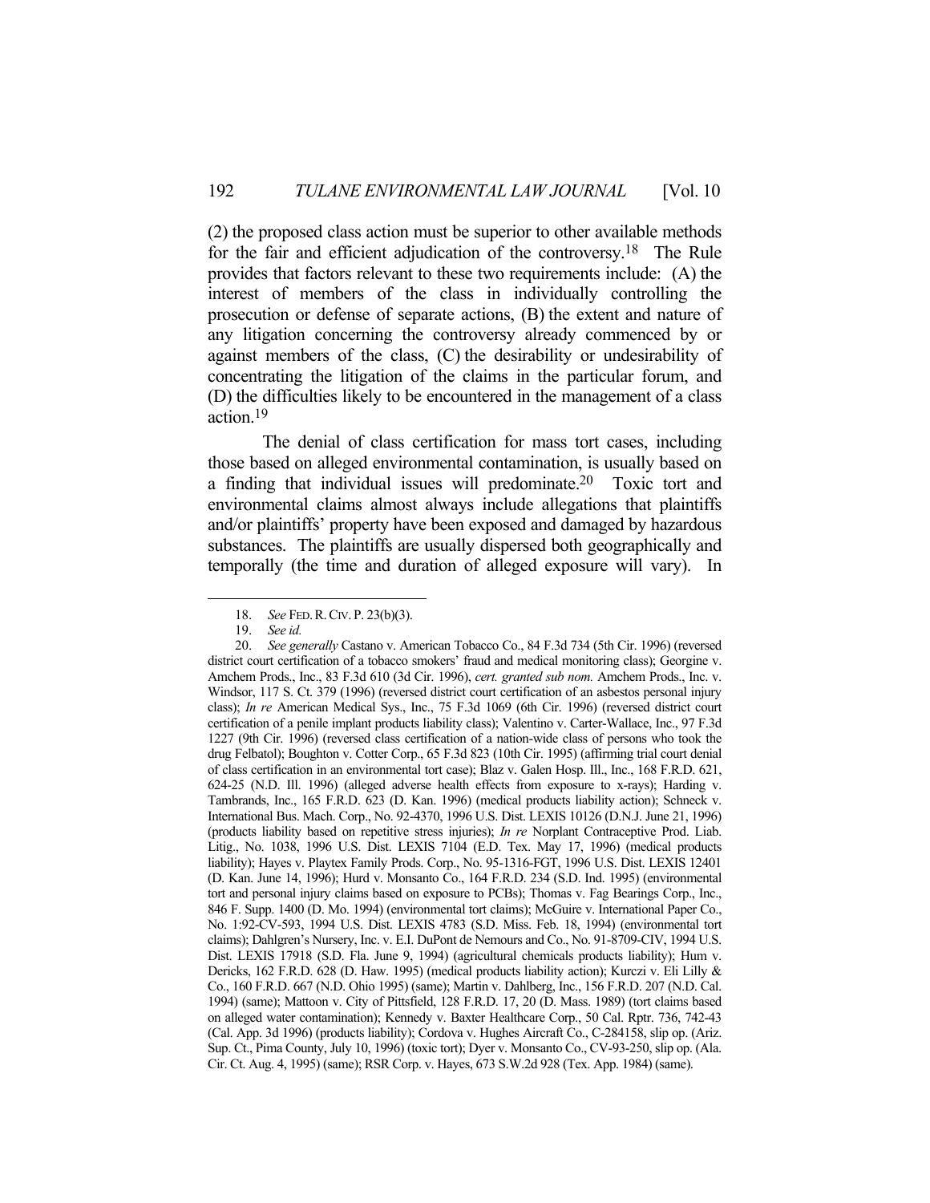(2) the proposed class action must be superior to other available methods for the fair and efficient adjudication of the controversy.[18] The Rule provides that factors relevant to these two requirements include: (A) the interest of members of the class in individually controlling the prosecution or defense of separate actions, (B) the extent and nature of any litigation concerning the controversy already commenced by or against members of the class, (C) the desirability or undesirability of concentrating the litigation of the claims in the particular forum, and (D) the difficulties likely to be encountered in the management of a class action.[19]

The denial of class certification for mass tort cases, including those based on alleged environmental contamination, is usually based on a finding that individual issues will predominate.[20] Toxic tort and environmental claims almost always include allegations that plaintiffs and/or plaintiffs' property have been exposed and damaged by hazardous substances. The plaintiffs are usually dispersed both geographically and temporally (the time and duration of alleged exposure will vary). In

---

18. *See* FED. R. CIV. P. 23(b)(3).

19. *See id.*

20. *See generally* Castano v. American Tobacco Co., 84 F.3d 734 (5th Cir. 1996) (reversed district court certification of a tobacco smokers' fraud and medical monitoring class); Georgine v. Amchem Prods., Inc., 83 F.3d 610 (3d Cir. 1996), *cert. granted sub nom.* Amchem Prods., Inc. v. Windsor, 117 S. Ct. 379 (1996) (reversed district court certification of an asbestos personal injury class); *In re* American Medical Sys., Inc., 75 F.3d 1069 (6th Cir. 1996) (reversed district court certification of a penile implant products liability class); Valentino v. Carter-Wallace, Inc., 97 F.3d 1227 (9th Cir. 1996) (reversed class certification of a nation-wide class of persons who took the drug Felbatol); Boughton v. Cotter Corp., 65 F.3d 823 (10th Cir. 1995) (affirming trial court denial of class certification in an environmental tort case); Blaz v. Galen Hosp. Ill., Inc., 168 F.R.D. 621, 624-25 (N.D. Ill. 1996) (alleged adverse health effects from exposure to x-rays); Harding v. Tambrands, Inc., 165 F.R.D. 623 (D. Kan. 1996) (medical products liability action); Schneck v. International Bus. Mach. Corp., No. 92-4370, 1996 U.S. Dist. LEXIS 10126 (D.N.J. June 21, 1996) (products liability based on repetitive stress injuries); *In re* Norplant Contraceptive Prod. Liab. Litig., No. 1038, 1996 U.S. Dist. LEXIS 7104 (E.D. Tex. May 17, 1996) (medical products liability); Hayes v. Playtex Family Prods. Corp., No. 95-1316-FGT, 1996 U.S. Dist. LEXIS 12401 (D. Kan. June 14, 1996); Hurd v. Monsanto Co., 164 F.R.D. 234 (S.D. Ind. 1995) (environmental tort and personal injury claims based on exposure to PCBs); Thomas v. Fag Bearings Corp., Inc., 846 F. Supp. 1400 (D. Mo. 1994) (environmental tort claims); McGuire v. International Paper Co., No. 1:92-CV-593, 1994 U.S. Dist. LEXIS 4783 (S.D. Miss. Feb. 18, 1994) (environmental tort claims); Dahlgren's Nursery, Inc. v. E.I. DuPont de Nemours and Co., No. 91-8709-CIV, 1994 U.S. Dist. LEXIS 17918 (S.D. Fla. June 9, 1994) (agricultural chemicals products liability); Hum v. Dericks, 162 F.R.D. 628 (D. Haw. 1995) (medical products liability action); Kurczi v. Eli Lilly & Co., 160 F.R.D. 667 (N.D. Ohio 1995) (same); Martin v. Dahlberg, Inc., 156 F.R.D. 207 (N.D. Cal. 1994) (same); Mattoon v. City of Pittsfield, 128 F.R.D. 17, 20 (D. Mass. 1989) (tort claims based on alleged water contamination); Kennedy v. Baxter Healthcare Corp., 50 Cal. Rptr. 736, 742-43 (Cal. App. 3d 1996) (products liability); Cordova v. Hughes Aircraft Co., C-284158, slip op. (Ariz. Sup. Ct., Pima County, July 10, 1996) (toxic tort); Dyer v. Monsanto Co., CV-93-250, slip op. (Ala. Cir. Ct. Aug. 4, 1995) (same); RSR Corp. v. Hayes, 673 S.W.2d 928 (Tex. App. 1984) (same).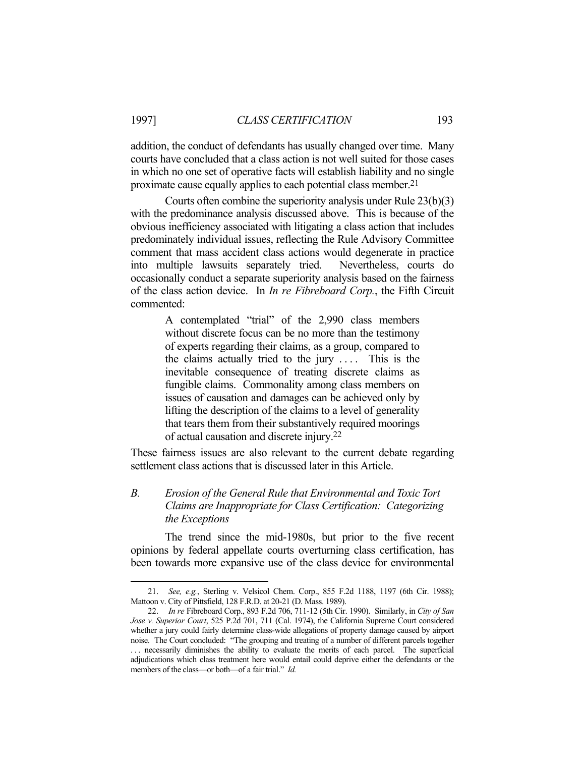addition, the conduct of defendants has usually changed over time. Many courts have concluded that a class action is not well suited for those cases in which no one set of operative facts will establish liability and no single proximate cause equally applies to each potential class member.[21]

Courts often combine the superiority analysis under Rule 23(b)(3) with the predominance analysis discussed above. This is because of the obvious inefficiency associated with litigating a class action that includes predominately individual issues, reflecting the Rule Advisory Committee comment that mass accident class actions would degenerate in practice into multiple lawsuits separately tried. Nevertheless, courts do occasionally conduct a separate superiority analysis based on the fairness of the class action device. In *In re Fibreboard Corp.*, the Fifth Circuit commented:

> A contemplated "trial" of the 2,990 class members without discrete focus can be no more than the testimony of experts regarding their claims, as a group, compared to the claims actually tried to the jury . . . . This is the inevitable consequence of treating discrete claims as fungible claims. Commonality among class members on issues of causation and damages can be achieved only by lifting the description of the claims to a level of generality that tears them from their substantively required moorings of actual causation and discrete injury.[22]

These fairness issues are also relevant to the current debate regarding settlement class actions that is discussed later in this Article.

### *B. Erosion of the General Rule that Environmental and Toxic Tort Claims are Inappropriate for Class Certification: Categorizing the Exceptions*

The trend since the mid-1980s, but prior to the five recent opinions by federal appellate courts overturning class certification, has been towards more expansive use of the class device for environmental

---

21. *See, e.g.*, Sterling v. Velsicol Chem. Corp., 855 F.2d 1188, 1197 (6th Cir. 1988); Mattoon v. City of Pittsfield, 128 F.R.D. at 20-21 (D. Mass. 1989).

22. *In re* Fibreboard Corp., 893 F.2d 706, 711-12 (5th Cir. 1990). Similarly, in *City of San Jose v. Superior Court*, 525 P.2d 701, 711 (Cal. 1974), the California Supreme Court considered whether a jury could fairly determine class-wide allegations of property damage caused by airport noise. The Court concluded: "The grouping and treating of a number of different parcels together . . . necessarily diminishes the ability to evaluate the merits of each parcel. The superficial adjudications which class treatment here would entail could deprive either the defendants or the members of the class—or both—of a fair trial." *Id.*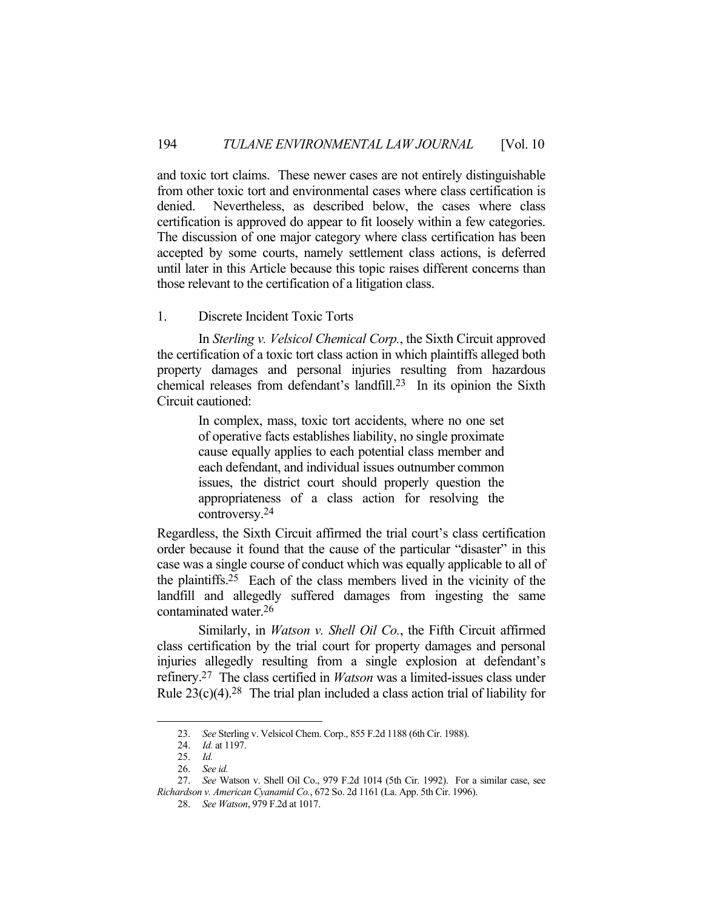and toxic tort claims. These newer cases are not entirely distinguishable from other toxic tort and environmental cases where class certification is denied. Nevertheless, as described below, the cases where class certification is approved do appear to fit loosely within a few categories. The discussion of one major category where class certification has been accepted by some courts, namely settlement class actions, is deferred until later in this Article because this topic raises different concerns than those relevant to the certification of a litigation class.

### 1. Discrete Incident Toxic Torts

In *Sterling v. Velsicol Chemical Corp.*, the Sixth Circuit approved the certification of a toxic tort class action in which plaintiffs alleged both property damages and personal injuries resulting from hazardous chemical releases from defendant's landfill.[23] In its opinion the Sixth Circuit cautioned:

> In complex, mass, toxic tort accidents, where no one set of operative facts establishes liability, no single proximate cause equally applies to each potential class member and each defendant, and individual issues outnumber common issues, the district court should properly question the appropriateness of a class action for resolving the controversy.[24]

Regardless, the Sixth Circuit affirmed the trial court's class certification order because it found that the cause of the particular "disaster" in this case was a single course of conduct which was equally applicable to all of the plaintiffs.[25] Each of the class members lived in the vicinity of the landfill and allegedly suffered damages from ingesting the same contaminated water.[26]

Similarly, in *Watson v. Shell Oil Co.*, the Fifth Circuit affirmed class certification by the trial court for property damages and personal injuries allegedly resulting from a single explosion at defendant's refinery.[27] The class certified in *Watson* was a limited-issues class under Rule 23(c)(4).[28] The trial plan included a class action trial of liability for

---

23. *See* Sterling v. Velsicol Chem. Corp., 855 F.2d 1188 (6th Cir. 1988).

24. *Id.* at 1197.

25. *Id.*

26. *See id.*

27. *See* Watson v. Shell Oil Co., 979 F.2d 1014 (5th Cir. 1992). For a similar case, see *Richardson v. American Cyanamid Co.*, 672 So. 2d 1161 (La. App. 5th Cir. 1996).

28. *See Watson*, 979 F.2d at 1017.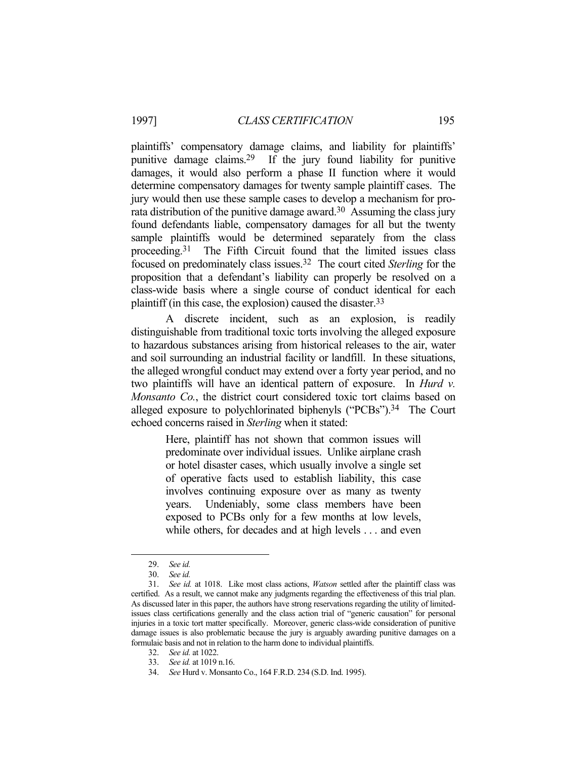plaintiffs' compensatory damage claims, and liability for plaintiffs' punitive damage claims.[29] If the jury found liability for punitive damages, it would also perform a phase II function where it would determine compensatory damages for twenty sample plaintiff cases. The jury would then use these sample cases to develop a mechanism for pro-rata distribution of the punitive damage award.[30] Assuming the class jury found defendants liable, compensatory damages for all but the twenty sample plaintiffs would be determined separately from the class proceeding.[31] The Fifth Circuit found that the limited issues class focused on predominately class issues.[32] The court cited *Sterling* for the proposition that a defendant's liability can properly be resolved on a class-wide basis where a single course of conduct identical for each plaintiff (in this case, the explosion) caused the disaster.[33]

A discrete incident, such as an explosion, is readily distinguishable from traditional toxic torts involving the alleged exposure to hazardous substances arising from historical releases to the air, water and soil surrounding an industrial facility or landfill. In these situations, the alleged wrongful conduct may extend over a forty year period, and no two plaintiffs will have an identical pattern of exposure. In *Hurd v. Monsanto Co.*, the district court considered toxic tort claims based on alleged exposure to polychlorinated biphenyls ("PCBs").[34] The Court echoed concerns raised in *Sterling* when it stated:

> Here, plaintiff has not shown that common issues will predominate over individual issues. Unlike airplane crash or hotel disaster cases, which usually involve a single set of operative facts used to establish liability, this case involves continuing exposure over as many as twenty years. Undeniably, some class members have been exposed to PCBs only for a few months at low levels, while others, for decades and at high levels . . . and even

---

29. *See id.*

30. *See id.*

31. *See id.* at 1018. Like most class actions, *Watson* settled after the plaintiff class was certified. As a result, we cannot make any judgments regarding the effectiveness of this trial plan. As discussed later in this paper, the authors have strong reservations regarding the utility of limited-issues class certifications generally and the class action trial of "generic causation" for personal injuries in a toxic tort matter specifically. Moreover, generic class-wide consideration of punitive damage issues is also problematic because the jury is arguably awarding punitive damages on a formulaic basis and not in relation to the harm done to individual plaintiffs.

32. *See id.* at 1022.

33. *See id.* at 1019 n.16.

34. *See* Hurd v. Monsanto Co., 164 F.R.D. 234 (S.D. Ind. 1995).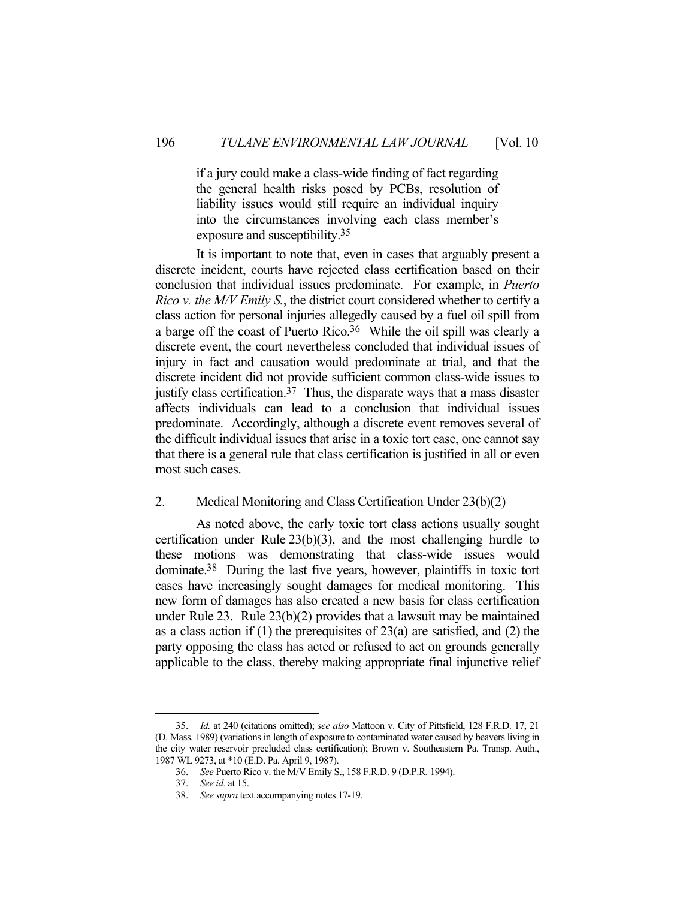> if a jury could make a class-wide finding of fact regarding the general health risks posed by PCBs, resolution of liability issues would still require an individual inquiry into the circumstances involving each class member's exposure and susceptibility.[35]

It is important to note that, even in cases that arguably present a discrete incident, courts have rejected class certification based on their conclusion that individual issues predominate. For example, in *Puerto Rico v. the M/V Emily S.*, the district court considered whether to certify a class action for personal injuries allegedly caused by a fuel oil spill from a barge off the coast of Puerto Rico.[36] While the oil spill was clearly a discrete event, the court nevertheless concluded that individual issues of injury in fact and causation would predominate at trial, and that the discrete incident did not provide sufficient common class-wide issues to justify class certification.[37] Thus, the disparate ways that a mass disaster affects individuals can lead to a conclusion that individual issues predominate. Accordingly, although a discrete event removes several of the difficult individual issues that arise in a toxic tort case, one cannot say that there is a general rule that class certification is justified in all or even most such cases.

### 2. Medical Monitoring and Class Certification Under 23(b)(2)

As noted above, the early toxic tort class actions usually sought certification under Rule 23(b)(3), and the most challenging hurdle to these motions was demonstrating that class-wide issues would dominate.[38] During the last five years, however, plaintiffs in toxic tort cases have increasingly sought damages for medical monitoring. This new form of damages has also created a new basis for class certification under Rule 23. Rule 23(b)(2) provides that a lawsuit may be maintained as a class action if (1) the prerequisites of 23(a) are satisfied, and (2) the party opposing the class has acted or refused to act on grounds generally applicable to the class, thereby making appropriate final injunctive relief

---

35. *Id.* at 240 (citations omitted); *see also* Mattoon v. City of Pittsfield, 128 F.R.D. 17, 21 (D. Mass. 1989) (variations in length of exposure to contaminated water caused by beavers living in the city water reservoir precluded class certification); Brown v. Southeastern Pa. Transp. Auth., 1987 WL 9273, at *10 (E.D. Pa. April 9, 1987).

36. *See* Puerto Rico v. the M/V Emily S., 158 F.R.D. 9 (D.P.R. 1994).

37. *See id.* at 15.

38. *See supra* text accompanying notes 17-19.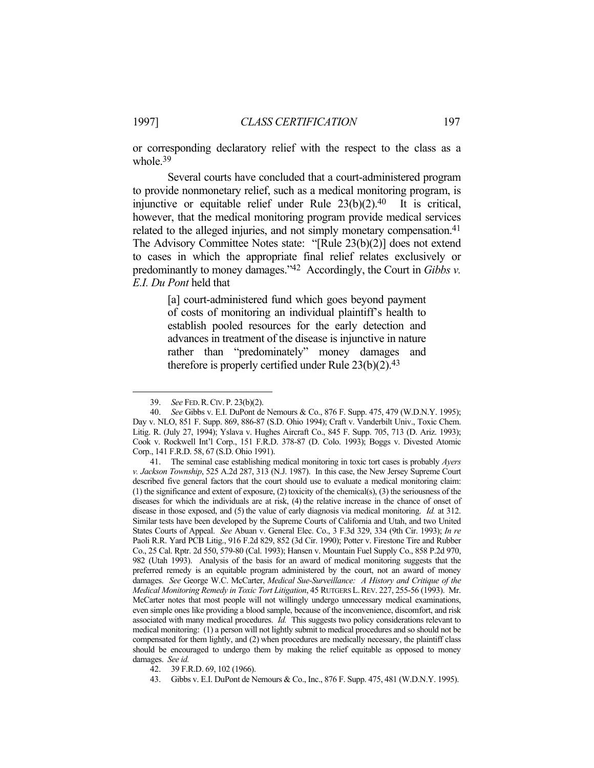or corresponding declaratory relief with the respect to the class as a whole.[39]

Several courts have concluded that a court-administered program to provide nonmonetary relief, such as a medical monitoring program, is injunctive or equitable relief under Rule 23(b)(2).[40] It is critical, however, that the medical monitoring program provide medical services related to the alleged injuries, and not simply monetary compensation.[41] The Advisory Committee Notes state: "[Rule 23(b)(2)] does not extend to cases in which the appropriate final relief relates exclusively or predominantly to money damages."[42] Accordingly, the Court in *Gibbs v. E.I. Du Pont* held that

> [a] court-administered fund which goes beyond payment of costs of monitoring an individual plaintiff's health to establish pooled resources for the early detection and advances in treatment of the disease is injunctive in nature rather than "predominately" money damages and therefore is properly certified under Rule 23(b)(2).[43]

---

39. *See* FED. R. CIV. P. 23(b)(2).

40. *See* Gibbs v. E.I. DuPont de Nemours & Co., 876 F. Supp. 475, 479 (W.D.N.Y. 1995); Day v. NLO, 851 F. Supp. 869, 886-87 (S.D. Ohio 1994); Craft v. Vanderbilt Univ., Toxic Chem. Litig. R. (July 27, 1994); Yslava v. Hughes Aircraft Co., 845 F. Supp. 705, 713 (D. Ariz. 1993); Cook v. Rockwell Int'l Corp., 151 F.R.D. 378-87 (D. Colo. 1993); Boggs v. Divested Atomic Corp., 141 F.R.D. 58, 67 (S.D. Ohio 1991).

41. The seminal case establishing medical monitoring in toxic tort cases is probably *Ayers v. Jackson Township*, 525 A.2d 287, 313 (N.J. 1987). In this case, the New Jersey Supreme Court described five general factors that the court should use to evaluate a medical monitoring claim: (1) the significance and extent of exposure, (2) toxicity of the chemical(s), (3) the seriousness of the diseases for which the individuals are at risk, (4) the relative increase in the chance of onset of disease in those exposed, and (5) the value of early diagnosis via medical monitoring. *Id.* at 312. Similar tests have been developed by the Supreme Courts of California and Utah, and two United States Courts of Appeal. *See* Abuan v. General Elec. Co., 3 F.3d 329, 334 (9th Cir. 1993); *In re* Paoli R.R. Yard PCB Litig., 916 F.2d 829, 852 (3d Cir. 1990); Potter v. Firestone Tire and Rubber Co., 25 Cal. Rptr. 2d 550, 579-80 (Cal. 1993); Hansen v. Mountain Fuel Supply Co., 858 P.2d 970, 982 (Utah 1993). Analysis of the basis for an award of medical monitoring suggests that the preferred remedy is an equitable program administered by the court, not an award of money damages. *See* George W.C. McCarter, *Medical Sue-Surveillance: A History and Critique of the Medical Monitoring Remedy in Toxic Tort Litigation*, 45 RUTGERS L. REV. 227, 255-56 (1993). Mr. McCarter notes that most people will not willingly undergo unnecessary medical examinations, even simple ones like providing a blood sample, because of the inconvenience, discomfort, and risk associated with many medical procedures. *Id.* This suggests two policy considerations relevant to medical monitoring: (1) a person will not lightly submit to medical procedures and so should not be compensated for them lightly, and (2) when procedures are medically necessary, the plaintiff class should be encouraged to undergo them by making the relief equitable as opposed to money damages. *See id.*

42. 39 F.R.D. 69, 102 (1966).

43. Gibbs v. E.I. DuPont de Nemours & Co., Inc., 876 F. Supp. 475, 481 (W.D.N.Y. 1995).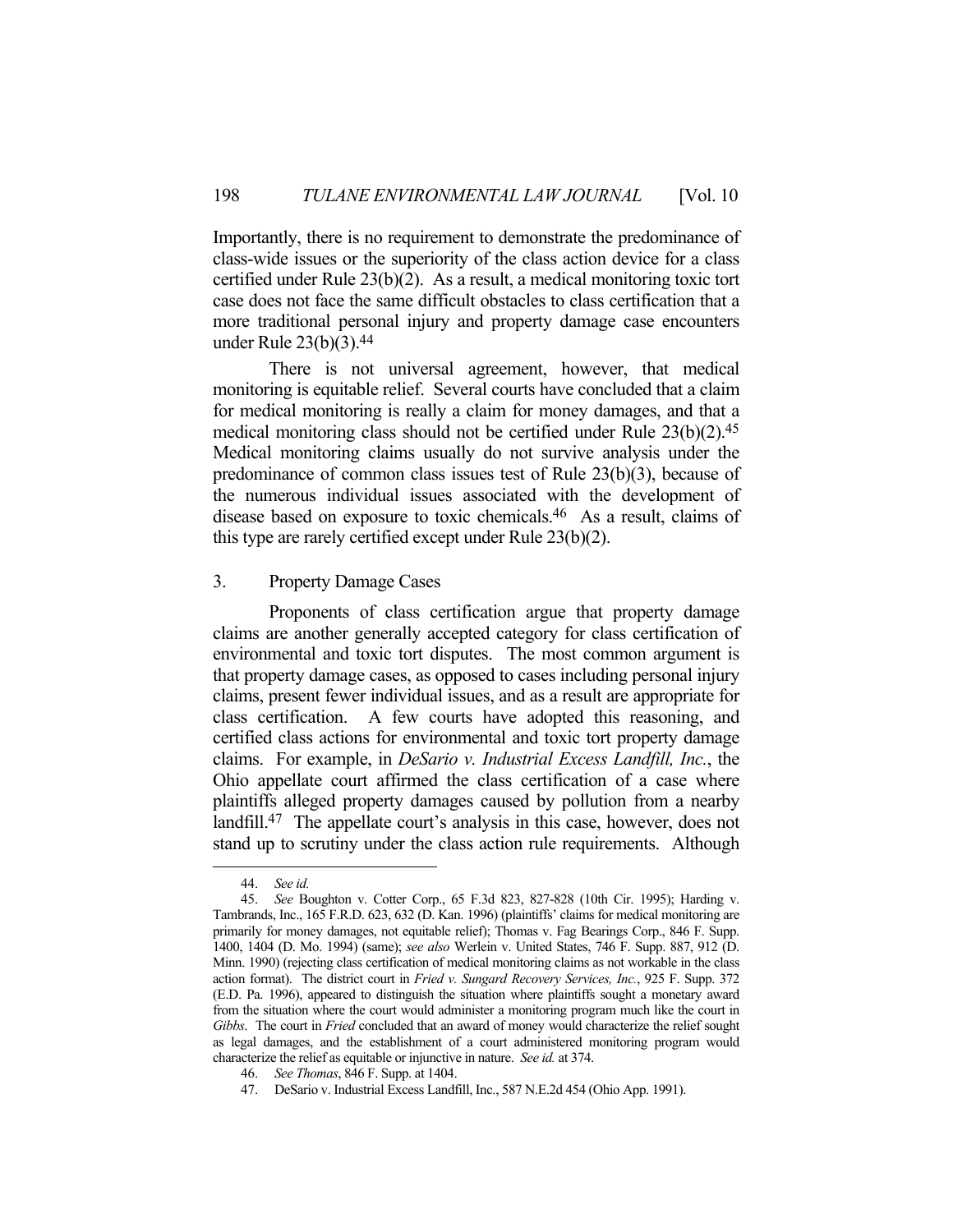Importantly, there is no requirement to demonstrate the predominance of class-wide issues or the superiority of the class action device for a class certified under Rule 23(b)(2). As a result, a medical monitoring toxic tort case does not face the same difficult obstacles to class certification that a more traditional personal injury and property damage case encounters under Rule 23(b)(3).[44]

There is not universal agreement, however, that medical monitoring is equitable relief. Several courts have concluded that a claim for medical monitoring is really a claim for money damages, and that a medical monitoring class should not be certified under Rule 23(b)(2).[45] Medical monitoring claims usually do not survive analysis under the predominance of common class issues test of Rule 23(b)(3), because of the numerous individual issues associated with the development of disease based on exposure to toxic chemicals.[46] As a result, claims of this type are rarely certified except under Rule 23(b)(2).

### 3. Property Damage Cases

Proponents of class certification argue that property damage claims are another generally accepted category for class certification of environmental and toxic tort disputes. The most common argument is that property damage cases, as opposed to cases including personal injury claims, present fewer individual issues, and as a result are appropriate for class certification. A few courts have adopted this reasoning, and certified class actions for environmental and toxic tort property damage claims. For example, in *DeSario v. Industrial Excess Landfill, Inc.*, the Ohio appellate court affirmed the class certification of a case where plaintiffs alleged property damages caused by pollution from a nearby landfill.[47] The appellate court's analysis in this case, however, does not stand up to scrutiny under the class action rule requirements. Although

---

44. *See id.*

45. *See* Boughton v. Cotter Corp., 65 F.3d 823, 827-828 (10th Cir. 1995); Harding v. Tambrands, Inc., 165 F.R.D. 623, 632 (D. Kan. 1996) (plaintiffs' claims for medical monitoring are primarily for money damages, not equitable relief); Thomas v. Fag Bearings Corp., 846 F. Supp. 1400, 1404 (D. Mo. 1994) (same); *see also* Werlein v. United States, 746 F. Supp. 887, 912 (D. Minn. 1990) (rejecting class certification of medical monitoring claims as not workable in the class action format). The district court in *Fried v. Sungard Recovery Services, Inc.*, 925 F. Supp. 372 (E.D. Pa. 1996), appeared to distinguish the situation where plaintiffs sought a monetary award from the situation where the court would administer a monitoring program much like the court in *Gibbs*. The court in *Fried* concluded that an award of money would characterize the relief sought as legal damages, and the establishment of a court administered monitoring program would characterize the relief as equitable or injunctive in nature. *See id.* at 374.

46. *See Thomas*, 846 F. Supp. at 1404.

47. DeSario v. Industrial Excess Landfill, Inc., 587 N.E.2d 454 (Ohio App. 1991).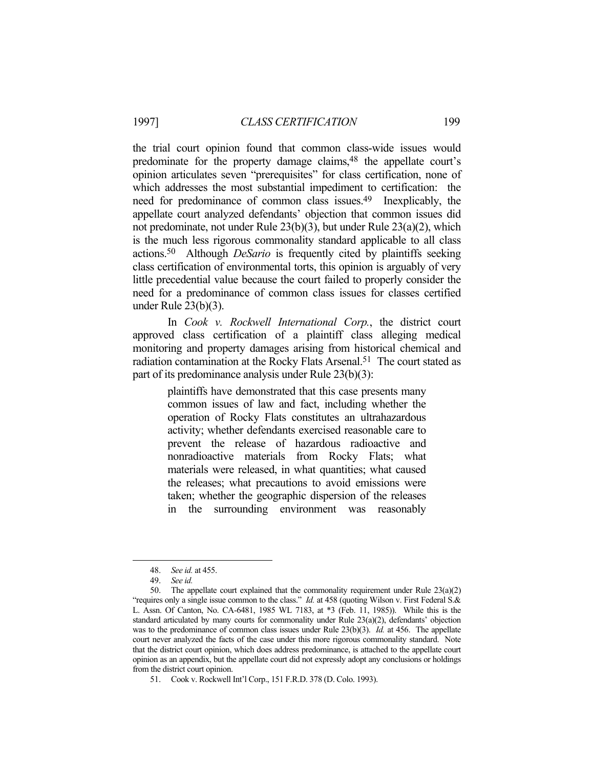the trial court opinion found that common class-wide issues would predominate for the property damage claims,[48] the appellate court's opinion articulates seven "prerequisites" for class certification, none of which addresses the most substantial impediment to certification: the need for predominance of common class issues.[49] Inexplicably, the appellate court analyzed defendants' objection that common issues did not predominate, not under Rule 23(b)(3), but under Rule 23(a)(2), which is the much less rigorous commonality standard applicable to all class actions.[50] Although *DeSario* is frequently cited by plaintiffs seeking class certification of environmental torts, this opinion is arguably of very little precedential value because the court failed to properly consider the need for a predominance of common class issues for classes certified under Rule 23(b)(3).

In *Cook v. Rockwell International Corp.*, the district court approved class certification of a plaintiff class alleging medical monitoring and property damages arising from historical chemical and radiation contamination at the Rocky Flats Arsenal.[51] The court stated as part of its predominance analysis under Rule 23(b)(3):

> plaintiffs have demonstrated that this case presents many common issues of law and fact, including whether the operation of Rocky Flats constitutes an ultrahazardous activity; whether defendants exercised reasonable care to prevent the release of hazardous radioactive and nonradioactive materials from Rocky Flats; what materials were released, in what quantities; what caused the releases; what precautions to avoid emissions were taken; whether the geographic dispersion of the releases in the surrounding environment was reasonably

---

48. *See id.* at 455.

49. *See id.*

50. The appellate court explained that the commonality requirement under Rule 23(a)(2) "requires only a single issue common to the class." *Id.* at 458 (quoting Wilson v. First Federal S.& L. Assn. Of Canton, No. CA-6481, 1985 WL 7183, at *3 (Feb. 11, 1985)). While this is the standard articulated by many courts for commonality under Rule 23(a)(2), defendants' objection was to the predominance of common class issues under Rule 23(b)(3). *Id.* at 456. The appellate court never analyzed the facts of the case under this more rigorous commonality standard. Note that the district court opinion, which does address predominance, is attached to the appellate court opinion as an appendix, but the appellate court did not expressly adopt any conclusions or holdings from the district court opinion.

51. Cook v. Rockwell Int'l Corp., 151 F.R.D. 378 (D. Colo. 1993).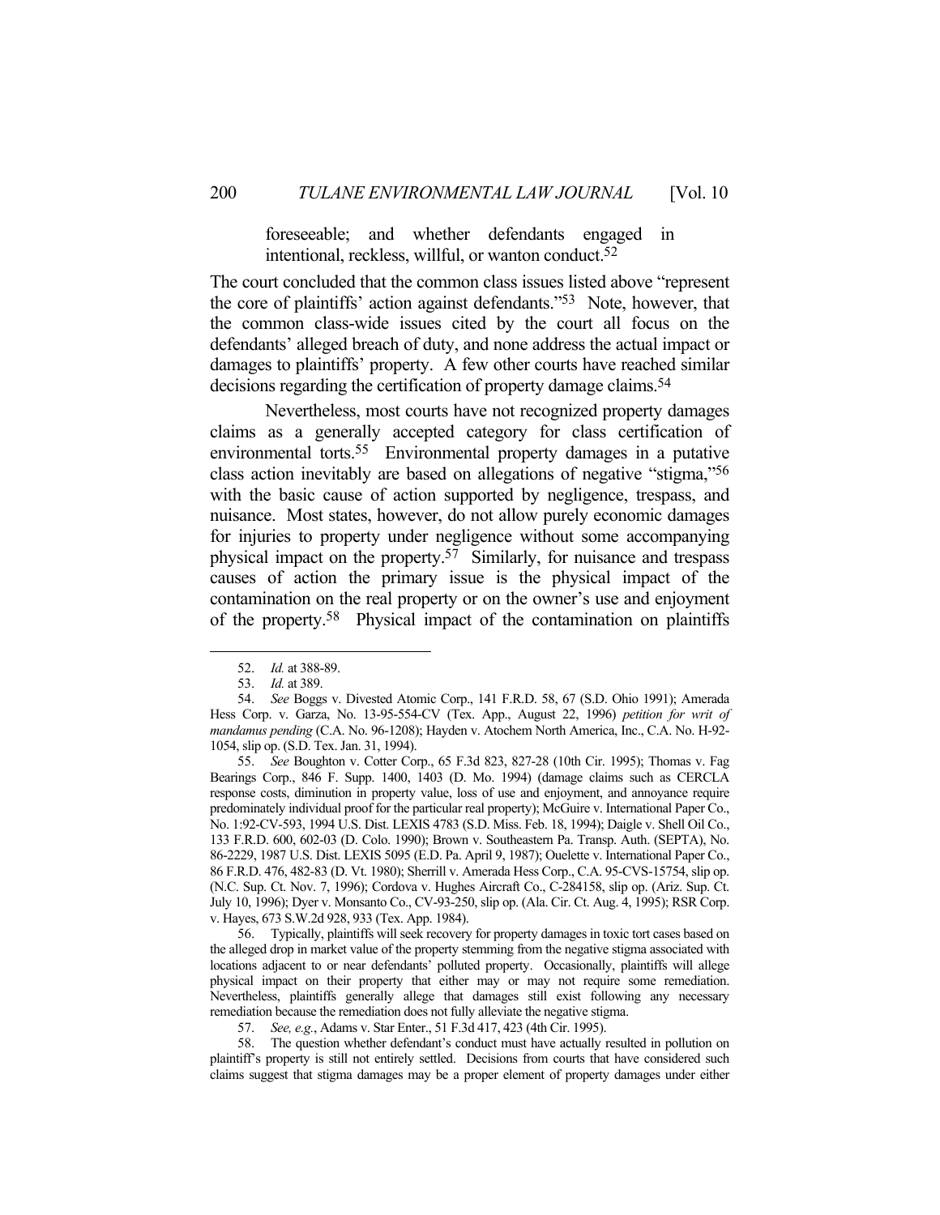> foreseeable; and whether defendants engaged in intentional, reckless, willful, or wanton conduct.[52]

The court concluded that the common class issues listed above "represent the core of plaintiffs' action against defendants."[53] Note, however, that the common class-wide issues cited by the court all focus on the defendants' alleged breach of duty, and none address the actual impact or damages to plaintiffs' property. A few other courts have reached similar decisions regarding the certification of property damage claims.[54]

Nevertheless, most courts have not recognized property damages claims as a generally accepted category for class certification of environmental torts.[55] Environmental property damages in a putative class action inevitably are based on allegations of negative "stigma,"[56] with the basic cause of action supported by negligence, trespass, and nuisance. Most states, however, do not allow purely economic damages for injuries to property under negligence without some accompanying physical impact on the property.[57] Similarly, for nuisance and trespass causes of action the primary issue is the physical impact of the contamination on the real property or on the owner's use and enjoyment of the property.[58] Physical impact of the contamination on plaintiffs

---

52. *Id.* at 388-89.

53. *Id.* at 389.

54. *See* Boggs v. Divested Atomic Corp., 141 F.R.D. 58, 67 (S.D. Ohio 1991); Amerada Hess Corp. v. Garza, No. 13-95-554-CV (Tex. App., August 22, 1996) *petition for writ of mandamus pending* (C.A. No. 96-1208); Hayden v. Atochem North America, Inc., C.A. No. H-92-1054, slip op. (S.D. Tex. Jan. 31, 1994).

55. *See* Boughton v. Cotter Corp., 65 F.3d 823, 827-28 (10th Cir. 1995); Thomas v. Fag Bearings Corp., 846 F. Supp. 1400, 1403 (D. Mo. 1994) (damage claims such as CERCLA response costs, diminution in property value, loss of use and enjoyment, and annoyance require predominately individual proof for the particular real property); McGuire v. International Paper Co., No. 1:92-CV-593, 1994 U.S. Dist. LEXIS 4783 (S.D. Miss. Feb. 18, 1994); Daigle v. Shell Oil Co., 133 F.R.D. 600, 602-03 (D. Colo. 1990); Brown v. Southeastern Pa. Transp. Auth. (SEPTA), No. 86-2229, 1987 U.S. Dist. LEXIS 5095 (E.D. Pa. April 9, 1987); Ouelette v. International Paper Co., 86 F.R.D. 476, 482-83 (D. Vt. 1980); Sherrill v. Amerada Hess Corp., C.A. 95-CVS-15754, slip op. (N.C. Sup. Ct. Nov. 7, 1996); Cordova v. Hughes Aircraft Co., C-284158, slip op. (Ariz. Sup. Ct. July 10, 1996); Dyer v. Monsanto Co., CV-93-250, slip op. (Ala. Cir. Ct. Aug. 4, 1995); RSR Corp. v. Hayes, 673 S.W.2d 928, 933 (Tex. App. 1984).

56. Typically, plaintiffs will seek recovery for property damages in toxic tort cases based on the alleged drop in market value of the property stemming from the negative stigma associated with locations adjacent to or near defendants' polluted property. Occasionally, plaintiffs will allege physical impact on their property that either may or may not require some remediation. Nevertheless, plaintiffs generally allege that damages still exist following any necessary remediation because the remediation does not fully alleviate the negative stigma.

57. *See, e.g.*, Adams v. Star Enter., 51 F.3d 417, 423 (4th Cir. 1995).

58. The question whether defendant's conduct must have actually resulted in pollution on plaintiff's property is still not entirely settled. Decisions from courts that have considered such claims suggest that stigma damages may be a proper element of property damages under either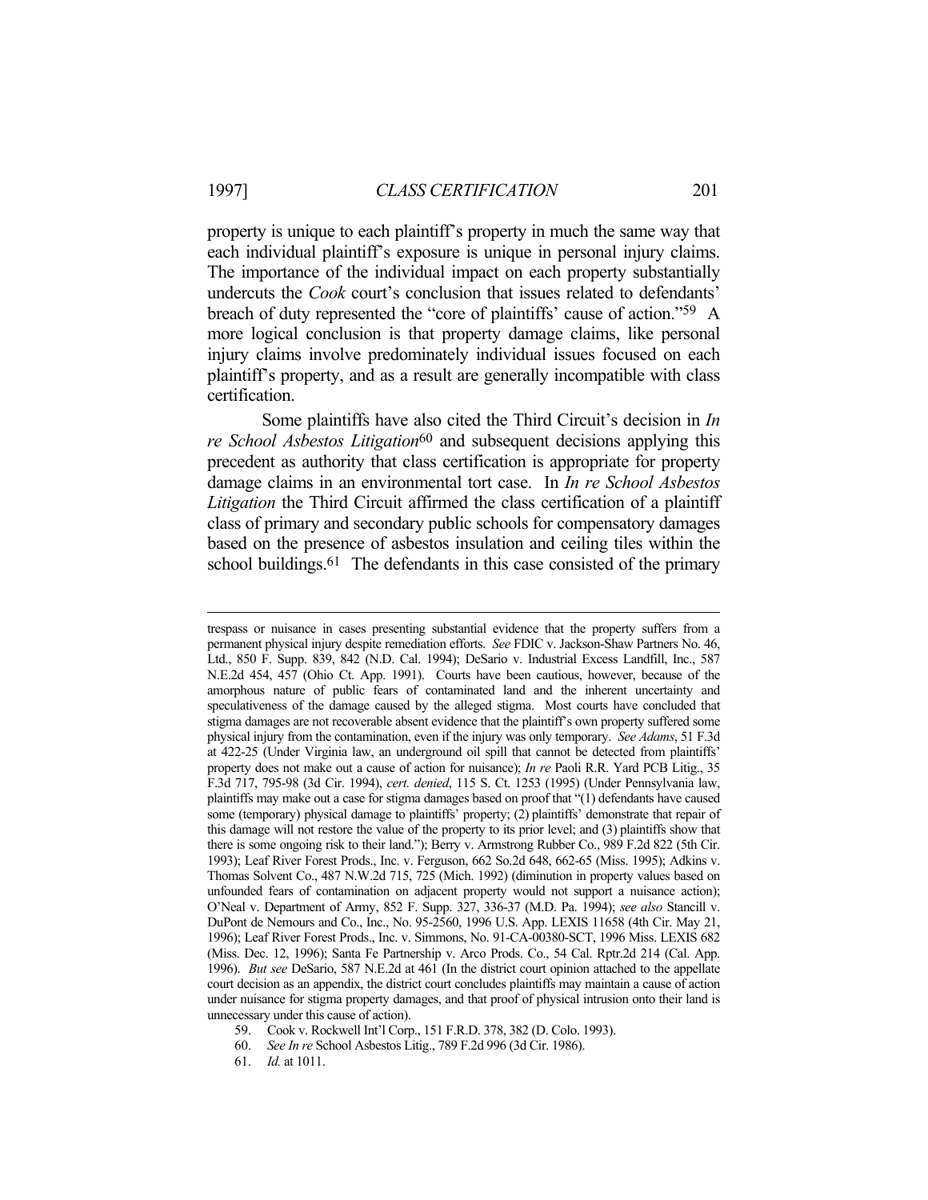property is unique to each plaintiff's property in much the same way that each individual plaintiff's exposure is unique in personal injury claims. The importance of the individual impact on each property substantially undercuts the *Cook* court's conclusion that issues related to defendants' breach of duty represented the "core of plaintiffs' cause of action."[59] A more logical conclusion is that property damage claims, like personal injury claims involve predominately individual issues focused on each plaintiff's property, and as a result are generally incompatible with class certification.

Some plaintiffs have also cited the Third Circuit's decision in *In re School Asbestos Litigation*[60] and subsequent decisions applying this precedent as authority that class certification is appropriate for property damage claims in an environmental tort case. In *In re School Asbestos Litigation* the Third Circuit affirmed the class certification of a plaintiff class of primary and secondary public schools for compensatory damages based on the presence of asbestos insulation and ceiling tiles within the school buildings.[61] The defendants in this case consisted of the primary

---

trespass or nuisance in cases presenting substantial evidence that the property suffers from a permanent physical injury despite remediation efforts. *See* FDIC v. Jackson-Shaw Partners No. 46, Ltd., 850 F. Supp. 839, 842 (N.D. Cal. 1994); DeSario v. Industrial Excess Landfill, Inc., 587 N.E.2d 454, 457 (Ohio Ct. App. 1991). Courts have been cautious, however, because of the amorphous nature of public fears of contaminated land and the inherent uncertainty and speculativeness of the damage caused by the alleged stigma. Most courts have concluded that stigma damages are not recoverable absent evidence that the plaintiff's own property suffered some physical injury from the contamination, even if the injury was only temporary. *See Adams*, 51 F.3d at 422-25 (Under Virginia law, an underground oil spill that cannot be detected from plaintiffs' property does not make out a cause of action for nuisance); *In re* Paoli R.R. Yard PCB Litig., 35 F.3d 717, 795-98 (3d Cir. 1994), *cert. denied*, 115 S. Ct. 1253 (1995) (Under Pennsylvania law, plaintiffs may make out a case for stigma damages based on proof that "(1) defendants have caused some (temporary) physical damage to plaintiffs' property; (2) plaintiffs' demonstrate that repair of this damage will not restore the value of the property to its prior level; and (3) plaintiffs show that there is some ongoing risk to their land."); Berry v. Armstrong Rubber Co., 989 F.2d 822 (5th Cir. 1993); Leaf River Forest Prods., Inc. v. Ferguson, 662 So.2d 648, 662-65 (Miss. 1995); Adkins v. Thomas Solvent Co., 487 N.W.2d 715, 725 (Mich. 1992) (diminution in property values based on unfounded fears of contamination on adjacent property would not support a nuisance action); O'Neal v. Department of Army, 852 F. Supp. 327, 336-37 (M.D. Pa. 1994); *see also* Stancill v. DuPont de Nemours and Co., Inc., No. 95-2560, 1996 U.S. App. LEXIS 11658 (4th Cir. May 21, 1996); Leaf River Forest Prods., Inc. v. Simmons, No. 91-CA-00380-SCT, 1996 Miss. LEXIS 682 (Miss. Dec. 12, 1996); Santa Fe Partnership v. Arco Prods. Co., 54 Cal. Rptr.2d 214 (Cal. App. 1996). *But see* DeSario, 587 N.E.2d at 461 (In the district court opinion attached to the appellate court decision as an appendix, the district court concludes plaintiffs may maintain a cause of action under nuisance for stigma property damages, and that proof of physical intrusion onto their land is unnecessary under this cause of action).

59. Cook v. Rockwell Int'l Corp., 151 F.R.D. 378, 382 (D. Colo. 1993).

60. *See In re* School Asbestos Litig., 789 F.2d 996 (3d Cir. 1986).

61. *Id.* at 1011.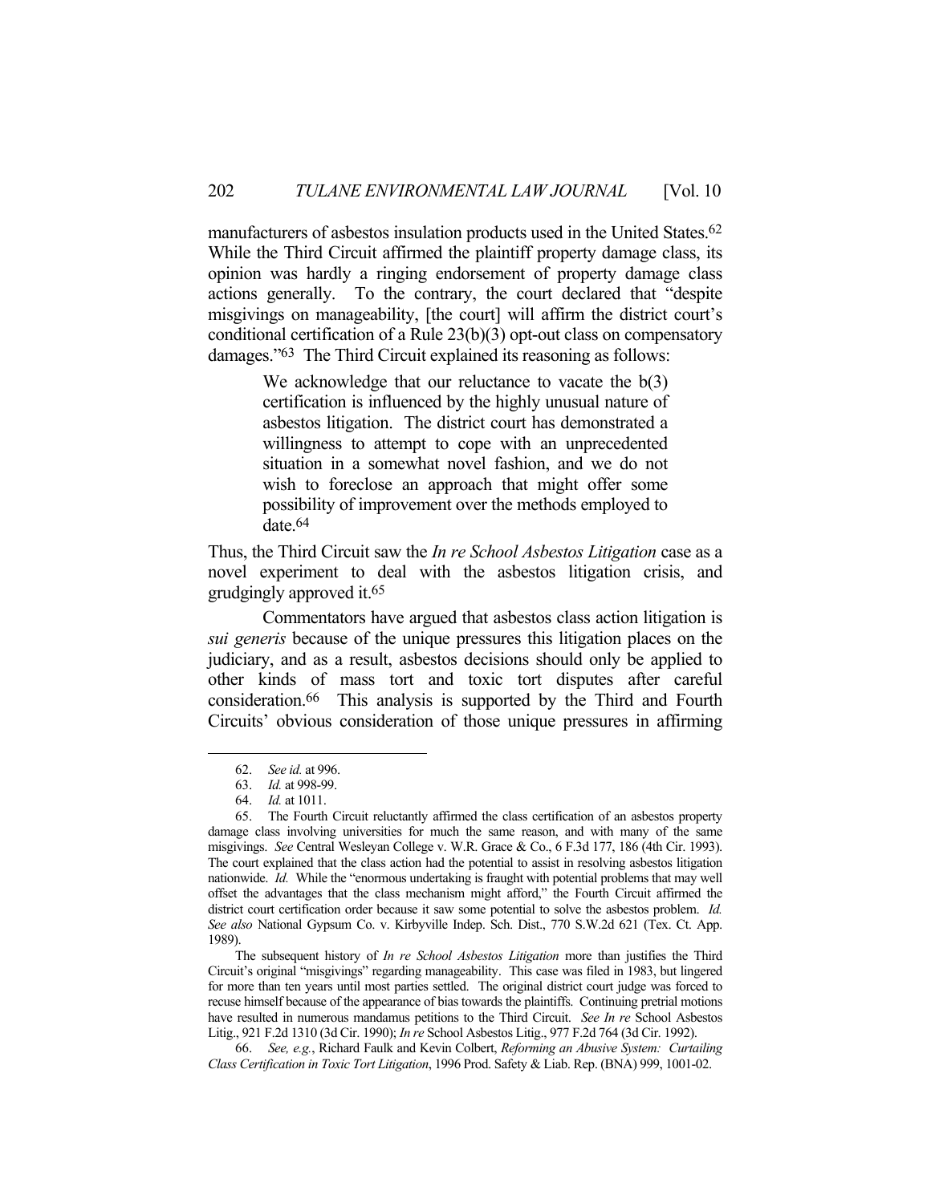manufacturers of asbestos insulation products used in the United States.[62] While the Third Circuit affirmed the plaintiff property damage class, its opinion was hardly a ringing endorsement of property damage class actions generally. To the contrary, the court declared that "despite misgivings on manageability, [the court] will affirm the district court's conditional certification of a Rule 23(b)(3) opt-out class on compensatory damages."[63] The Third Circuit explained its reasoning as follows:

> We acknowledge that our reluctance to vacate the b(3) certification is influenced by the highly unusual nature of asbestos litigation. The district court has demonstrated a willingness to attempt to cope with an unprecedented situation in a somewhat novel fashion, and we do not wish to foreclose an approach that might offer some possibility of improvement over the methods employed to date.[64]

Thus, the Third Circuit saw the *In re School Asbestos Litigation* case as a novel experiment to deal with the asbestos litigation crisis, and grudgingly approved it.[65]

Commentators have argued that asbestos class action litigation is *sui generis* because of the unique pressures this litigation places on the judiciary, and as a result, asbestos decisions should only be applied to other kinds of mass tort and toxic tort disputes after careful consideration.[66] This analysis is supported by the Third and Fourth Circuits' obvious consideration of those unique pressures in affirming

---

62. *See id.* at 996.

63. *Id.* at 998-99.

64. *Id.* at 1011.

65. The Fourth Circuit reluctantly affirmed the class certification of an asbestos property damage class involving universities for much the same reason, and with many of the same misgivings. *See* Central Wesleyan College v. W.R. Grace & Co., 6 F.3d 177, 186 (4th Cir. 1993). The court explained that the class action had the potential to assist in resolving asbestos litigation nationwide. *Id.* While the "enormous undertaking is fraught with potential problems that may well offset the advantages that the class mechanism might afford," the Fourth Circuit affirmed the district court certification order because it saw some potential to solve the asbestos problem. *Id. See also* National Gypsum Co. v. Kirbyville Indep. Sch. Dist., 770 S.W.2d 621 (Tex. Ct. App. 1989).

The subsequent history of *In re School Asbestos Litigation* more than justifies the Third Circuit's original "misgivings" regarding manageability. This case was filed in 1983, but lingered for more than ten years until most parties settled. The original district court judge was forced to recuse himself because of the appearance of bias towards the plaintiffs. Continuing pretrial motions have resulted in numerous mandamus petitions to the Third Circuit. *See In re* School Asbestos Litig., 921 F.2d 1310 (3d Cir. 1990); *In re* School Asbestos Litig., 977 F.2d 764 (3d Cir. 1992).

66. *See, e.g.*, Richard Faulk and Kevin Colbert, *Reforming an Abusive System: Curtailing Class Certification in Toxic Tort Litigation*, 1996 Prod. Safety & Liab. Rep. (BNA) 999, 1001-02.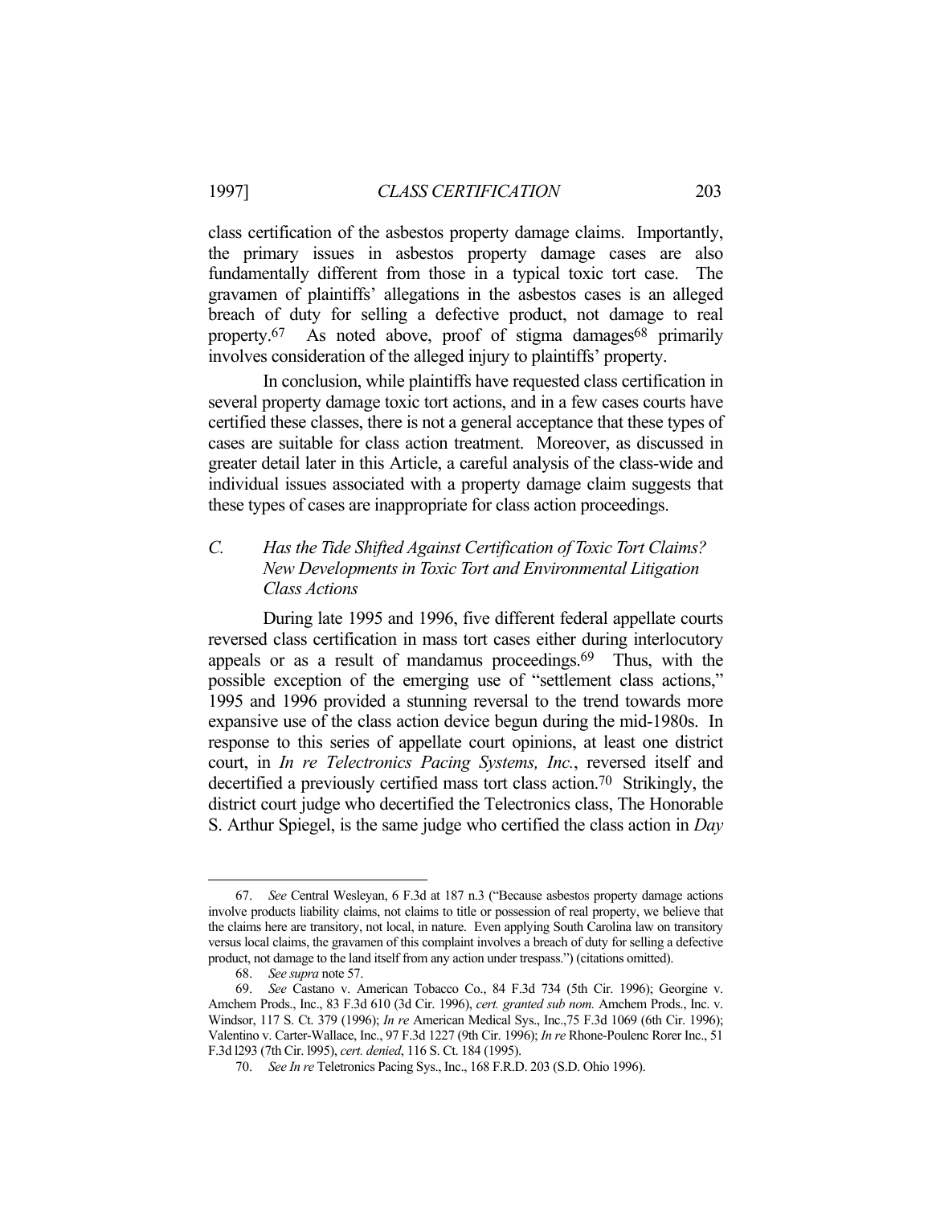class certification of the asbestos property damage claims. Importantly, the primary issues in asbestos property damage cases are also fundamentally different from those in a typical toxic tort case. The gravamen of plaintiffs' allegations in the asbestos cases is an alleged breach of duty for selling a defective product, not damage to real property.[67] As noted above, proof of stigma damages[68] primarily involves consideration of the alleged injury to plaintiffs' property.

In conclusion, while plaintiffs have requested class certification in several property damage toxic tort actions, and in a few cases courts have certified these classes, there is not a general acceptance that these types of cases are suitable for class action treatment. Moreover, as discussed in greater detail later in this Article, a careful analysis of the class-wide and individual issues associated with a property damage claim suggests that these types of cases are inappropriate for class action proceedings.

### *C. Has the Tide Shifted Against Certification of Toxic Tort Claims? New Developments in Toxic Tort and Environmental Litigation Class Actions*

During late 1995 and 1996, five different federal appellate courts reversed class certification in mass tort cases either during interlocutory appeals or as a result of mandamus proceedings.[69] Thus, with the possible exception of the emerging use of "settlement class actions," 1995 and 1996 provided a stunning reversal to the trend towards more expansive use of the class action device begun during the mid-1980s. In response to this series of appellate court opinions, at least one district court, in *In re Telectronics Pacing Systems, Inc.*, reversed itself and decertified a previously certified mass tort class action.[70] Strikingly, the district court judge who decertified the Telectronics class, The Honorable S. Arthur Spiegel, is the same judge who certified the class action in *Day*

---

67. *See* Central Wesleyan, 6 F.3d at 187 n.3 ("Because asbestos property damage actions involve products liability claims, not claims to title or possession of real property, we believe that the claims here are transitory, not local, in nature. Even applying South Carolina law on transitory versus local claims, the gravamen of this complaint involves a breach of duty for selling a defective product, not damage to the land itself from any action under trespass.") (citations omitted).

68. *See supra* note 57.

69. *See* Castano v. American Tobacco Co., 84 F.3d 734 (5th Cir. 1996); Georgine v. Amchem Prods., Inc., 83 F.3d 610 (3d Cir. 1996), *cert. granted sub nom.* Amchem Prods., Inc. v. Windsor, 117 S. Ct. 379 (1996); *In re* American Medical Sys., Inc.,75 F.3d 1069 (6th Cir. 1996); Valentino v. Carter-Wallace, Inc., 97 F.3d 1227 (9th Cir. 1996); *In re* Rhone-Poulenc Rorer Inc., 51 F.3d l293 (7th Cir. l995), *cert. denied*, 116 S. Ct. 184 (1995).

70. *See In re* Teletronics Pacing Sys., Inc., 168 F.R.D. 203 (S.D. Ohio 1996).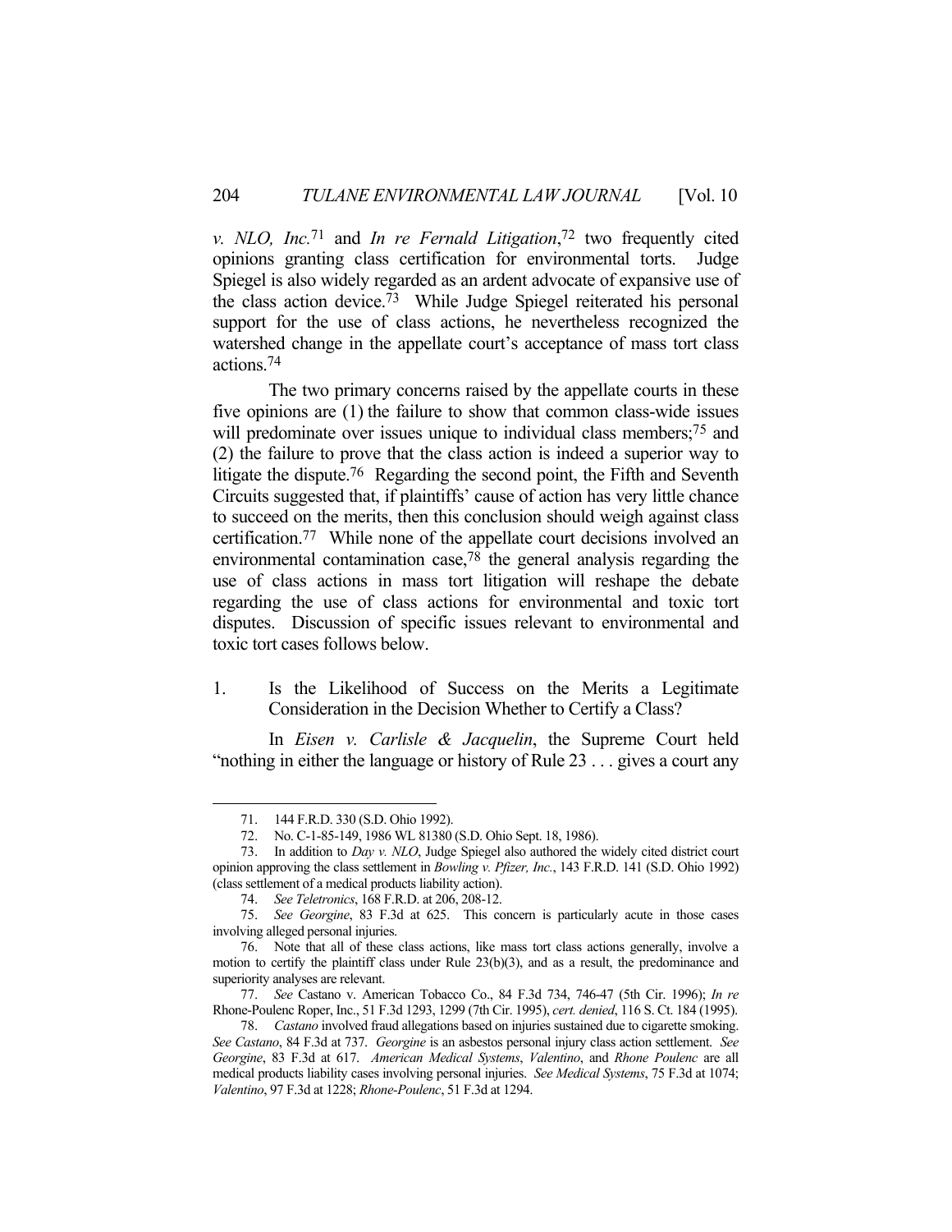*v. NLO, Inc.*[71] and *In re Fernald Litigation*,[72] two frequently cited opinions granting class certification for environmental torts. Judge Spiegel is also widely regarded as an ardent advocate of expansive use of the class action device.[73] While Judge Spiegel reiterated his personal support for the use of class actions, he nevertheless recognized the watershed change in the appellate court's acceptance of mass tort class actions.[74]

The two primary concerns raised by the appellate courts in these five opinions are (1) the failure to show that common class-wide issues will predominate over issues unique to individual class members;[75] and (2) the failure to prove that the class action is indeed a superior way to litigate the dispute.[76] Regarding the second point, the Fifth and Seventh Circuits suggested that, if plaintiffs' cause of action has very little chance to succeed on the merits, then this conclusion should weigh against class certification.[77] While none of the appellate court decisions involved an environmental contamination case,[78] the general analysis regarding the use of class actions in mass tort litigation will reshape the debate regarding the use of class actions for environmental and toxic tort disputes. Discussion of specific issues relevant to environmental and toxic tort cases follows below.

### 1. Is the Likelihood of Success on the Merits a Legitimate Consideration in the Decision Whether to Certify a Class?

In *Eisen v. Carlisle & Jacquelin*, the Supreme Court held "nothing in either the language or history of Rule 23 . . . gives a court any

---

71. 144 F.R.D. 330 (S.D. Ohio 1992).

72. No. C-1-85-149, 1986 WL 81380 (S.D. Ohio Sept. 18, 1986).

73. In addition to *Day v. NLO*, Judge Spiegel also authored the widely cited district court opinion approving the class settlement in *Bowling v. Pfizer, Inc.*, 143 F.R.D. 141 (S.D. Ohio 1992) (class settlement of a medical products liability action).

74. *See Teletronics*, 168 F.R.D. at 206, 208-12.

75. *See Georgine*, 83 F.3d at 625. This concern is particularly acute in those cases involving alleged personal injuries.

76. Note that all of these class actions, like mass tort class actions generally, involve a motion to certify the plaintiff class under Rule 23(b)(3), and as a result, the predominance and superiority analyses are relevant.

77. *See* Castano v. American Tobacco Co., 84 F.3d 734, 746-47 (5th Cir. 1996); *In re* Rhone-Poulenc Roper, Inc., 51 F.3d 1293, 1299 (7th Cir. 1995), *cert. denied*, 116 S. Ct. 184 (1995).

78. *Castano* involved fraud allegations based on injuries sustained due to cigarette smoking. *See Castano*, 84 F.3d at 737. *Georgine* is an asbestos personal injury class action settlement. *See Georgine*, 83 F.3d at 617. *American Medical Systems*, *Valentino*, and *Rhone Poulenc* are all medical products liability cases involving personal injuries. *See Medical Systems*, 75 F.3d at 1074; *Valentino*, 97 F.3d at 1228; *Rhone-Poulenc*, 51 F.3d at 1294.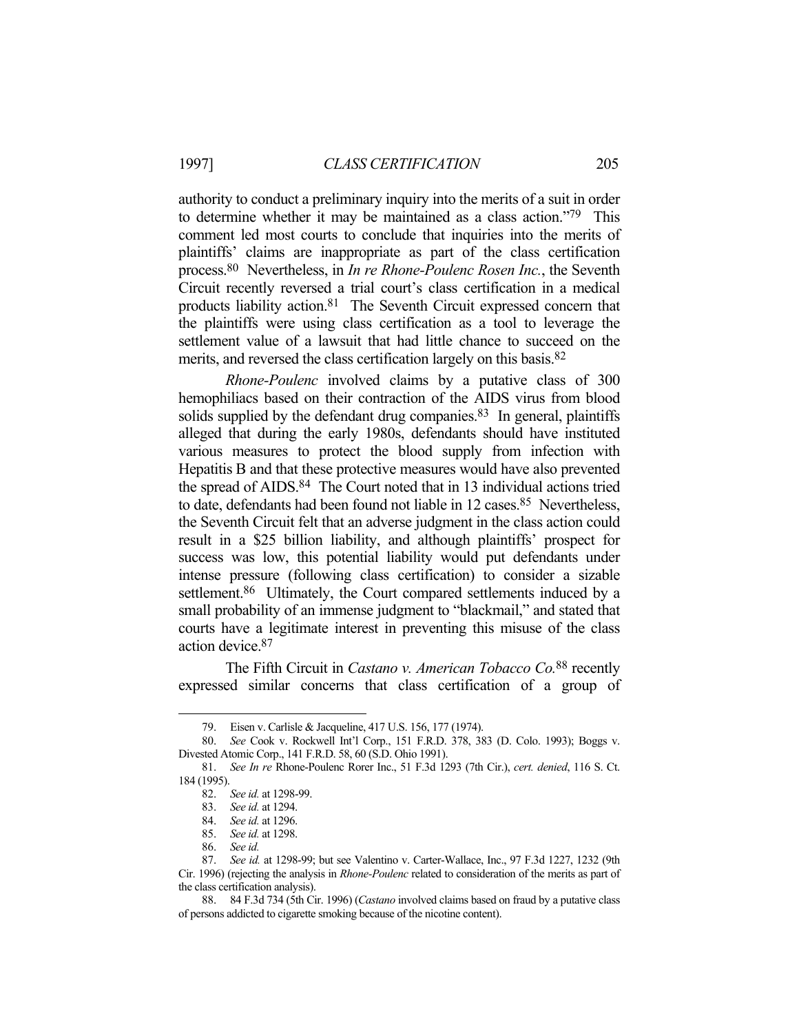authority to conduct a preliminary inquiry into the merits of a suit in order to determine whether it may be maintained as a class action."[79] This comment led most courts to conclude that inquiries into the merits of plaintiffs' claims are inappropriate as part of the class certification process.[80] Nevertheless, in *In re Rhone-Poulenc Rosen Inc.*, the Seventh Circuit recently reversed a trial court's class certification in a medical products liability action.[81] The Seventh Circuit expressed concern that the plaintiffs were using class certification as a tool to leverage the settlement value of a lawsuit that had little chance to succeed on the merits, and reversed the class certification largely on this basis.[82]

*Rhone-Poulenc* involved claims by a putative class of 300 hemophiliacs based on their contraction of the AIDS virus from blood solids supplied by the defendant drug companies.[83] In general, plaintiffs alleged that during the early 1980s, defendants should have instituted various measures to protect the blood supply from infection with Hepatitis B and that these protective measures would have also prevented the spread of AIDS.[84] The Court noted that in 13 individual actions tried to date, defendants had been found not liable in 12 cases.[85] Nevertheless, the Seventh Circuit felt that an adverse judgment in the class action could result in a $25 billion liability, and although plaintiffs' prospect for success was low, this potential liability would put defendants under intense pressure (following class certification) to consider a sizable settlement.[86] Ultimately, the Court compared settlements induced by a small probability of an immense judgment to "blackmail," and stated that courts have a legitimate interest in preventing this misuse of the class action device.[87]

The Fifth Circuit in *Castano v. American Tobacco Co.*[88] recently expressed similar concerns that class certification of a group of

---

79. Eisen v. Carlisle & Jacqueline, 417 U.S. 156, 177 (1974).

80. *See* Cook v. Rockwell Int'l Corp., 151 F.R.D. 378, 383 (D. Colo. 1993); Boggs v. Divested Atomic Corp., 141 F.R.D. 58, 60 (S.D. Ohio 1991).

81. *See In re* Rhone-Poulenc Rorer Inc., 51 F.3d 1293 (7th Cir.), *cert. denied*, 116 S. Ct. 184 (1995).

82. *See id.* at 1298-99.

83. *See id.* at 1294.

84. *See id.* at 1296.

85. *See id.* at 1298.

86. *See id.*

87. *See id.* at 1298-99; but see Valentino v. Carter-Wallace, Inc., 97 F.3d 1227, 1232 (9th Cir. 1996) (rejecting the analysis in *Rhone-Poulenc* related to consideration of the merits as part of the class certification analysis).

88. 84 F.3d 734 (5th Cir. 1996) (*Castano* involved claims based on fraud by a putative class of persons addicted to cigarette smoking because of the nicotine content).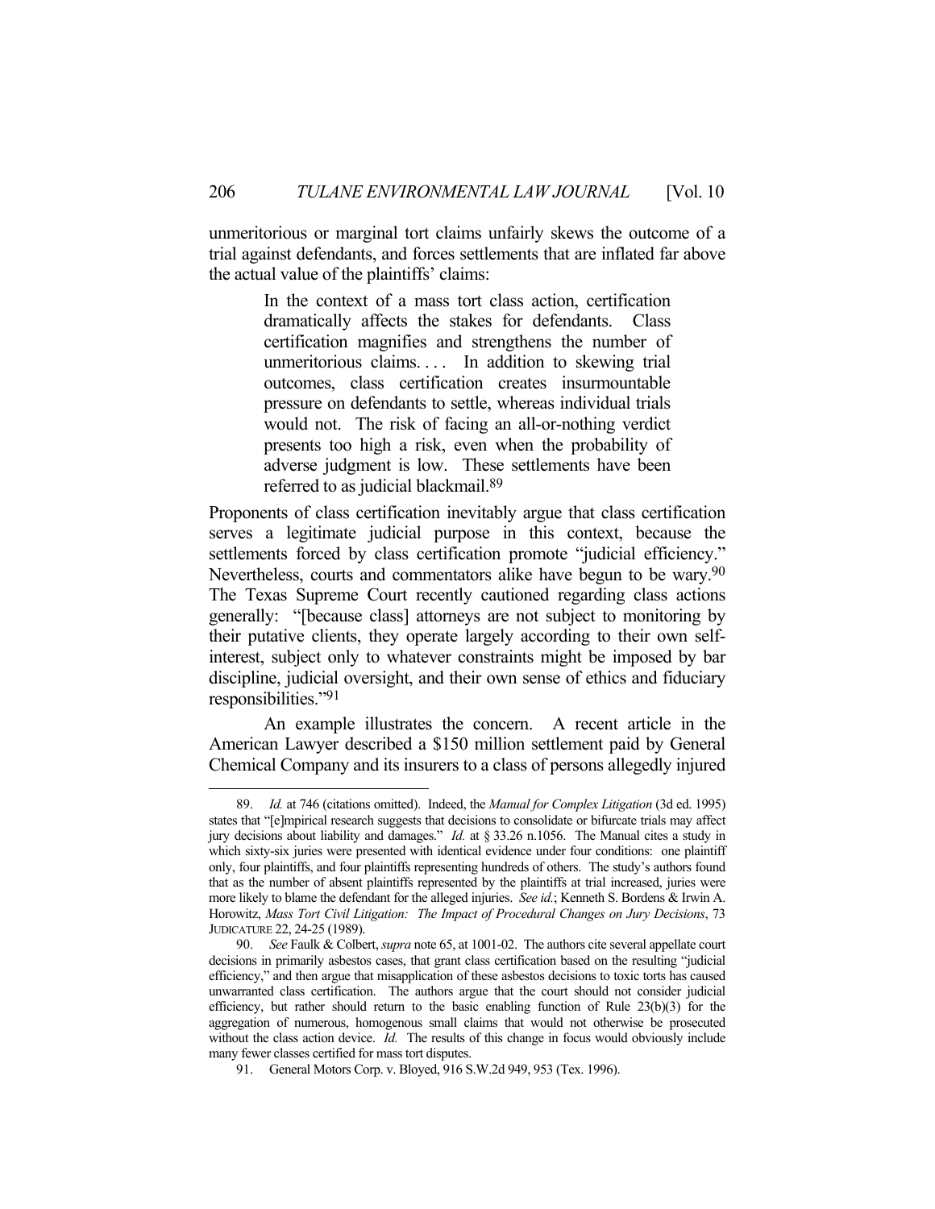unmeritorious or marginal tort claims unfairly skews the outcome of a trial against defendants, and forces settlements that are inflated far above the actual value of the plaintiffs' claims:

> In the context of a mass tort class action, certification dramatically affects the stakes for defendants. Class certification magnifies and strengthens the number of unmeritorious claims. . . . In addition to skewing trial outcomes, class certification creates insurmountable pressure on defendants to settle, whereas individual trials would not. The risk of facing an all-or-nothing verdict presents too high a risk, even when the probability of adverse judgment is low. These settlements have been referred to as judicial blackmail.[89]

Proponents of class certification inevitably argue that class certification serves a legitimate judicial purpose in this context, because the settlements forced by class certification promote "judicial efficiency." Nevertheless, courts and commentators alike have begun to be wary.[90] The Texas Supreme Court recently cautioned regarding class actions generally: "[because class] attorneys are not subject to monitoring by their putative clients, they operate largely according to their own self-interest, subject only to whatever constraints might be imposed by bar discipline, judicial oversight, and their own sense of ethics and fiduciary responsibilities."[91]

An example illustrates the concern. A recent article in the American Lawyer described a $150 million settlement paid by General Chemical Company and its insurers to a class of persons allegedly injured

---

89. *Id.* at 746 (citations omitted). Indeed, the *Manual for Complex Litigation* (3d ed. 1995) states that "[e]mpirical research suggests that decisions to consolidate or bifurcate trials may affect jury decisions about liability and damages." *Id.* at § 33.26 n.1056. The Manual cites a study in which sixty-six juries were presented with identical evidence under four conditions: one plaintiff only, four plaintiffs, and four plaintiffs representing hundreds of others. The study's authors found that as the number of absent plaintiffs represented by the plaintiffs at trial increased, juries were more likely to blame the defendant for the alleged injuries. *See id.*; Kenneth S. Bordens & Irwin A. Horowitz, *Mass Tort Civil Litigation: The Impact of Procedural Changes on Jury Decisions*, 73 JUDICATURE 22, 24-25 (1989).

90. *See* Faulk & Colbert, *supra* note 65, at 1001-02. The authors cite several appellate court decisions in primarily asbestos cases, that grant class certification based on the resulting "judicial efficiency," and then argue that misapplication of these asbestos decisions to toxic torts has caused unwarranted class certification. The authors argue that the court should not consider judicial efficiency, but rather should return to the basic enabling function of Rule 23(b)(3) for the aggregation of numerous, homogenous small claims that would not otherwise be prosecuted without the class action device. *Id.* The results of this change in focus would obviously include many fewer classes certified for mass tort disputes.

91. General Motors Corp. v. Bloyed, 916 S.W.2d 949, 953 (Tex. 1996).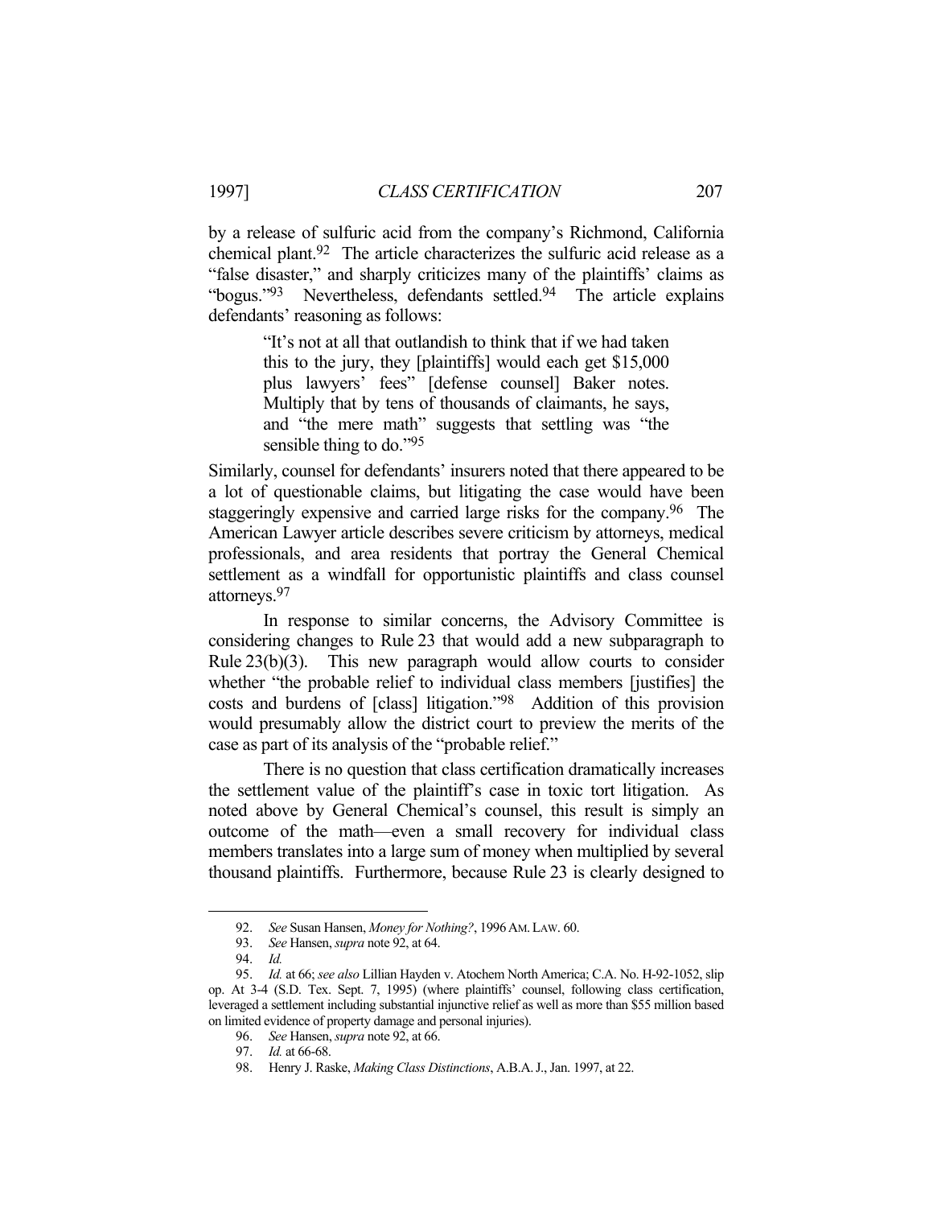by a release of sulfuric acid from the company's Richmond, California chemical plant.[92] The article characterizes the sulfuric acid release as a "false disaster," and sharply criticizes many of the plaintiffs' claims as "bogus."[93] Nevertheless, defendants settled.[94] The article explains defendants' reasoning as follows:

> "It's not at all that outlandish to think that if we had taken this to the jury, they [plaintiffs] would each get $15,000 plus lawyers' fees" [defense counsel] Baker notes. Multiply that by tens of thousands of claimants, he says, and "the mere math" suggests that settling was "the sensible thing to do."[95]

Similarly, counsel for defendants' insurers noted that there appeared to be a lot of questionable claims, but litigating the case would have been staggeringly expensive and carried large risks for the company.[96] The American Lawyer article describes severe criticism by attorneys, medical professionals, and area residents that portray the General Chemical settlement as a windfall for opportunistic plaintiffs and class counsel attorneys.[97]

In response to similar concerns, the Advisory Committee is considering changes to Rule 23 that would add a new subparagraph to Rule 23(b)(3). This new paragraph would allow courts to consider whether "the probable relief to individual class members [justifies] the costs and burdens of [class] litigation."[98] Addition of this provision would presumably allow the district court to preview the merits of the case as part of its analysis of the "probable relief."

There is no question that class certification dramatically increases the settlement value of the plaintiff's case in toxic tort litigation. As noted above by General Chemical's counsel, this result is simply an outcome of the math—even a small recovery for individual class members translates into a large sum of money when multiplied by several thousand plaintiffs. Furthermore, because Rule 23 is clearly designed to

---

92. *See* Susan Hansen, *Money for Nothing?*, 1996 AM. LAW. 60.

93. *See* Hansen, *supra* note 92, at 64.

94. *Id.*

95. *Id.* at 66; *see also* Lillian Hayden v. Atochem North America; C.A. No. H-92-1052, slip op. At 3-4 (S.D. Tex. Sept. 7, 1995) (where plaintiffs' counsel, following class certification, leveraged a settlement including substantial injunctive relief as well as more than $55 million based on limited evidence of property damage and personal injuries).

96. *See* Hansen, *supra* note 92, at 66.

97. *Id.* at 66-68.

98. Henry J. Raske, *Making Class Distinctions*, A.B.A. J., Jan. 1997, at 22.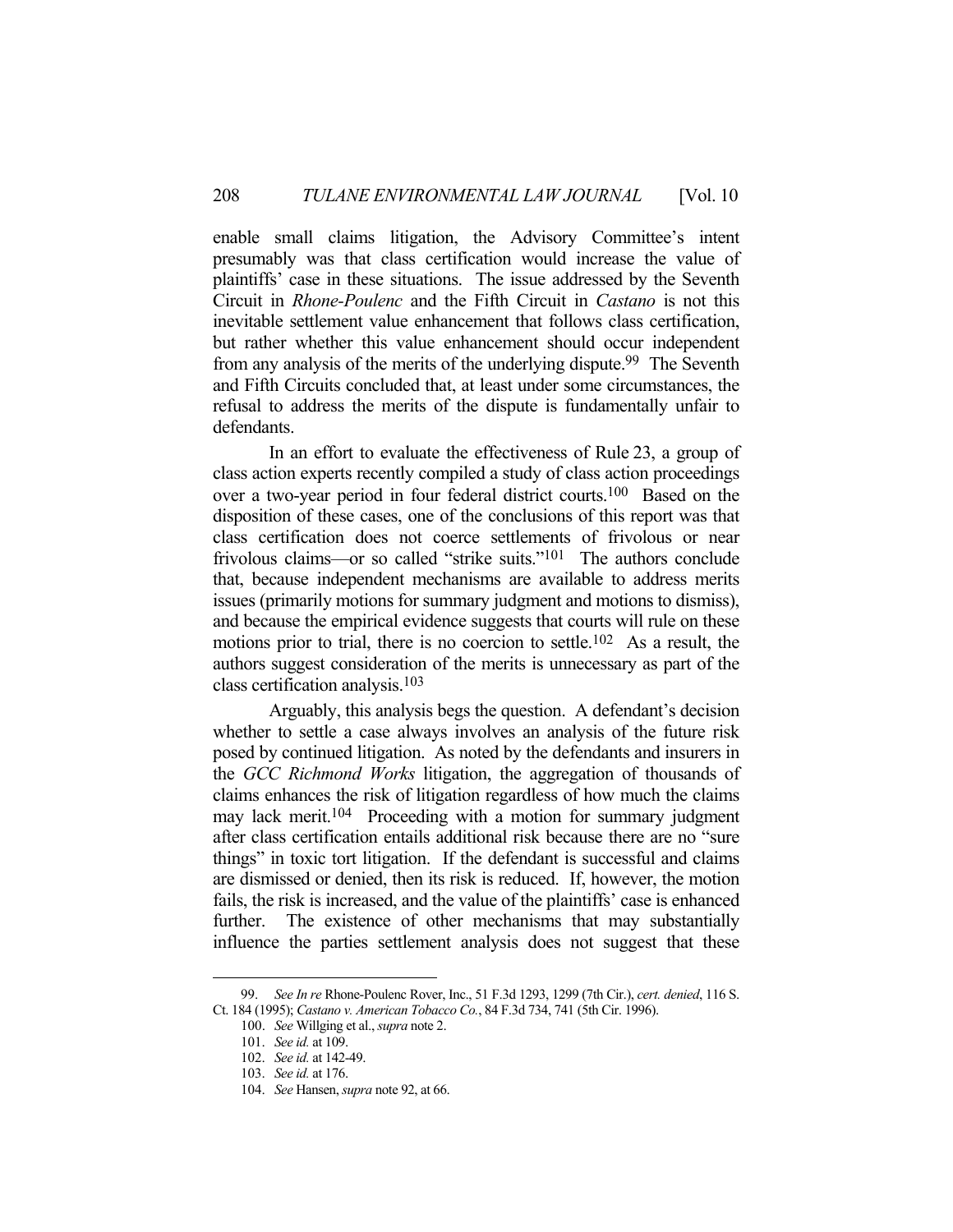enable small claims litigation, the Advisory Committee's intent presumably was that class certification would increase the value of plaintiffs' case in these situations. The issue addressed by the Seventh Circuit in *Rhone-Poulenc* and the Fifth Circuit in *Castano* is not this inevitable settlement value enhancement that follows class certification, but rather whether this value enhancement should occur independent from any analysis of the merits of the underlying dispute.[99] The Seventh and Fifth Circuits concluded that, at least under some circumstances, the refusal to address the merits of the dispute is fundamentally unfair to defendants.

In an effort to evaluate the effectiveness of Rule 23, a group of class action experts recently compiled a study of class action proceedings over a two-year period in four federal district courts.[100] Based on the disposition of these cases, one of the conclusions of this report was that class certification does not coerce settlements of frivolous or near frivolous claims—or so called "strike suits."[101] The authors conclude that, because independent mechanisms are available to address merits issues (primarily motions for summary judgment and motions to dismiss), and because the empirical evidence suggests that courts will rule on these motions prior to trial, there is no coercion to settle.[102] As a result, the authors suggest consideration of the merits is unnecessary as part of the class certification analysis.[103]

Arguably, this analysis begs the question. A defendant's decision whether to settle a case always involves an analysis of the future risk posed by continued litigation. As noted by the defendants and insurers in the *GCC Richmond Works* litigation, the aggregation of thousands of claims enhances the risk of litigation regardless of how much the claims may lack merit.[104] Proceeding with a motion for summary judgment after class certification entails additional risk because there are no "sure things" in toxic tort litigation. If the defendant is successful and claims are dismissed or denied, then its risk is reduced. If, however, the motion fails, the risk is increased, and the value of the plaintiffs' case is enhanced further. The existence of other mechanisms that may substantially influence the parties settlement analysis does not suggest that these

---

99. *See In re* Rhone-Poulenc Rover, Inc., 51 F.3d 1293, 1299 (7th Cir.), *cert. denied*, 116 S. Ct. 184 (1995); *Castano v. American Tobacco Co.*, 84 F.3d 734, 741 (5th Cir. 1996).

100. *See* Willging et al., *supra* note 2.

101. *See id.* at 109.

102. *See id.* at 142-49.

103. *See id.* at 176.

104. *See* Hansen, *supra* note 92, at 66.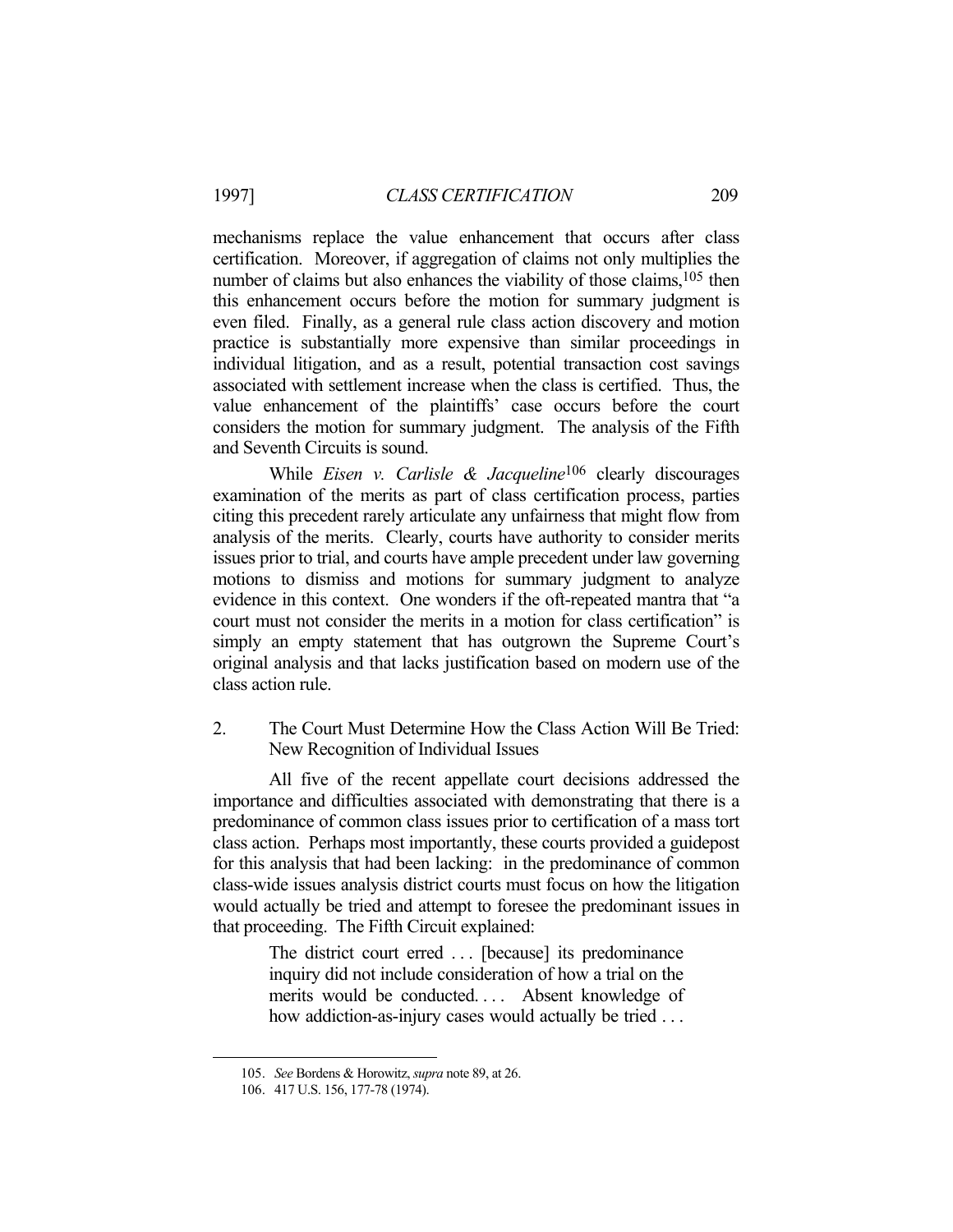mechanisms replace the value enhancement that occurs after class certification. Moreover, if aggregation of claims not only multiplies the number of claims but also enhances the viability of those claims,[105] then this enhancement occurs before the motion for summary judgment is even filed. Finally, as a general rule class action discovery and motion practice is substantially more expensive than similar proceedings in individual litigation, and as a result, potential transaction cost savings associated with settlement increase when the class is certified. Thus, the value enhancement of the plaintiffs' case occurs before the court considers the motion for summary judgment. The analysis of the Fifth and Seventh Circuits is sound.

While *Eisen v. Carlisle & Jacqueline*[106] clearly discourages examination of the merits as part of class certification process, parties citing this precedent rarely articulate any unfairness that might flow from analysis of the merits. Clearly, courts have authority to consider merits issues prior to trial, and courts have ample precedent under law governing motions to dismiss and motions for summary judgment to analyze evidence in this context. One wonders if the oft-repeated mantra that "a court must not consider the merits in a motion for class certification" is simply an empty statement that has outgrown the Supreme Court's original analysis and that lacks justification based on modern use of the class action rule.

2. The Court Must Determine How the Class Action Will Be Tried: New Recognition of Individual Issues

All five of the recent appellate court decisions addressed the importance and difficulties associated with demonstrating that there is a predominance of common class issues prior to certification of a mass tort class action. Perhaps most importantly, these courts provided a guidepost for this analysis that had been lacking: in the predominance of common class-wide issues analysis district courts must focus on how the litigation would actually be tried and attempt to foresee the predominant issues in that proceeding. The Fifth Circuit explained:

> The district court erred . . . [because] its predominance inquiry did not include consideration of how a trial on the merits would be conducted. . . . Absent knowledge of how addiction-as-injury cases would actually be tried . . .

105. *See* Bordens & Horowitz, *supra* note 89, at 26.

106. 417 U.S. 156, 177-78 (1974).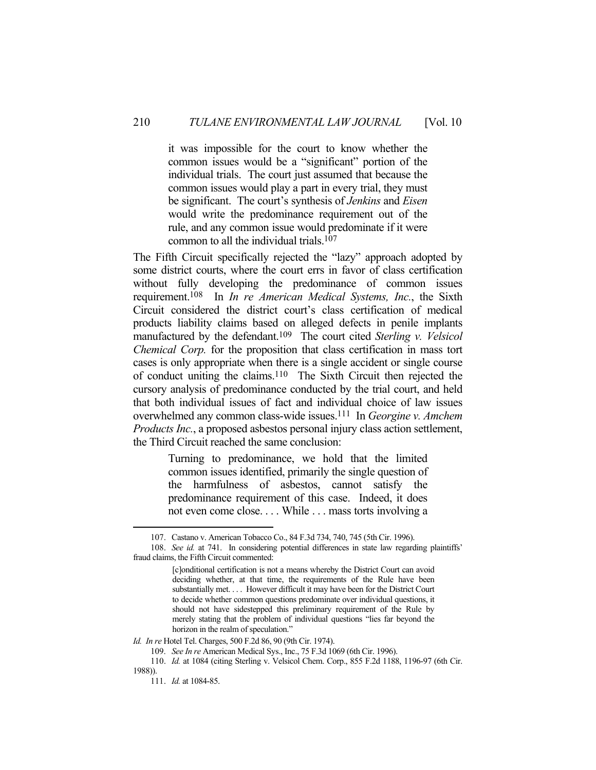> it was impossible for the court to know whether the common issues would be a "significant" portion of the individual trials. The court just assumed that because the common issues would play a part in every trial, they must be significant. The court's synthesis of *Jenkins* and *Eisen* would write the predominance requirement out of the rule, and any common issue would predominate if it were common to all the individual trials.[107]

The Fifth Circuit specifically rejected the "lazy" approach adopted by some district courts, where the court errs in favor of class certification without fully developing the predominance of common issues requirement.[108] In *In re American Medical Systems, Inc.*, the Sixth Circuit considered the district court's class certification of medical products liability claims based on alleged defects in penile implants manufactured by the defendant.[109] The court cited *Sterling v. Velsicol Chemical Corp.* for the proposition that class certification in mass tort cases is only appropriate when there is a single accident or single course of conduct uniting the claims.[110] The Sixth Circuit then rejected the cursory analysis of predominance conducted by the trial court, and held that both individual issues of fact and individual choice of law issues overwhelmed any common class-wide issues.[111] In *Georgine v. Amchem Products Inc.*, a proposed asbestos personal injury class action settlement, the Third Circuit reached the same conclusion:

> Turning to predominance, we hold that the limited common issues identified, primarily the single question of the harmfulness of asbestos, cannot satisfy the predominance requirement of this case. Indeed, it does not even come close. . . . While . . . mass torts involving a

---

107. Castano v. American Tobacco Co., 84 F.3d 734, 740, 745 (5th Cir. 1996).

108. *See id.* at 741. In considering potential differences in state law regarding plaintiffs' fraud claims, the Fifth Circuit commented:

> [c]onditional certification is not a means whereby the District Court can avoid deciding whether, at that time, the requirements of the Rule have been substantially met. . . . However difficult it may have been for the District Court to decide whether common questions predominate over individual questions, it should not have sidestepped this preliminary requirement of the Rule by merely stating that the problem of individual questions "lies far beyond the horizon in the realm of speculation."

*Id. In re* Hotel Tel. Charges, 500 F.2d 86, 90 (9th Cir. 1974).

109. *See In re* American Medical Sys., Inc., 75 F.3d 1069 (6th Cir. 1996).

110. *Id.* at 1084 (citing Sterling v. Velsicol Chem. Corp., 855 F.2d 1188, 1196-97 (6th Cir. 1988)).

111. *Id.* at 1084-85.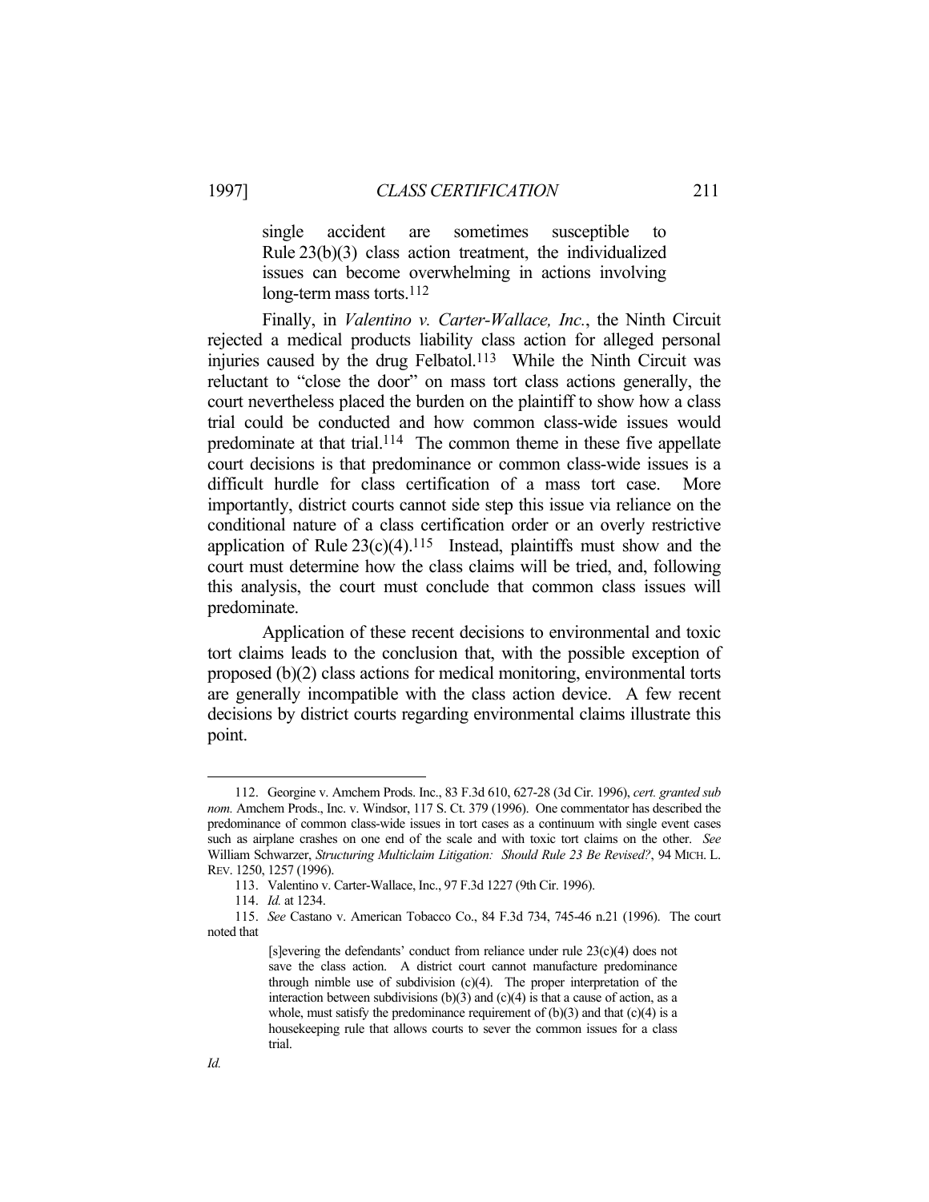> single accident are sometimes susceptible to Rule 23(b)(3) class action treatment, the individualized issues can become overwhelming in actions involving long-term mass torts.[112]

Finally, in *Valentino v. Carter-Wallace, Inc.*, the Ninth Circuit rejected a medical products liability class action for alleged personal injuries caused by the drug Felbatol.[113] While the Ninth Circuit was reluctant to "close the door" on mass tort class actions generally, the court nevertheless placed the burden on the plaintiff to show how a class trial could be conducted and how common class-wide issues would predominate at that trial.[114] The common theme in these five appellate court decisions is that predominance or common class-wide issues is a difficult hurdle for class certification of a mass tort case. More importantly, district courts cannot side step this issue via reliance on the conditional nature of a class certification order or an overly restrictive application of Rule 23(c)(4).[115] Instead, plaintiffs must show and the court must determine how the class claims will be tried, and, following this analysis, the court must conclude that common class issues will predominate.

Application of these recent decisions to environmental and toxic tort claims leads to the conclusion that, with the possible exception of proposed (b)(2) class actions for medical monitoring, environmental torts are generally incompatible with the class action device. A few recent decisions by district courts regarding environmental claims illustrate this point.

---

112. Georgine v. Amchem Prods. Inc., 83 F.3d 610, 627-28 (3d Cir. 1996), *cert. granted sub nom.* Amchem Prods., Inc. v. Windsor, 117 S. Ct. 379 (1996). One commentator has described the predominance of common class-wide issues in tort cases as a continuum with single event cases such as airplane crashes on one end of the scale and with toxic tort claims on the other. *See* William Schwarzer, *Structuring Multiclaim Litigation: Should Rule 23 Be Revised?*, 94 MICH. L. REV. 1250, 1257 (1996).

113. Valentino v. Carter-Wallace, Inc., 97 F.3d 1227 (9th Cir. 1996).

114. *Id.* at 1234.

115. *See* Castano v. American Tobacco Co., 84 F.3d 734, 745-46 n.21 (1996). The court noted that

> [s]evering the defendants' conduct from reliance under rule 23(c)(4) does not save the class action. A district court cannot manufacture predominance through nimble use of subdivision (c)(4). The proper interpretation of the interaction between subdivisions (b)(3) and (c)(4) is that a cause of action, as a whole, must satisfy the predominance requirement of (b)(3) and that (c)(4) is a housekeeping rule that allows courts to sever the common issues for a class trial.

*Id.*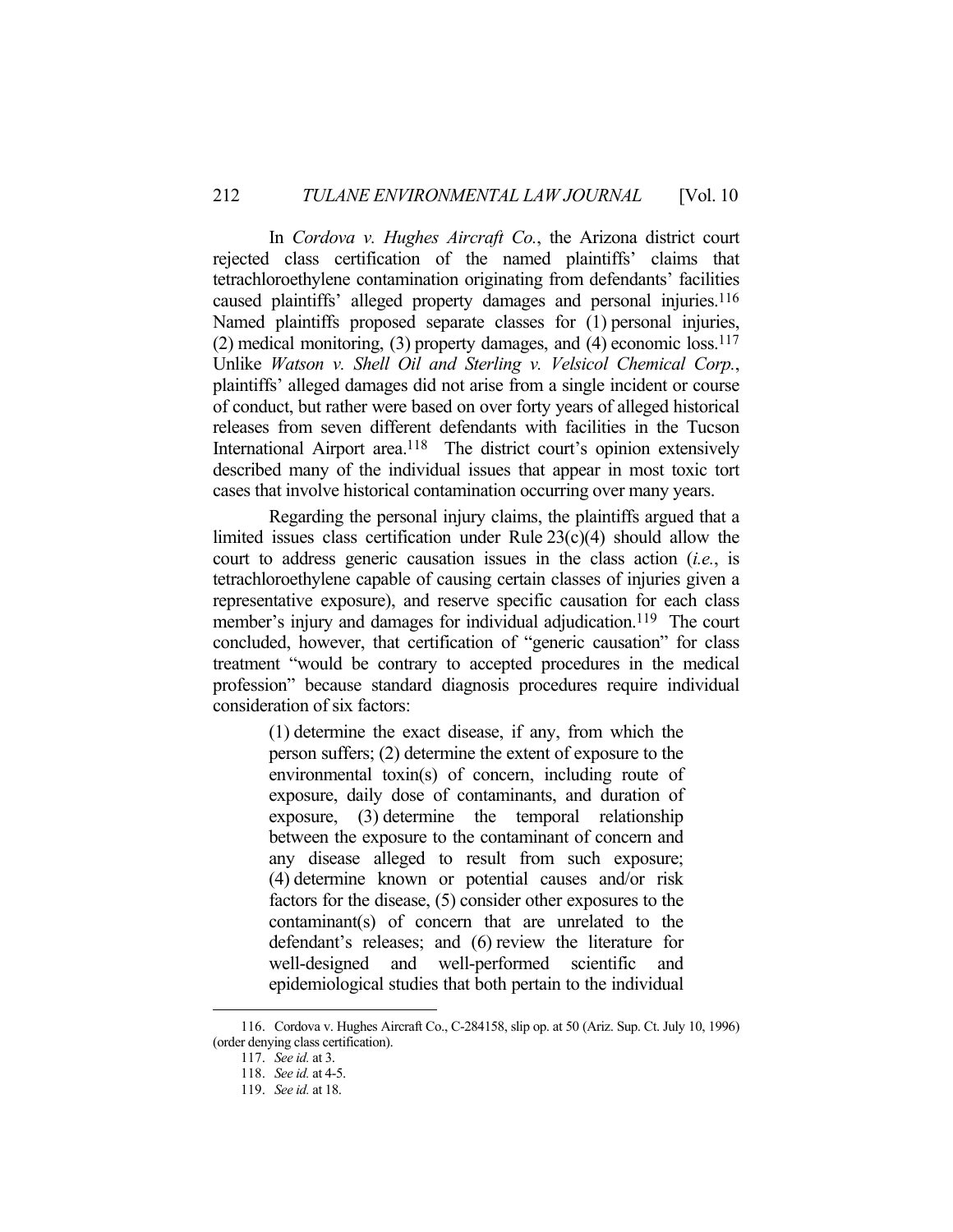In *Cordova v. Hughes Aircraft Co.*, the Arizona district court rejected class certification of the named plaintiffs' claims that tetrachloroethylene contamination originating from defendants' facilities caused plaintiffs' alleged property damages and personal injuries.[116] Named plaintiffs proposed separate classes for (1) personal injuries, (2) medical monitoring, (3) property damages, and (4) economic loss.[117] Unlike *Watson v. Shell Oil and Sterling v. Velsicol Chemical Corp.*, plaintiffs' alleged damages did not arise from a single incident or course of conduct, but rather were based on over forty years of alleged historical releases from seven different defendants with facilities in the Tucson International Airport area.[118] The district court's opinion extensively described many of the individual issues that appear in most toxic tort cases that involve historical contamination occurring over many years.

Regarding the personal injury claims, the plaintiffs argued that a limited issues class certification under Rule 23(c)(4) should allow the court to address generic causation issues in the class action (*i.e.*, is tetrachloroethylene capable of causing certain classes of injuries given a representative exposure), and reserve specific causation for each class member's injury and damages for individual adjudication.[119] The court concluded, however, that certification of "generic causation" for class treatment "would be contrary to accepted procedures in the medical profession" because standard diagnosis procedures require individual consideration of six factors:

> (1) determine the exact disease, if any, from which the person suffers; (2) determine the extent of exposure to the environmental toxin(s) of concern, including route of exposure, daily dose of contaminants, and duration of exposure, (3) determine the temporal relationship between the exposure to the contaminant of concern and any disease alleged to result from such exposure; (4) determine known or potential causes and/or risk factors for the disease, (5) consider other exposures to the contaminant(s) of concern that are unrelated to the defendant's releases; and (6) review the literature for well-designed and well-performed scientific and epidemiological studies that both pertain to the individual

---

116. Cordova v. Hughes Aircraft Co., C-284158, slip op. at 50 (Ariz. Sup. Ct. July 10, 1996) (order denying class certification).

117. *See id.* at 3.

118. *See id.* at 4-5.

119. *See id.* at 18.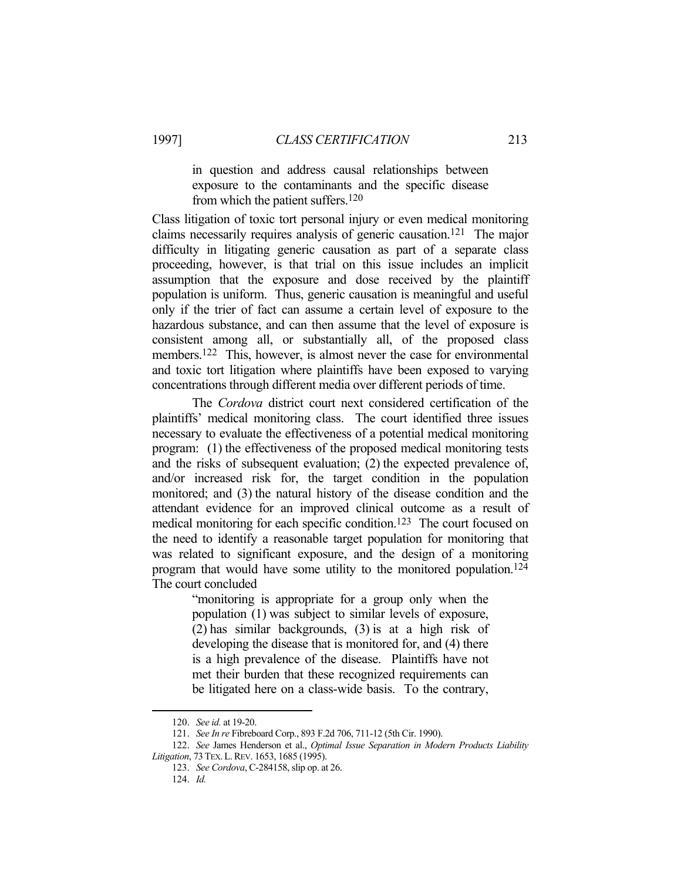> in question and address causal relationships between exposure to the contaminants and the specific disease from which the patient suffers.[120]

Class litigation of toxic tort personal injury or even medical monitoring claims necessarily requires analysis of generic causation.[121] The major difficulty in litigating generic causation as part of a separate class proceeding, however, is that trial on this issue includes an implicit assumption that the exposure and dose received by the plaintiff population is uniform. Thus, generic causation is meaningful and useful only if the trier of fact can assume a certain level of exposure to the hazardous substance, and can then assume that the level of exposure is consistent among all, or substantially all, of the proposed class members.[122] This, however, is almost never the case for environmental and toxic tort litigation where plaintiffs have been exposed to varying concentrations through different media over different periods of time.

The *Cordova* district court next considered certification of the plaintiffs' medical monitoring class. The court identified three issues necessary to evaluate the effectiveness of a potential medical monitoring program: (1) the effectiveness of the proposed medical monitoring tests and the risks of subsequent evaluation; (2) the expected prevalence of, and/or increased risk for, the target condition in the population monitored; and (3) the natural history of the disease condition and the attendant evidence for an improved clinical outcome as a result of medical monitoring for each specific condition.[123] The court focused on the need to identify a reasonable target population for monitoring that was related to significant exposure, and the design of a monitoring program that would have some utility to the monitored population.[124] The court concluded

> "monitoring is appropriate for a group only when the population (1) was subject to similar levels of exposure, (2) has similar backgrounds, (3) is at a high risk of developing the disease that is monitored for, and (4) there is a high prevalence of the disease. Plaintiffs have not met their burden that these recognized requirements can be litigated here on a class-wide basis. To the contrary,

---

120. *See id.* at 19-20.

121. *See In re* Fibreboard Corp., 893 F.2d 706, 711-12 (5th Cir. 1990).

122. *See* James Henderson et al., *Optimal Issue Separation in Modern Products Liability Litigation*, 73 TEX. L. REV. 1653, 1685 (1995).

123. *See Cordova*, C-284158, slip op. at 26.

124. *Id.*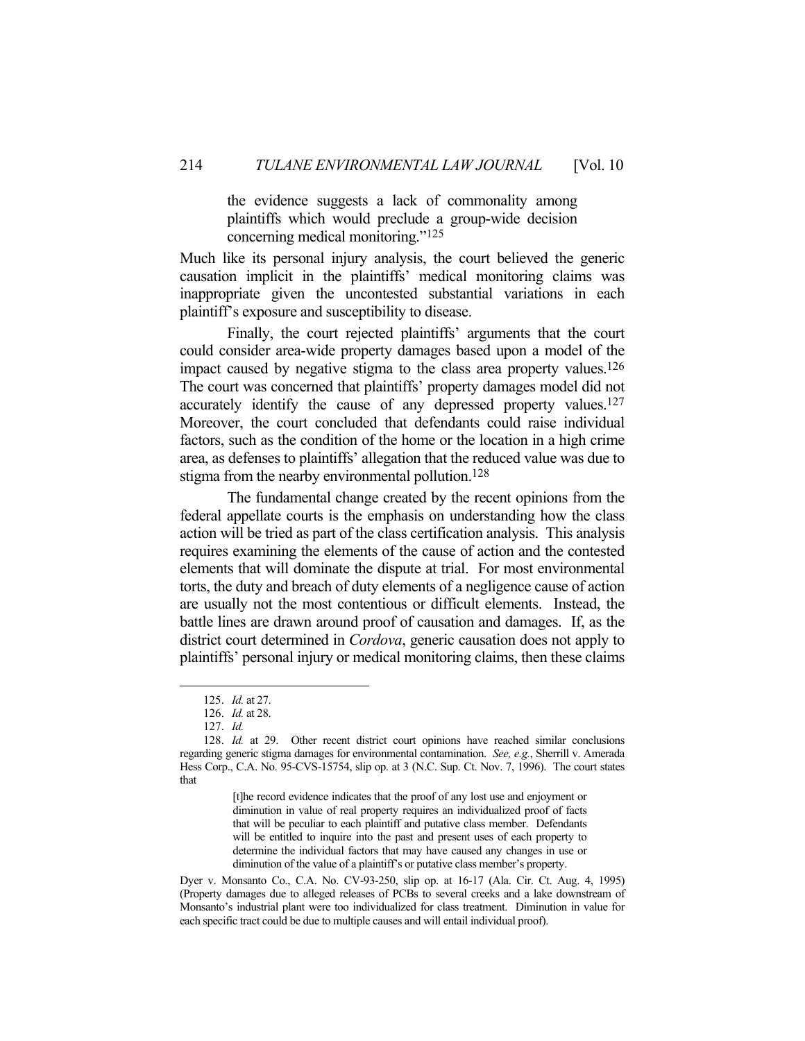> the evidence suggests a lack of commonality among plaintiffs which would preclude a group-wide decision concerning medical monitoring."[125]

Much like its personal injury analysis, the court believed the generic causation implicit in the plaintiffs' medical monitoring claims was inappropriate given the uncontested substantial variations in each plaintiff's exposure and susceptibility to disease.

Finally, the court rejected plaintiffs' arguments that the court could consider area-wide property damages based upon a model of the impact caused by negative stigma to the class area property values.[126] The court was concerned that plaintiffs' property damages model did not accurately identify the cause of any depressed property values.[127] Moreover, the court concluded that defendants could raise individual factors, such as the condition of the home or the location in a high crime area, as defenses to plaintiffs' allegation that the reduced value was due to stigma from the nearby environmental pollution.[128]

The fundamental change created by the recent opinions from the federal appellate courts is the emphasis on understanding how the class action will be tried as part of the class certification analysis. This analysis requires examining the elements of the cause of action and the contested elements that will dominate the dispute at trial. For most environmental torts, the duty and breach of duty elements of a negligence cause of action are usually not the most contentious or difficult elements. Instead, the battle lines are drawn around proof of causation and damages. If, as the district court determined in *Cordova*, generic causation does not apply to plaintiffs' personal injury or medical monitoring claims, then these claims

---

125. *Id.* at 27.

126. *Id.* at 28.

127. *Id.*

128. *Id.* at 29. Other recent district court opinions have reached similar conclusions regarding generic stigma damages for environmental contamination. *See, e.g.*, Sherrill v. Amerada Hess Corp., C.A. No. 95-CVS-15754, slip op. at 3 (N.C. Sup. Ct. Nov. 7, 1996). The court states that

> [t]he record evidence indicates that the proof of any lost use and enjoyment or diminution in value of real property requires an individualized proof of facts that will be peculiar to each plaintiff and putative class member. Defendants will be entitled to inquire into the past and present uses of each property to determine the individual factors that may have caused any changes in use or diminution of the value of a plaintiff's or putative class member's property.

Dyer v. Monsanto Co., C.A. No. CV-93-250, slip op. at 16-17 (Ala. Cir. Ct. Aug. 4, 1995) (Property damages due to alleged releases of PCBs to several creeks and a lake downstream of Monsanto's industrial plant were too individualized for class treatment. Diminution in value for each specific tract could be due to multiple causes and will entail individual proof).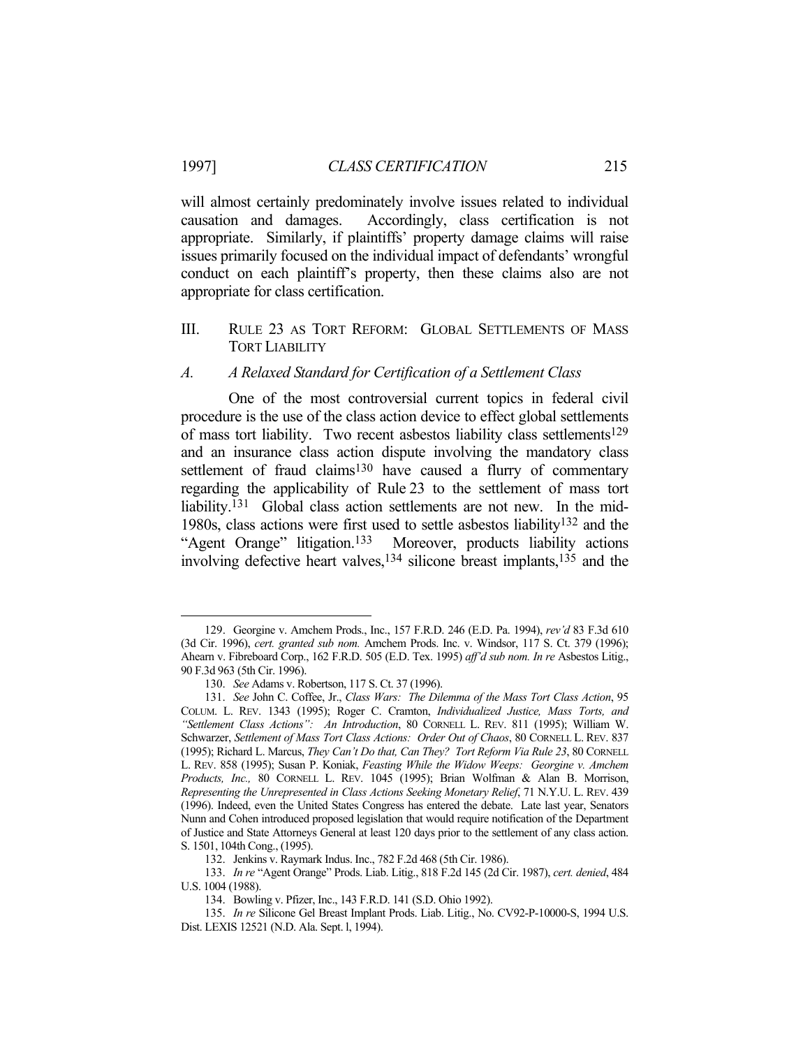will almost certainly predominately involve issues related to individual causation and damages. Accordingly, class certification is not appropriate. Similarly, if plaintiffs' property damage claims will raise issues primarily focused on the individual impact of defendants' wrongful conduct on each plaintiff's property, then these claims also are not appropriate for class certification.

## III. RULE 23 AS TORT REFORM: GLOBAL SETTLEMENTS OF MASS TORT LIABILITY

### *A. A Relaxed Standard for Certification of a Settlement Class*

One of the most controversial current topics in federal civil procedure is the use of the class action device to effect global settlements of mass tort liability. Two recent asbestos liability class settlements[129] and an insurance class action dispute involving the mandatory class settlement of fraud claims[130] have caused a flurry of commentary regarding the applicability of Rule 23 to the settlement of mass tort liability.[131] Global class action settlements are not new. In the mid-1980s, class actions were first used to settle asbestos liability[132] and the "Agent Orange" litigation.[133] Moreover, products liability actions involving defective heart valves,[134] silicone breast implants,[135] and the

---

129. Georgine v. Amchem Prods., Inc., 157 F.R.D. 246 (E.D. Pa. 1994), *rev'd* 83 F.3d 610 (3d Cir. 1996), *cert. granted sub nom.* Amchem Prods. Inc. v. Windsor, 117 S. Ct. 379 (1996); Ahearn v. Fibreboard Corp., 162 F.R.D. 505 (E.D. Tex. 1995) *aff'd sub nom. In re* Asbestos Litig., 90 F.3d 963 (5th Cir. 1996).

130. *See* Adams v. Robertson, 117 S. Ct. 37 (1996).

131. *See* John C. Coffee, Jr., *Class Wars: The Dilemma of the Mass Tort Class Action*, 95 COLUM. L. REV. 1343 (1995); Roger C. Cramton, *Individualized Justice, Mass Torts, and "Settlement Class Actions": An Introduction*, 80 CORNELL L. REV. 811 (1995); William W. Schwarzer, *Settlement of Mass Tort Class Actions: Order Out of Chaos*, 80 CORNELL L. REV. 837 (1995); Richard L. Marcus, *They Can't Do that, Can They? Tort Reform Via Rule 23*, 80 CORNELL L. REV. 858 (1995); Susan P. Koniak, *Feasting While the Widow Weeps: Georgine v. Amchem Products, Inc.,* 80 CORNELL L. REV. 1045 (1995); Brian Wolfman & Alan B. Morrison, *Representing the Unrepresented in Class Actions Seeking Monetary Relief*, 71 N.Y.U. L. REV. 439 (1996). Indeed, even the United States Congress has entered the debate. Late last year, Senators Nunn and Cohen introduced proposed legislation that would require notification of the Department of Justice and State Attorneys General at least 120 days prior to the settlement of any class action. S. 1501, 104th Cong., (1995).

132. Jenkins v. Raymark Indus. Inc., 782 F.2d 468 (5th Cir. 1986).

133. *In re* "Agent Orange" Prods. Liab. Litig., 818 F.2d 145 (2d Cir. 1987), *cert. denied*, 484 U.S. 1004 (1988).

134. Bowling v. Pfizer, Inc., 143 F.R.D. 141 (S.D. Ohio 1992).

135. *In re* Silicone Gel Breast Implant Prods. Liab. Litig., No. CV92-P-10000-S, 1994 U.S. Dist. LEXIS 12521 (N.D. Ala. Sept. l, 1994).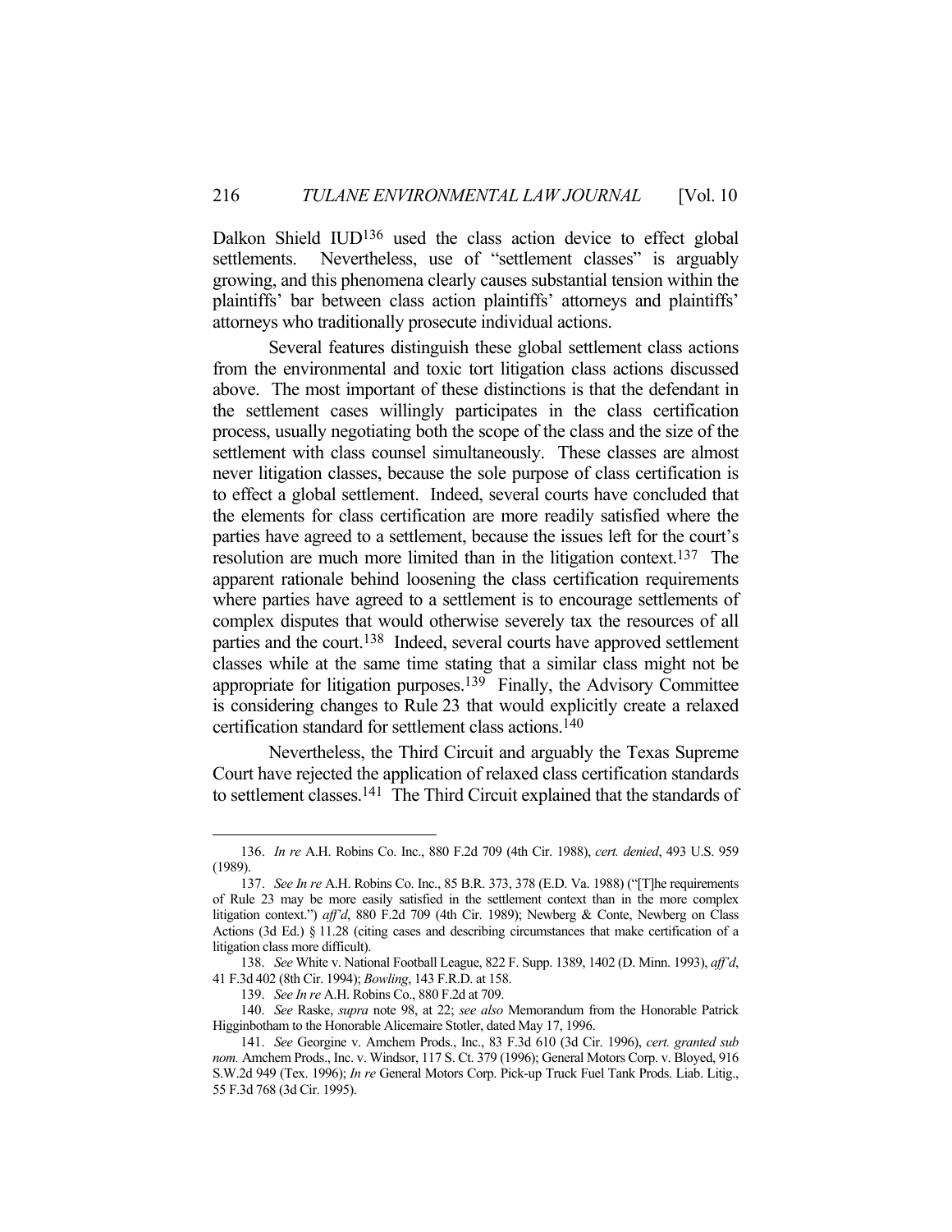Dalkon Shield IUD[136] used the class action device to effect global settlements. Nevertheless, use of "settlement classes" is arguably growing, and this phenomena clearly causes substantial tension within the plaintiffs' bar between class action plaintiffs' attorneys and plaintiffs' attorneys who traditionally prosecute individual actions.

Several features distinguish these global settlement class actions from the environmental and toxic tort litigation class actions discussed above. The most important of these distinctions is that the defendant in the settlement cases willingly participates in the class certification process, usually negotiating both the scope of the class and the size of the settlement with class counsel simultaneously. These classes are almost never litigation classes, because the sole purpose of class certification is to effect a global settlement. Indeed, several courts have concluded that the elements for class certification are more readily satisfied where the parties have agreed to a settlement, because the issues left for the court's resolution are much more limited than in the litigation context.[137] The apparent rationale behind loosening the class certification requirements where parties have agreed to a settlement is to encourage settlements of complex disputes that would otherwise severely tax the resources of all parties and the court.[138] Indeed, several courts have approved settlement classes while at the same time stating that a similar class might not be appropriate for litigation purposes.[139] Finally, the Advisory Committee is considering changes to Rule 23 that would explicitly create a relaxed certification standard for settlement class actions.[140]

Nevertheless, the Third Circuit and arguably the Texas Supreme Court have rejected the application of relaxed class certification standards to settlement classes.[141] The Third Circuit explained that the standards of

---

136. *In re* A.H. Robins Co. Inc., 880 F.2d 709 (4th Cir. 1988), *cert. denied*, 493 U.S. 959 (1989).

137. *See In re* A.H. Robins Co. Inc., 85 B.R. 373, 378 (E.D. Va. 1988) ("[T]he requirements of Rule 23 may be more easily satisfied in the settlement context than in the more complex litigation context.") *aff'd*, 880 F.2d 709 (4th Cir. 1989); Newberg & Conte, Newberg on Class Actions (3d Ed.) § 11.28 (citing cases and describing circumstances that make certification of a litigation class more difficult).

138. *See* White v. National Football League, 822 F. Supp. 1389, 1402 (D. Minn. 1993), *aff'd*, 41 F.3d 402 (8th Cir. 1994); *Bowling*, 143 F.R.D. at 158.

139. *See In re* A.H. Robins Co., 880 F.2d at 709.

140. *See* Raske, *supra* note 98, at 22; *see also* Memorandum from the Honorable Patrick Higginbotham to the Honorable Alicemaire Stotler, dated May 17, 1996.

141. *See* Georgine v. Amchem Prods., Inc., 83 F.3d 610 (3d Cir. 1996), *cert. granted sub nom.* Amchem Prods., Inc. v. Windsor, 117 S. Ct. 379 (1996); General Motors Corp. v. Bloyed, 916 S.W.2d 949 (Tex. 1996); *In re* General Motors Corp. Pick-up Truck Fuel Tank Prods. Liab. Litig., 55 F.3d 768 (3d Cir. 1995).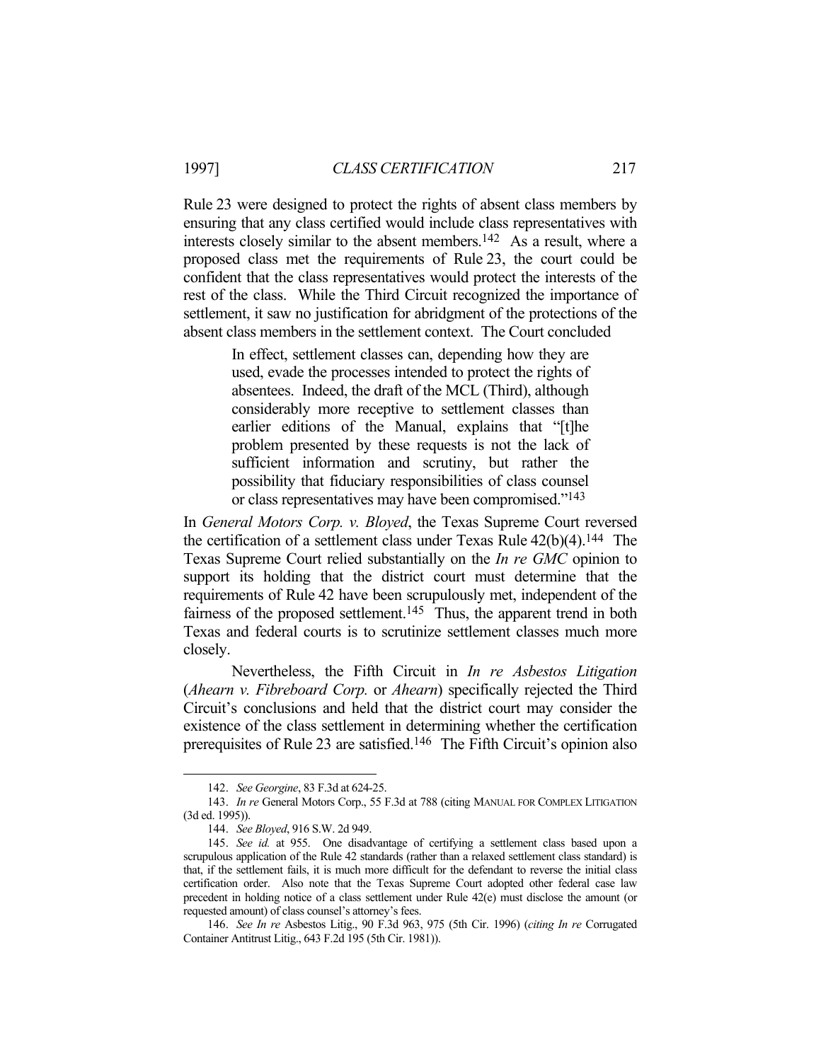Rule 23 were designed to protect the rights of absent class members by ensuring that any class certified would include class representatives with interests closely similar to the absent members.[142] As a result, where a proposed class met the requirements of Rule 23, the court could be confident that the class representatives would protect the interests of the rest of the class. While the Third Circuit recognized the importance of settlement, it saw no justification for abridgment of the protections of the absent class members in the settlement context. The Court concluded

> In effect, settlement classes can, depending how they are used, evade the processes intended to protect the rights of absentees. Indeed, the draft of the MCL (Third), although considerably more receptive to settlement classes than earlier editions of the Manual, explains that "[t]he problem presented by these requests is not the lack of sufficient information and scrutiny, but rather the possibility that fiduciary responsibilities of class counsel or class representatives may have been compromised."[143]

In *General Motors Corp. v. Bloyed*, the Texas Supreme Court reversed the certification of a settlement class under Texas Rule 42(b)(4).[144] The Texas Supreme Court relied substantially on the *In re GMC* opinion to support its holding that the district court must determine that the requirements of Rule 42 have been scrupulously met, independent of the fairness of the proposed settlement.[145] Thus, the apparent trend in both Texas and federal courts is to scrutinize settlement classes much more closely.

Nevertheless, the Fifth Circuit in *In re Asbestos Litigation* (*Ahearn v. Fibreboard Corp.* or *Ahearn*) specifically rejected the Third Circuit's conclusions and held that the district court may consider the existence of the class settlement in determining whether the certification prerequisites of Rule 23 are satisfied.[146] The Fifth Circuit's opinion also

---

142. *See Georgine*, 83 F.3d at 624-25.

143. *In re* General Motors Corp., 55 F.3d at 788 (citing MANUAL FOR COMPLEX LITIGATION (3d ed. 1995)).

144. *See Bloyed*, 916 S.W. 2d 949.

145. *See id.* at 955. One disadvantage of certifying a settlement class based upon a scrupulous application of the Rule 42 standards (rather than a relaxed settlement class standard) is that, if the settlement fails, it is much more difficult for the defendant to reverse the initial class certification order. Also note that the Texas Supreme Court adopted other federal case law precedent in holding notice of a class settlement under Rule 42(e) must disclose the amount (or requested amount) of class counsel's attorney's fees.

146. *See In re* Asbestos Litig., 90 F.3d 963, 975 (5th Cir. 1996) (*citing In re* Corrugated Container Antitrust Litig., 643 F.2d 195 (5th Cir. 1981)).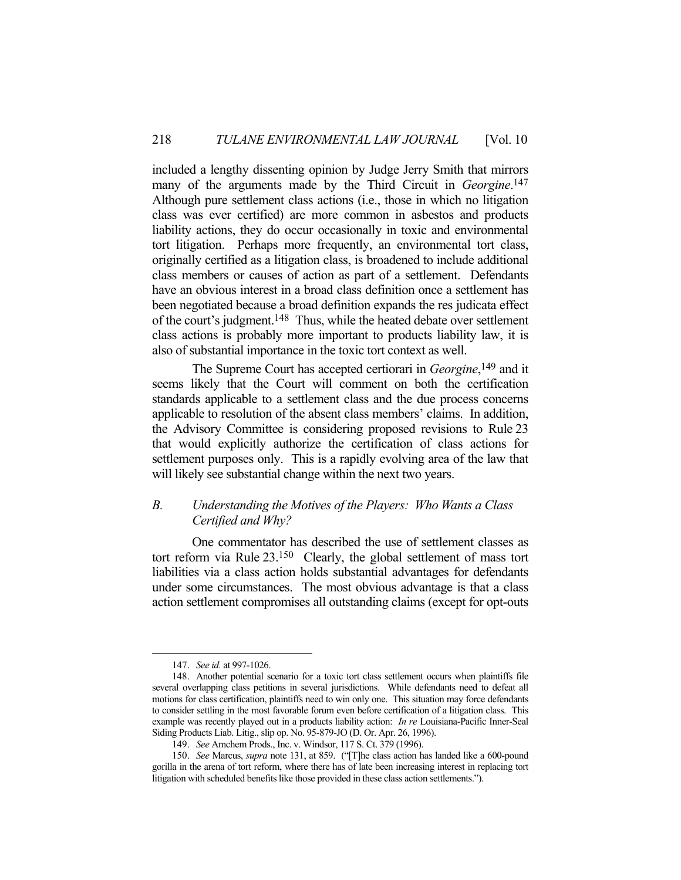included a lengthy dissenting opinion by Judge Jerry Smith that mirrors many of the arguments made by the Third Circuit in *Georgine*.[147] Although pure settlement class actions (i.e., those in which no litigation class was ever certified) are more common in asbestos and products liability actions, they do occur occasionally in toxic and environmental tort litigation. Perhaps more frequently, an environmental tort class, originally certified as a litigation class, is broadened to include additional class members or causes of action as part of a settlement. Defendants have an obvious interest in a broad class definition once a settlement has been negotiated because a broad definition expands the res judicata effect of the court's judgment.[148] Thus, while the heated debate over settlement class actions is probably more important to products liability law, it is also of substantial importance in the toxic tort context as well.

The Supreme Court has accepted certiorari in *Georgine*,[149] and it seems likely that the Court will comment on both the certification standards applicable to a settlement class and the due process concerns applicable to resolution of the absent class members' claims. In addition, the Advisory Committee is considering proposed revisions to Rule 23 that would explicitly authorize the certification of class actions for settlement purposes only. This is a rapidly evolving area of the law that will likely see substantial change within the next two years.

### *B. Understanding the Motives of the Players: Who Wants a Class Certified and Why?*

One commentator has described the use of settlement classes as tort reform via Rule 23.[150] Clearly, the global settlement of mass tort liabilities via a class action holds substantial advantages for defendants under some circumstances. The most obvious advantage is that a class action settlement compromises all outstanding claims (except for opt-outs

---

147. *See id.* at 997-1026.

148. Another potential scenario for a toxic tort class settlement occurs when plaintiffs file several overlapping class petitions in several jurisdictions. While defendants need to defeat all motions for class certification, plaintiffs need to win only one. This situation may force defendants to consider settling in the most favorable forum even before certification of a litigation class. This example was recently played out in a products liability action: *In re* Louisiana-Pacific Inner-Seal Siding Products Liab. Litig., slip op. No. 95-879-JO (D. Or. Apr. 26, 1996).

149. *See* Amchem Prods., Inc. v. Windsor, 117 S. Ct. 379 (1996).

150. *See* Marcus, *supra* note 131, at 859. ("[T]he class action has landed like a 600-pound gorilla in the arena of tort reform, where there has of late been increasing interest in replacing tort litigation with scheduled benefits like those provided in these class action settlements.").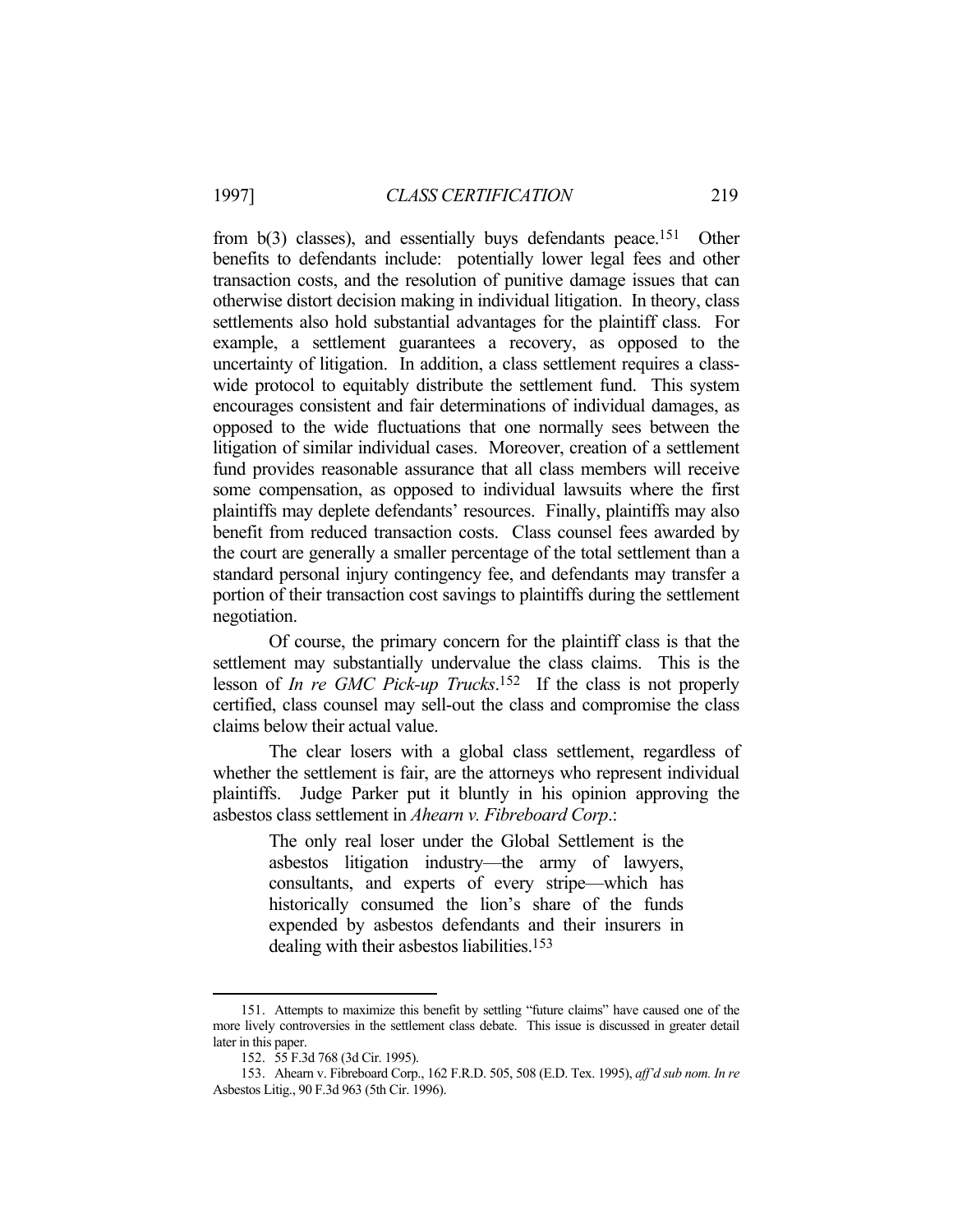from b(3) classes), and essentially buys defendants peace.[151] Other benefits to defendants include: potentially lower legal fees and other transaction costs, and the resolution of punitive damage issues that can otherwise distort decision making in individual litigation. In theory, class settlements also hold substantial advantages for the plaintiff class. For example, a settlement guarantees a recovery, as opposed to the uncertainty of litigation. In addition, a class settlement requires a class-wide protocol to equitably distribute the settlement fund. This system encourages consistent and fair determinations of individual damages, as opposed to the wide fluctuations that one normally sees between the litigation of similar individual cases. Moreover, creation of a settlement fund provides reasonable assurance that all class members will receive some compensation, as opposed to individual lawsuits where the first plaintiffs may deplete defendants' resources. Finally, plaintiffs may also benefit from reduced transaction costs. Class counsel fees awarded by the court are generally a smaller percentage of the total settlement than a standard personal injury contingency fee, and defendants may transfer a portion of their transaction cost savings to plaintiffs during the settlement negotiation.

Of course, the primary concern for the plaintiff class is that the settlement may substantially undervalue the class claims. This is the lesson of *In re GMC Pick-up Trucks*.[152] If the class is not properly certified, class counsel may sell-out the class and compromise the class claims below their actual value.

The clear losers with a global class settlement, regardless of whether the settlement is fair, are the attorneys who represent individual plaintiffs. Judge Parker put it bluntly in his opinion approving the asbestos class settlement in *Ahearn v. Fibreboard Corp*.:

> The only real loser under the Global Settlement is the asbestos litigation industry—the army of lawyers, consultants, and experts of every stripe—which has historically consumed the lion's share of the funds expended by asbestos defendants and their insurers in dealing with their asbestos liabilities.[153]

---

151. Attempts to maximize this benefit by settling "future claims" have caused one of the more lively controversies in the settlement class debate. This issue is discussed in greater detail later in this paper.

152. 55 F.3d 768 (3d Cir. 1995).

153. Ahearn v. Fibreboard Corp., 162 F.R.D. 505, 508 (E.D. Tex. 1995), *aff'd sub nom. In re* Asbestos Litig., 90 F.3d 963 (5th Cir. 1996).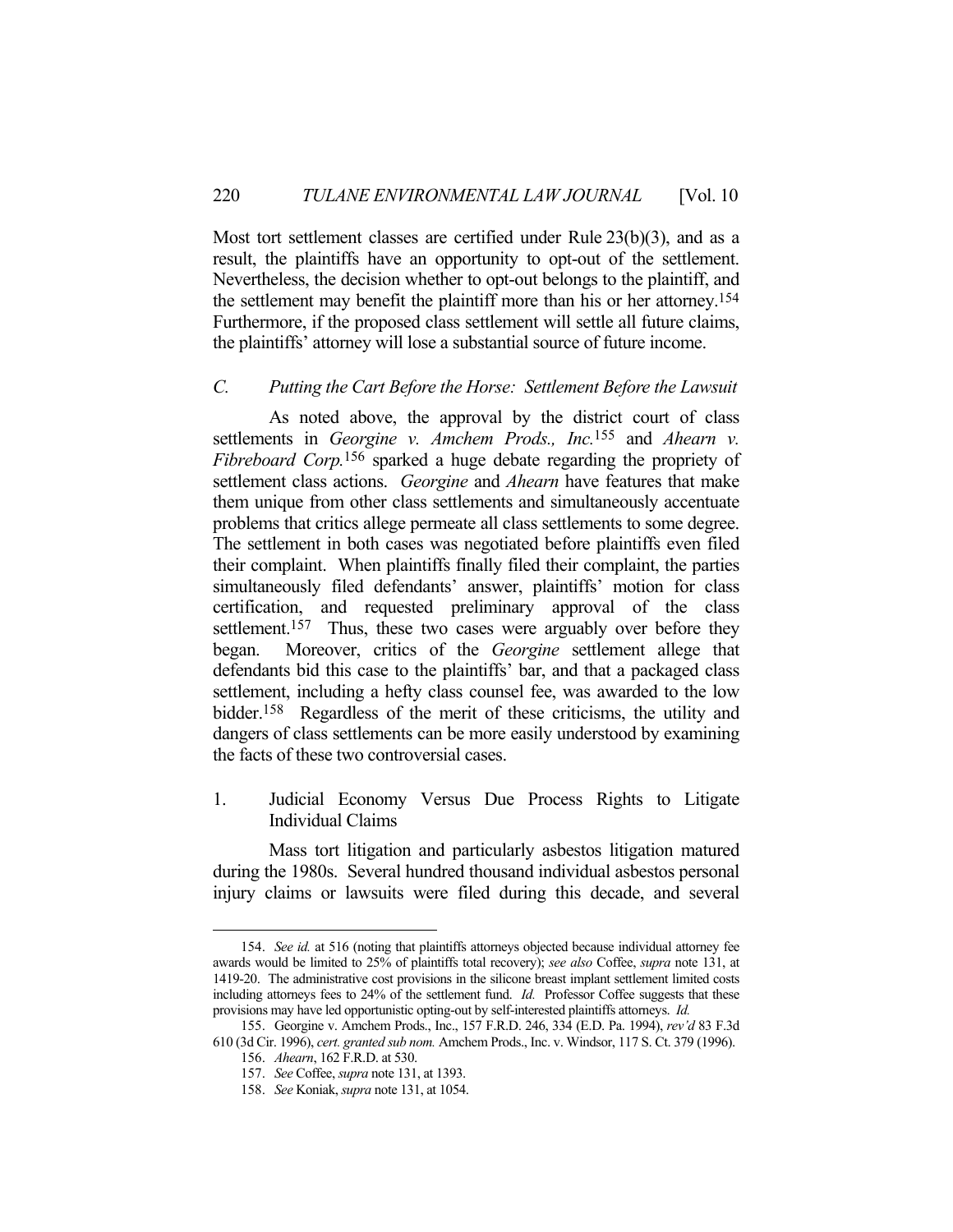Most tort settlement classes are certified under Rule 23(b)(3), and as a result, the plaintiffs have an opportunity to opt-out of the settlement. Nevertheless, the decision whether to opt-out belongs to the plaintiff, and the settlement may benefit the plaintiff more than his or her attorney.[154] Furthermore, if the proposed class settlement will settle all future claims, the plaintiffs' attorney will lose a substantial source of future income.

### *C. Putting the Cart Before the Horse: Settlement Before the Lawsuit*

As noted above, the approval by the district court of class settlements in *Georgine v. Amchem Prods., Inc.*[155] and *Ahearn v. Fibreboard Corp.*[156] sparked a huge debate regarding the propriety of settlement class actions. *Georgine* and *Ahearn* have features that make them unique from other class settlements and simultaneously accentuate problems that critics allege permeate all class settlements to some degree. The settlement in both cases was negotiated before plaintiffs even filed their complaint. When plaintiffs finally filed their complaint, the parties simultaneously filed defendants' answer, plaintiffs' motion for class certification, and requested preliminary approval of the class settlement.[157] Thus, these two cases were arguably over before they began. Moreover, critics of the *Georgine* settlement allege that defendants bid this case to the plaintiffs' bar, and that a packaged class settlement, including a hefty class counsel fee, was awarded to the low bidder.[158] Regardless of the merit of these criticisms, the utility and dangers of class settlements can be more easily understood by examining the facts of these two controversial cases.

#### 1. Judicial Economy Versus Due Process Rights to Litigate Individual Claims

Mass tort litigation and particularly asbestos litigation matured during the 1980s. Several hundred thousand individual asbestos personal injury claims or lawsuits were filed during this decade, and several

---

154. *See id.* at 516 (noting that plaintiffs attorneys objected because individual attorney fee awards would be limited to 25% of plaintiffs total recovery); *see also* Coffee, *supra* note 131, at 1419-20. The administrative cost provisions in the silicone breast implant settlement limited costs including attorneys fees to 24% of the settlement fund. *Id.* Professor Coffee suggests that these provisions may have led opportunistic opting-out by self-interested plaintiffs attorneys. *Id.*

155. Georgine v. Amchem Prods., Inc., 157 F.R.D. 246, 334 (E.D. Pa. 1994), *rev'd* 83 F.3d 610 (3d Cir. 1996), *cert. granted sub nom.* Amchem Prods., Inc. v. Windsor, 117 S. Ct. 379 (1996).

156. *Ahearn*, 162 F.R.D. at 530.

157. *See* Coffee, *supra* note 131, at 1393.

158. *See* Koniak, *supra* note 131, at 1054.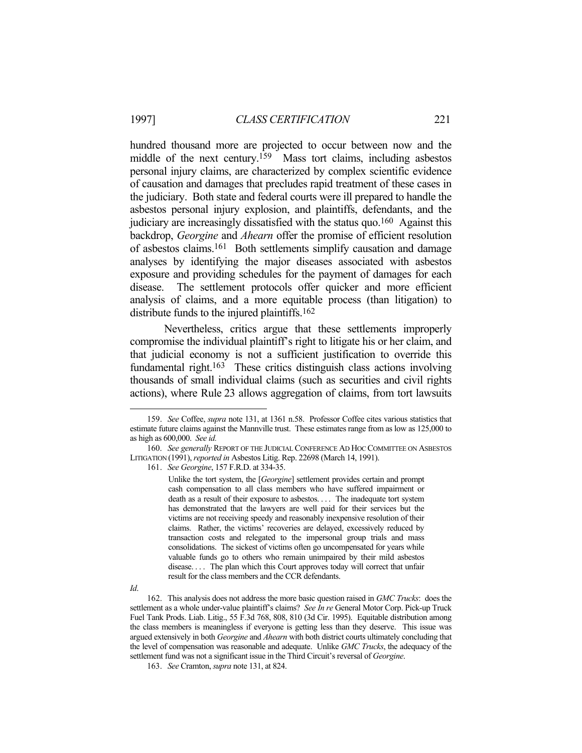hundred thousand more are projected to occur between now and the middle of the next century.[159] Mass tort claims, including asbestos personal injury claims, are characterized by complex scientific evidence of causation and damages that precludes rapid treatment of these cases in the judiciary. Both state and federal courts were ill prepared to handle the asbestos personal injury explosion, and plaintiffs, defendants, and the judiciary are increasingly dissatisfied with the status quo.[160] Against this backdrop, *Georgine* and *Ahearn* offer the promise of efficient resolution of asbestos claims.[161] Both settlements simplify causation and damage analyses by identifying the major diseases associated with asbestos exposure and providing schedules for the payment of damages for each disease. The settlement protocols offer quicker and more efficient analysis of claims, and a more equitable process (than litigation) to distribute funds to the injured plaintiffs.[162]

Nevertheless, critics argue that these settlements improperly compromise the individual plaintiff's right to litigate his or her claim, and that judicial economy is not a sufficient justification to override this fundamental right.[163] These critics distinguish class actions involving thousands of small individual claims (such as securities and civil rights actions), where Rule 23 allows aggregation of claims, from tort lawsuits

---

159. *See* Coffee, *supra* note 131, at 1361 n.58. Professor Coffee cites various statistics that estimate future claims against the Mannville trust. These estimates range from as low as 125,000 to as high as 600,000. *See id.*

160. *See generally* REPORT OF THE JUDICIAL CONFERENCE AD HOC COMMITTEE ON ASBESTOS LITIGATION (1991), *reported in* Asbestos Litig. Rep. 22698 (March 14, 1991).

161. *See Georgine*, 157 F.R.D. at 334-35.

> Unlike the tort system, the [*Georgine*] settlement provides certain and prompt cash compensation to all class members who have suffered impairment or death as a result of their exposure to asbestos. . . . The inadequate tort system has demonstrated that the lawyers are well paid for their services but the victims are not receiving speedy and reasonably inexpensive resolution of their claims. Rather, the victims' recoveries are delayed, excessively reduced by transaction costs and relegated to the impersonal group trials and mass consolidations. The sickest of victims often go uncompensated for years while valuable funds go to others who remain unimpaired by their mild asbestos disease. . . . The plan which this Court approves today will correct that unfair result for the class members and the CCR defendants.

*Id*.

162. This analysis does not address the more basic question raised in *GMC Trucks*: does the settlement as a whole under-value plaintiff's claims? *See In re* General Motor Corp. Pick-up Truck Fuel Tank Prods. Liab. Litig., 55 F.3d 768, 808, 810 (3d Cir. 1995). Equitable distribution among the class members is meaningless if everyone is getting less than they deserve. This issue was argued extensively in both *Georgine* and *Ahearn* with both district courts ultimately concluding that the level of compensation was reasonable and adequate. Unlike *GMC Trucks*, the adequacy of the settlement fund was not a significant issue in the Third Circuit's reversal of *Georgine*.

163. *See* Cramton, *supra* note 131, at 824.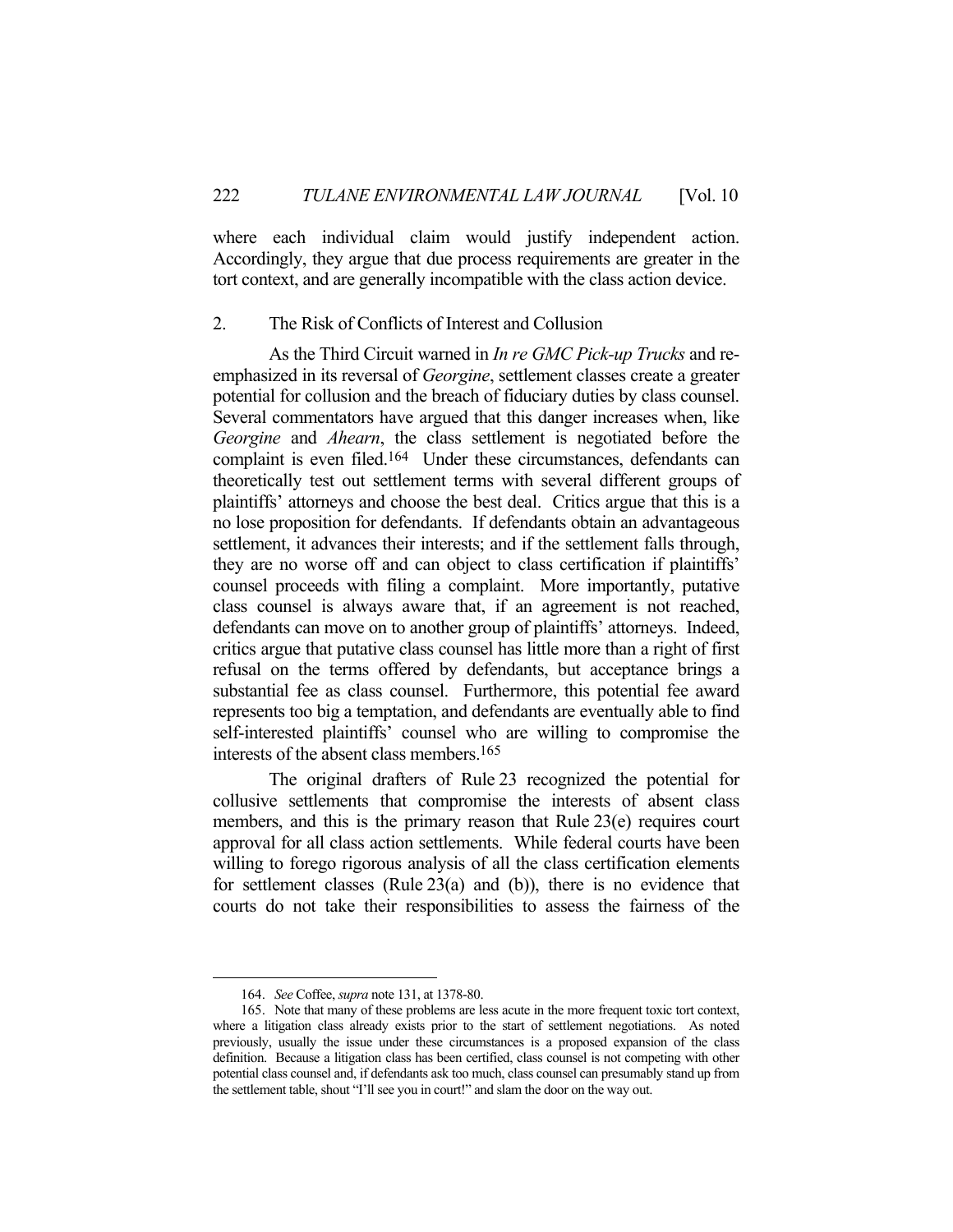where each individual claim would justify independent action. Accordingly, they argue that due process requirements are greater in the tort context, and are generally incompatible with the class action device.

### 2. The Risk of Conflicts of Interest and Collusion

As the Third Circuit warned in *In re GMC Pick-up Trucks* and re-emphasized in its reversal of *Georgine*, settlement classes create a greater potential for collusion and the breach of fiduciary duties by class counsel. Several commentators have argued that this danger increases when, like *Georgine* and *Ahearn*, the class settlement is negotiated before the complaint is even filed.[164] Under these circumstances, defendants can theoretically test out settlement terms with several different groups of plaintiffs' attorneys and choose the best deal. Critics argue that this is a no lose proposition for defendants. If defendants obtain an advantageous settlement, it advances their interests; and if the settlement falls through, they are no worse off and can object to class certification if plaintiffs' counsel proceeds with filing a complaint. More importantly, putative class counsel is always aware that, if an agreement is not reached, defendants can move on to another group of plaintiffs' attorneys. Indeed, critics argue that putative class counsel has little more than a right of first refusal on the terms offered by defendants, but acceptance brings a substantial fee as class counsel. Furthermore, this potential fee award represents too big a temptation, and defendants are eventually able to find self-interested plaintiffs' counsel who are willing to compromise the interests of the absent class members.[165]

The original drafters of Rule 23 recognized the potential for collusive settlements that compromise the interests of absent class members, and this is the primary reason that Rule 23(e) requires court approval for all class action settlements. While federal courts have been willing to forego rigorous analysis of all the class certification elements for settlement classes (Rule 23(a) and (b)), there is no evidence that courts do not take their responsibilities to assess the fairness of the

---

164. *See* Coffee, *supra* note 131, at 1378-80.

165. Note that many of these problems are less acute in the more frequent toxic tort context, where a litigation class already exists prior to the start of settlement negotiations. As noted previously, usually the issue under these circumstances is a proposed expansion of the class definition. Because a litigation class has been certified, class counsel is not competing with other potential class counsel and, if defendants ask too much, class counsel can presumably stand up from the settlement table, shout "I'll see you in court!" and slam the door on the way out.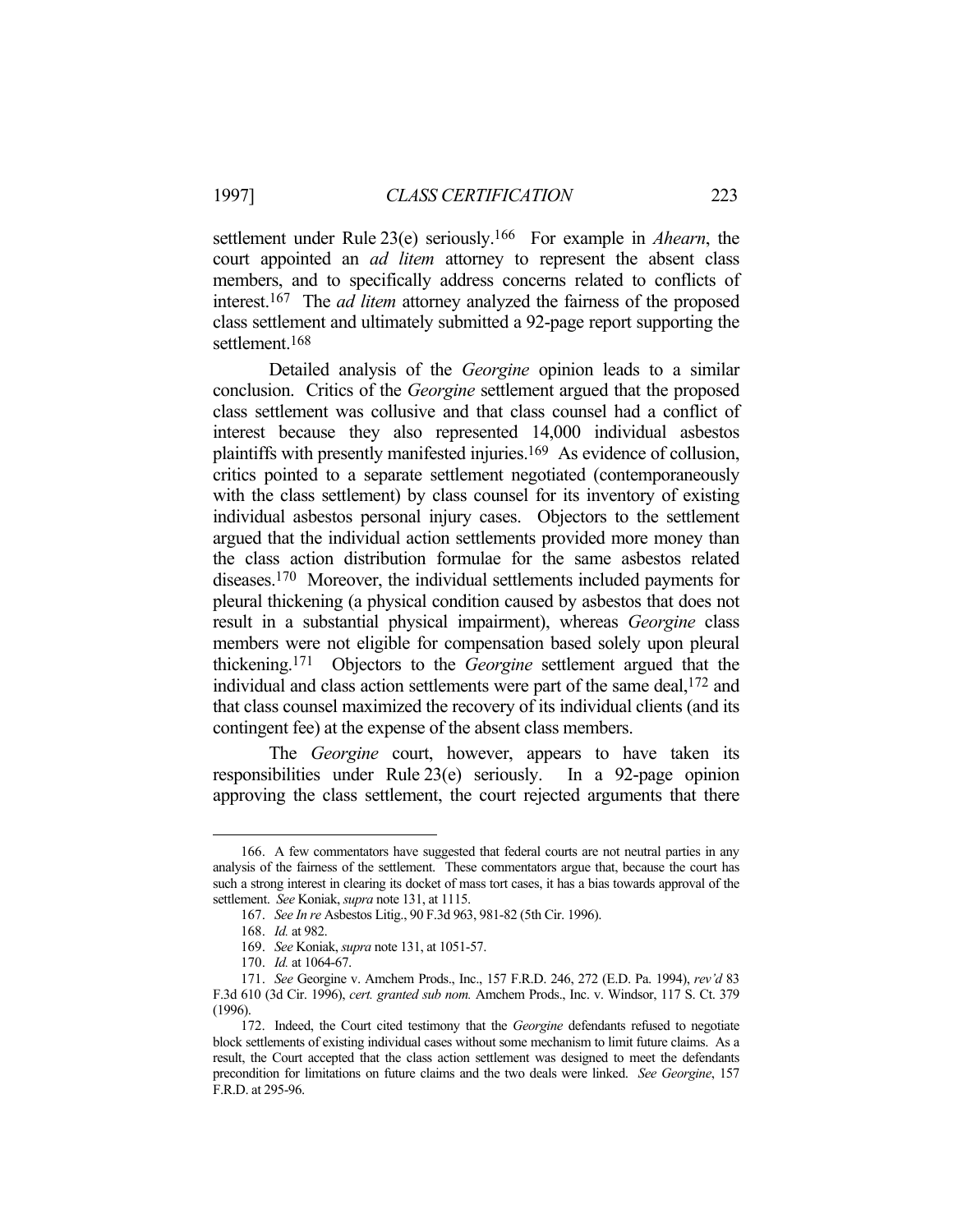settlement under Rule 23(e) seriously.[166] For example in *Ahearn*, the court appointed an *ad litem* attorney to represent the absent class members, and to specifically address concerns related to conflicts of interest.[167] The *ad litem* attorney analyzed the fairness of the proposed class settlement and ultimately submitted a 92-page report supporting the settlement.[168]

Detailed analysis of the *Georgine* opinion leads to a similar conclusion. Critics of the *Georgine* settlement argued that the proposed class settlement was collusive and that class counsel had a conflict of interest because they also represented 14,000 individual asbestos plaintiffs with presently manifested injuries.[169] As evidence of collusion, critics pointed to a separate settlement negotiated (contemporaneously with the class settlement) by class counsel for its inventory of existing individual asbestos personal injury cases. Objectors to the settlement argued that the individual action settlements provided more money than the class action distribution formulae for the same asbestos related diseases.[170] Moreover, the individual settlements included payments for pleural thickening (a physical condition caused by asbestos that does not result in a substantial physical impairment), whereas *Georgine* class members were not eligible for compensation based solely upon pleural thickening.[171] Objectors to the *Georgine* settlement argued that the individual and class action settlements were part of the same deal,[172] and that class counsel maximized the recovery of its individual clients (and its contingent fee) at the expense of the absent class members.

The *Georgine* court, however, appears to have taken its responsibilities under Rule 23(e) seriously. In a 92-page opinion approving the class settlement, the court rejected arguments that there

---

166. A few commentators have suggested that federal courts are not neutral parties in any analysis of the fairness of the settlement. These commentators argue that, because the court has such a strong interest in clearing its docket of mass tort cases, it has a bias towards approval of the settlement. *See* Koniak, *supra* note 131, at 1115.

167. *See In re* Asbestos Litig., 90 F.3d 963, 981-82 (5th Cir. 1996).

168. *Id.* at 982.

169. *See* Koniak, *supra* note 131, at 1051-57.

170. *Id.* at 1064-67.

171. *See* Georgine v. Amchem Prods., Inc., 157 F.R.D. 246, 272 (E.D. Pa. 1994), *rev'd* 83 F.3d 610 (3d Cir. 1996), *cert. granted sub nom.* Amchem Prods., Inc. v. Windsor, 117 S. Ct. 379 (1996).

172. Indeed, the Court cited testimony that the *Georgine* defendants refused to negotiate block settlements of existing individual cases without some mechanism to limit future claims. As a result, the Court accepted that the class action settlement was designed to meet the defendants precondition for limitations on future claims and the two deals were linked. *See Georgine*, 157 F.R.D. at 295-96.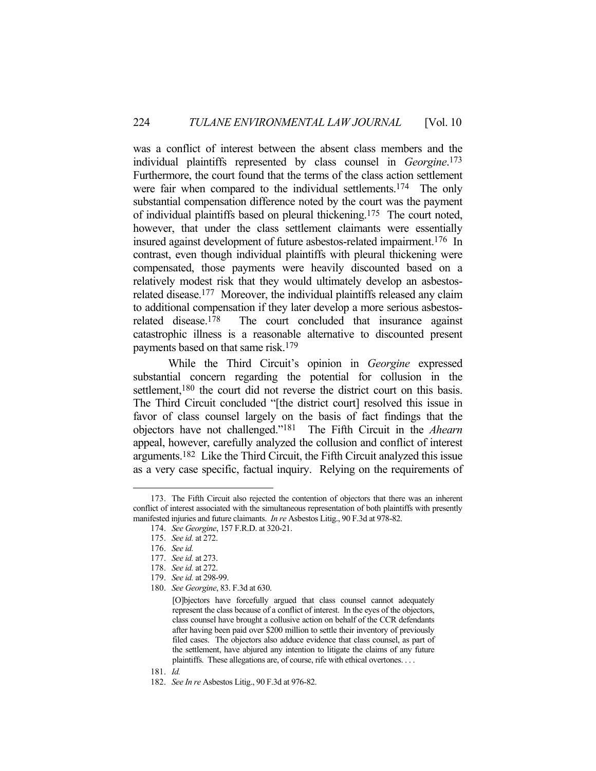was a conflict of interest between the absent class members and the individual plaintiffs represented by class counsel in *Georgine*.[173] Furthermore, the court found that the terms of the class action settlement were fair when compared to the individual settlements.[174] The only substantial compensation difference noted by the court was the payment of individual plaintiffs based on pleural thickening.[175] The court noted, however, that under the class settlement claimants were essentially insured against development of future asbestos-related impairment.[176] In contrast, even though individual plaintiffs with pleural thickening were compensated, those payments were heavily discounted based on a relatively modest risk that they would ultimately develop an asbestos-related disease.[177] Moreover, the individual plaintiffs released any claim to additional compensation if they later develop a more serious asbestos-related disease.[178] The court concluded that insurance against catastrophic illness is a reasonable alternative to discounted present payments based on that same risk.[179]

While the Third Circuit's opinion in *Georgine* expressed substantial concern regarding the potential for collusion in the settlement,[180] the court did not reverse the district court on this basis. The Third Circuit concluded "[the district court] resolved this issue in favor of class counsel largely on the basis of fact findings that the objectors have not challenged."[181] The Fifth Circuit in the *Ahearn* appeal, however, carefully analyzed the collusion and conflict of interest arguments.[182] Like the Third Circuit, the Fifth Circuit analyzed this issue as a very case specific, factual inquiry. Relying on the requirements of

---

173. The Fifth Circuit also rejected the contention of objectors that there was an inherent conflict of interest associated with the simultaneous representation of both plaintiffs with presently manifested injuries and future claimants. *In re* Asbestos Litig., 90 F.3d at 978-82.

174. *See Georgine*, 157 F.R.D. at 320-21.

175. *See id.* at 272.

176. *See id.*

177. *See id.* at 273.

178. *See id.* at 272.

179. *See id.* at 298-99.

180. *See Georgine*, 83. F.3d at 630.

> [O]bjectors have forcefully argued that class counsel cannot adequately represent the class because of a conflict of interest. In the eyes of the objectors, class counsel have brought a collusive action on behalf of the CCR defendants after having been paid over $200 million to settle their inventory of previously filed cases. The objectors also adduce evidence that class counsel, as part of the settlement, have abjured any intention to litigate the claims of any future plaintiffs. These allegations are, of course, rife with ethical overtones. . . .

181. *Id.*

182. *See In re* Asbestos Litig., 90 F.3d at 976-82.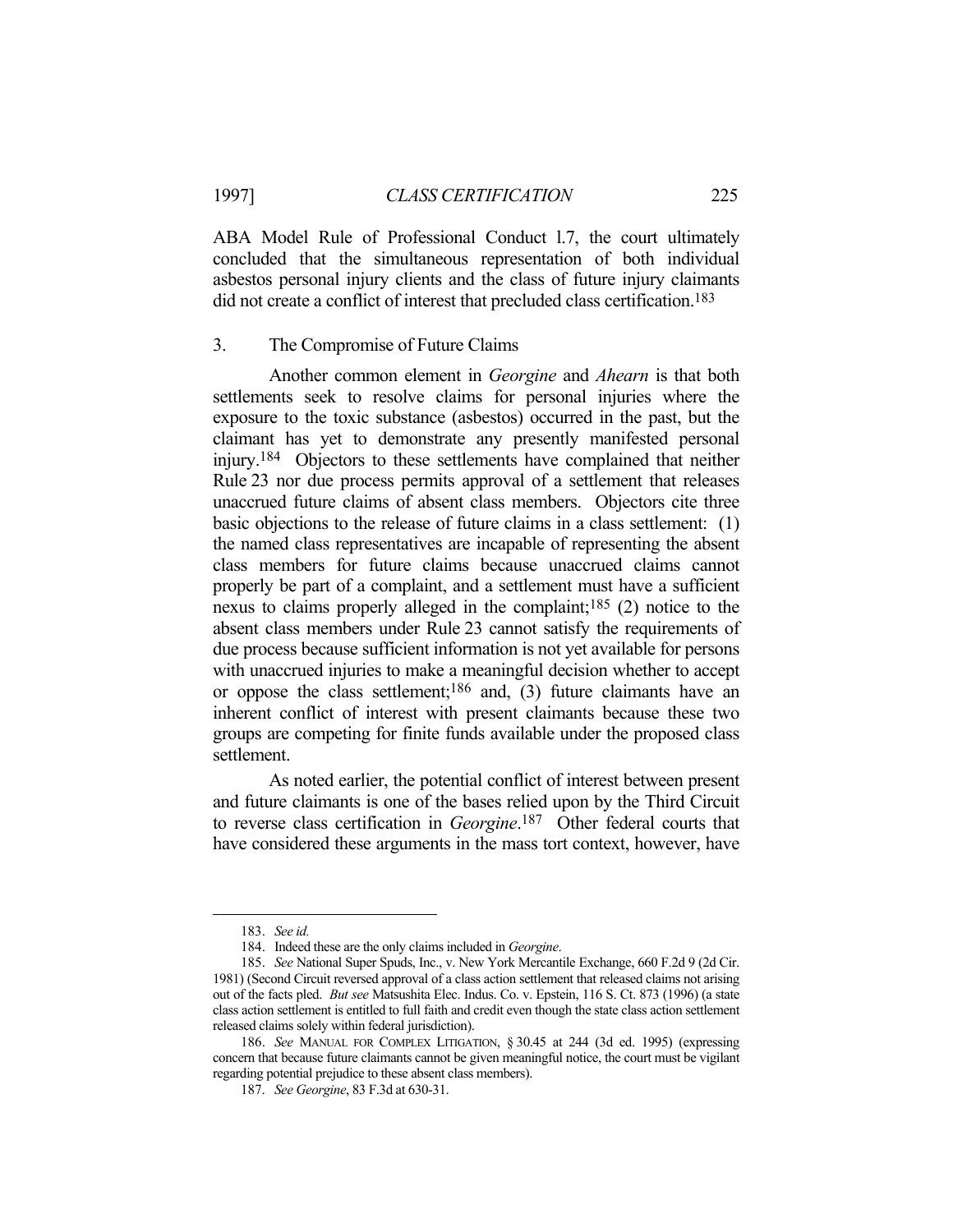ABA Model Rule of Professional Conduct 1.7, the court ultimately concluded that the simultaneous representation of both individual asbestos personal injury clients and the class of future injury claimants did not create a conflict of interest that precluded class certification.[183]

### 3. The Compromise of Future Claims

Another common element in *Georgine* and *Ahearn* is that both settlements seek to resolve claims for personal injuries where the exposure to the toxic substance (asbestos) occurred in the past, but the claimant has yet to demonstrate any presently manifested personal injury.[184] Objectors to these settlements have complained that neither Rule 23 nor due process permits approval of a settlement that releases unaccrued future claims of absent class members. Objectors cite three basic objections to the release of future claims in a class settlement: (1) the named class representatives are incapable of representing the absent class members for future claims because unaccrued claims cannot properly be part of a complaint, and a settlement must have a sufficient nexus to claims properly alleged in the complaint;[185] (2) notice to the absent class members under Rule 23 cannot satisfy the requirements of due process because sufficient information is not yet available for persons with unaccrued injuries to make a meaningful decision whether to accept or oppose the class settlement;[186] and, (3) future claimants have an inherent conflict of interest with present claimants because these two groups are competing for finite funds available under the proposed class settlement.

As noted earlier, the potential conflict of interest between present and future claimants is one of the bases relied upon by the Third Circuit to reverse class certification in *Georgine*.[187] Other federal courts that have considered these arguments in the mass tort context, however, have

---

183. *See id.*

184. Indeed these are the only claims included in *Georgine*.

185. *See* National Super Spuds, Inc., v. New York Mercantile Exchange, 660 F.2d 9 (2d Cir. 1981) (Second Circuit reversed approval of a class action settlement that released claims not arising out of the facts pled. *But see* Matsushita Elec. Indus. Co. v. Epstein, 116 S. Ct. 873 (1996) (a state class action settlement is entitled to full faith and credit even though the state class action settlement released claims solely within federal jurisdiction).

186. *See* MANUAL FOR COMPLEX LITIGATION, § 30.45 at 244 (3d ed. 1995) (expressing concern that because future claimants cannot be given meaningful notice, the court must be vigilant regarding potential prejudice to these absent class members).

187. *See Georgine*, 83 F.3d at 630-31.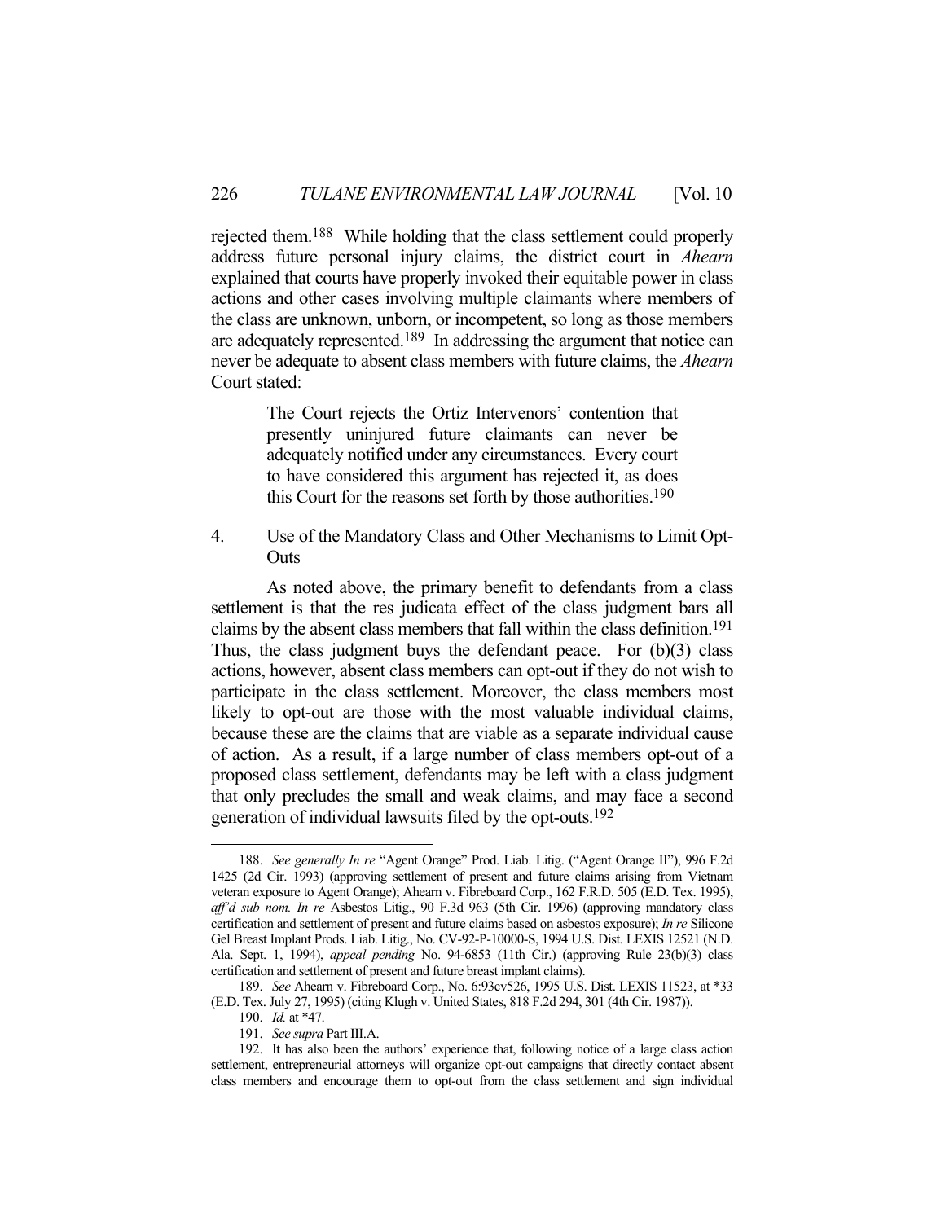rejected them.[188] While holding that the class settlement could properly address future personal injury claims, the district court in *Ahearn* explained that courts have properly invoked their equitable power in class actions and other cases involving multiple claimants where members of the class are unknown, unborn, or incompetent, so long as those members are adequately represented.[189] In addressing the argument that notice can never be adequate to absent class members with future claims, the *Ahearn* Court stated:

> The Court rejects the Ortiz Intervenors' contention that presently uninjured future claimants can never be adequately notified under any circumstances. Every court to have considered this argument has rejected it, as does this Court for the reasons set forth by those authorities.[190]

4. Use of the Mandatory Class and Other Mechanisms to Limit Opt-Outs

As noted above, the primary benefit to defendants from a class settlement is that the res judicata effect of the class judgment bars all claims by the absent class members that fall within the class definition.[191] Thus, the class judgment buys the defendant peace. For (b)(3) class actions, however, absent class members can opt-out if they do not wish to participate in the class settlement. Moreover, the class members most likely to opt-out are those with the most valuable individual claims, because these are the claims that are viable as a separate individual cause of action. As a result, if a large number of class members opt-out of a proposed class settlement, defendants may be left with a class judgment that only precludes the small and weak claims, and may face a second generation of individual lawsuits filed by the opt-outs.[192]

---

188. *See generally In re* "Agent Orange" Prod. Liab. Litig. ("Agent Orange II"), 996 F.2d 1425 (2d Cir. 1993) (approving settlement of present and future claims arising from Vietnam veteran exposure to Agent Orange); Ahearn v. Fibreboard Corp., 162 F.R.D. 505 (E.D. Tex. 1995), *aff'd sub nom. In re* Asbestos Litig., 90 F.3d 963 (5th Cir. 1996) (approving mandatory class certification and settlement of present and future claims based on asbestos exposure); *In re* Silicone Gel Breast Implant Prods. Liab. Litig., No. CV-92-P-10000-S, 1994 U.S. Dist. LEXIS 12521 (N.D. Ala. Sept. 1, 1994), *appeal pending* No. 94-6853 (11th Cir.) (approving Rule 23(b)(3) class certification and settlement of present and future breast implant claims).

189. *See* Ahearn v. Fibreboard Corp., No. 6:93cv526, 1995 U.S. Dist. LEXIS 11523, at *33 (E.D. Tex. July 27, 1995) (citing Klugh v. United States, 818 F.2d 294, 301 (4th Cir. 1987)).

190. *Id.* at *47.

191. *See supra* Part III.A.

192. It has also been the authors' experience that, following notice of a large class action settlement, entrepreneurial attorneys will organize opt-out campaigns that directly contact absent class members and encourage them to opt-out from the class settlement and sign individual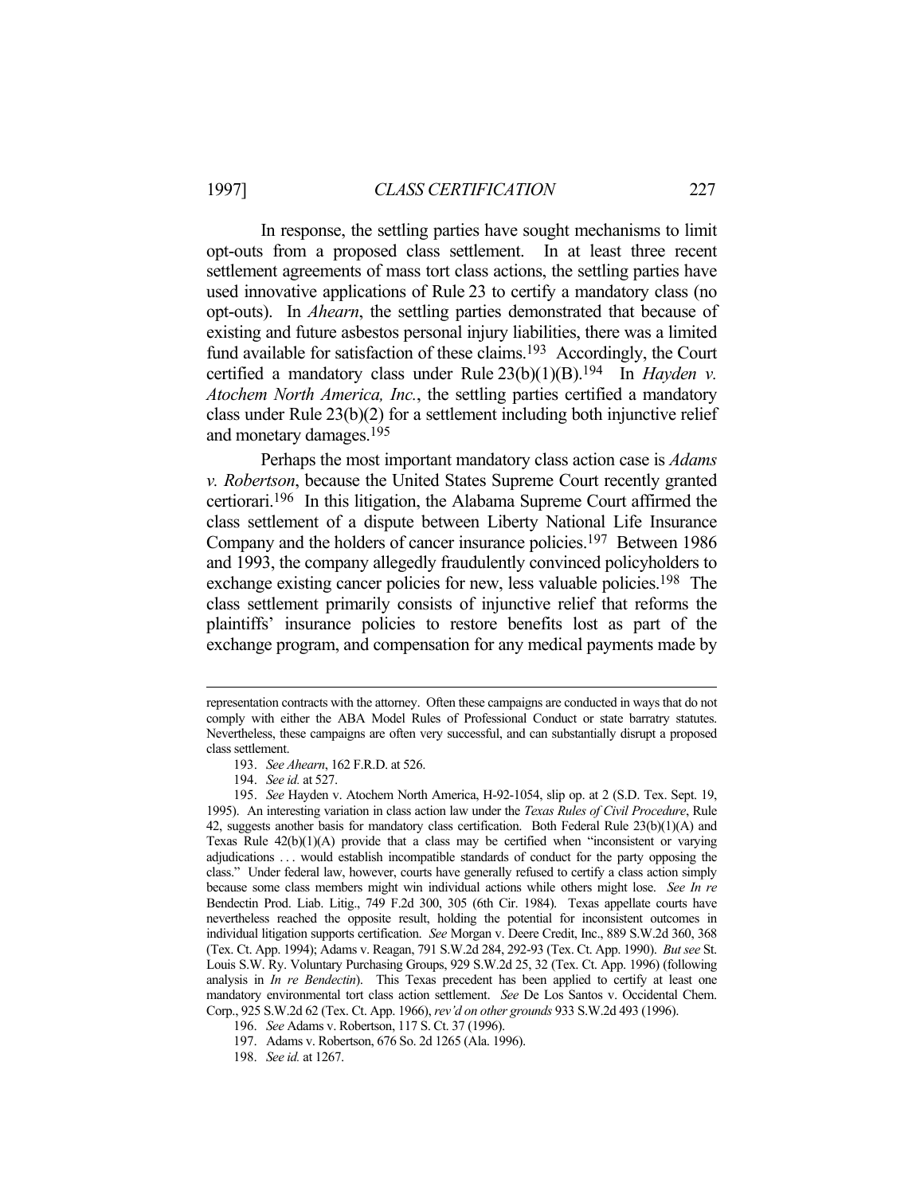In response, the settling parties have sought mechanisms to limit opt-outs from a proposed class settlement. In at least three recent settlement agreements of mass tort class actions, the settling parties have used innovative applications of Rule 23 to certify a mandatory class (no opt-outs). In *Ahearn*, the settling parties demonstrated that because of existing and future asbestos personal injury liabilities, there was a limited fund available for satisfaction of these claims.[193] Accordingly, the Court certified a mandatory class under Rule 23(b)(1)(B).[194] In *Hayden v. Atochem North America, Inc.*, the settling parties certified a mandatory class under Rule 23(b)(2) for a settlement including both injunctive relief and monetary damages.[195]

Perhaps the most important mandatory class action case is *Adams v. Robertson*, because the United States Supreme Court recently granted certiorari.[196] In this litigation, the Alabama Supreme Court affirmed the class settlement of a dispute between Liberty National Life Insurance Company and the holders of cancer insurance policies.[197] Between 1986 and 1993, the company allegedly fraudulently convinced policyholders to exchange existing cancer policies for new, less valuable policies.[198] The class settlement primarily consists of injunctive relief that reforms the plaintiffs' insurance policies to restore benefits lost as part of the exchange program, and compensation for any medical payments made by

---

representation contracts with the attorney. Often these campaigns are conducted in ways that do not comply with either the ABA Model Rules of Professional Conduct or state barratry statutes. Nevertheless, these campaigns are often very successful, and can substantially disrupt a proposed class settlement.

193. *See Ahearn*, 162 F.R.D. at 526.

194. *See id.* at 527.

195. *See* Hayden v. Atochem North America, H-92-1054, slip op. at 2 (S.D. Tex. Sept. 19, 1995). An interesting variation in class action law under the *Texas Rules of Civil Procedure*, Rule 42, suggests another basis for mandatory class certification. Both Federal Rule 23(b)(1)(A) and Texas Rule 42(b)(1)(A) provide that a class may be certified when "inconsistent or varying adjudications . . . would establish incompatible standards of conduct for the party opposing the class." Under federal law, however, courts have generally refused to certify a class action simply because some class members might win individual actions while others might lose. *See In re* Bendectin Prod. Liab. Litig., 749 F.2d 300, 305 (6th Cir. 1984). Texas appellate courts have nevertheless reached the opposite result, holding the potential for inconsistent outcomes in individual litigation supports certification. *See* Morgan v. Deere Credit, Inc., 889 S.W.2d 360, 368 (Tex. Ct. App. 1994); Adams v. Reagan, 791 S.W.2d 284, 292-93 (Tex. Ct. App. 1990). *But see* St. Louis S.W. Ry. Voluntary Purchasing Groups, 929 S.W.2d 25, 32 (Tex. Ct. App. 1996) (following analysis in *In re Bendectin*). This Texas precedent has been applied to certify at least one mandatory environmental tort class action settlement. *See* De Los Santos v. Occidental Chem. Corp., 925 S.W.2d 62 (Tex. Ct. App. 1966), *rev'd on other grounds* 933 S.W.2d 493 (1996).

196. *See* Adams v. Robertson, 117 S. Ct. 37 (1996).

197. Adams v. Robertson, 676 So. 2d 1265 (Ala. 1996).

198. *See id.* at 1267.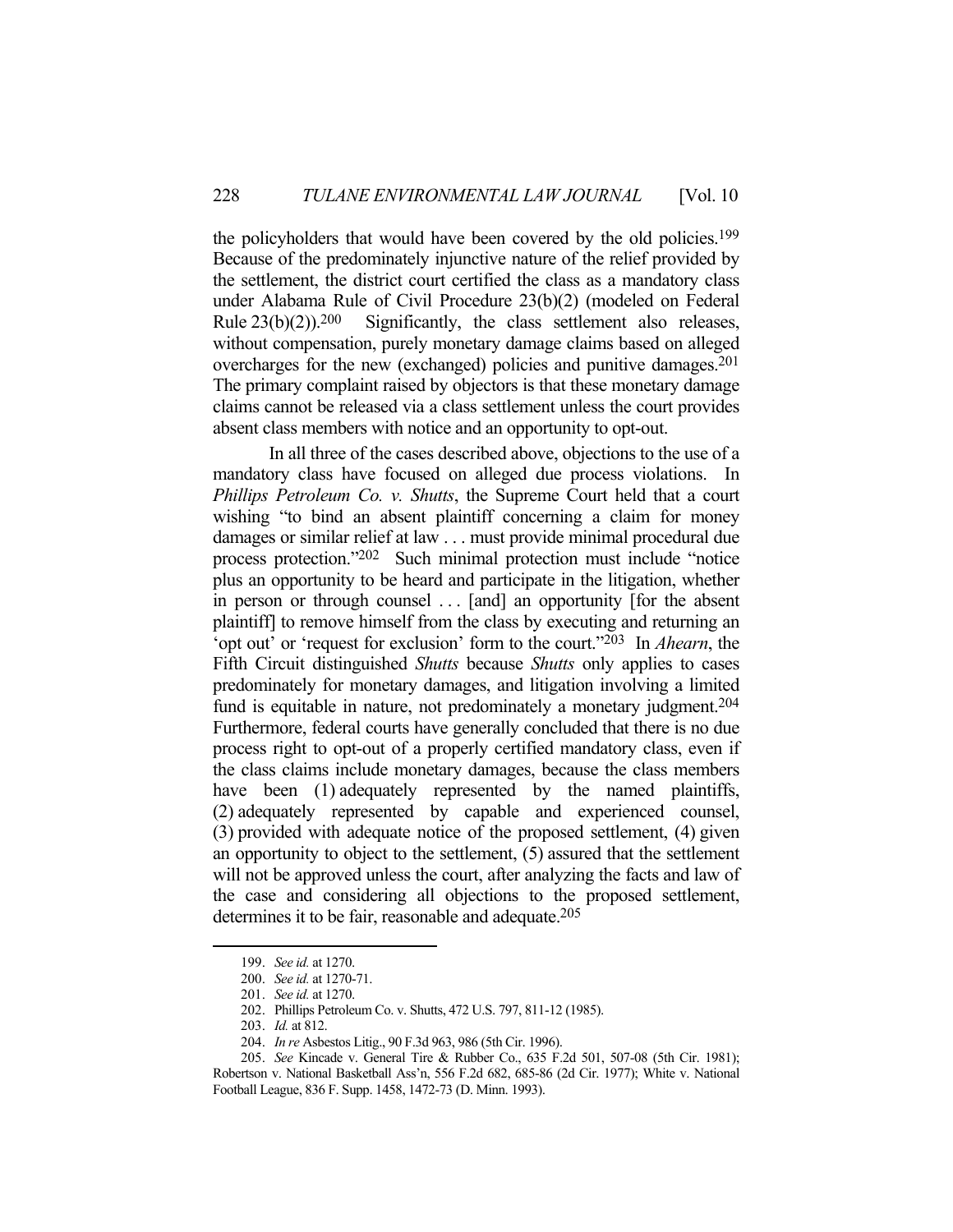the policyholders that would have been covered by the old policies.[199] Because of the predominately injunctive nature of the relief provided by the settlement, the district court certified the class as a mandatory class under Alabama Rule of Civil Procedure 23(b)(2) (modeled on Federal Rule 23(b)(2)).[200] Significantly, the class settlement also releases, without compensation, purely monetary damage claims based on alleged overcharges for the new (exchanged) policies and punitive damages.[201] The primary complaint raised by objectors is that these monetary damage claims cannot be released via a class settlement unless the court provides absent class members with notice and an opportunity to opt-out.

In all three of the cases described above, objections to the use of a mandatory class have focused on alleged due process violations. In *Phillips Petroleum Co. v. Shutts*, the Supreme Court held that a court wishing "to bind an absent plaintiff concerning a claim for money damages or similar relief at law . . . must provide minimal procedural due process protection."[202] Such minimal protection must include "notice plus an opportunity to be heard and participate in the litigation, whether in person or through counsel . . . [and] an opportunity [for the absent plaintiff] to remove himself from the class by executing and returning an 'opt out' or 'request for exclusion' form to the court."[203] In *Ahearn*, the Fifth Circuit distinguished *Shutts* because *Shutts* only applies to cases predominately for monetary damages, and litigation involving a limited fund is equitable in nature, not predominately a monetary judgment.[204] Furthermore, federal courts have generally concluded that there is no due process right to opt-out of a properly certified mandatory class, even if the class claims include monetary damages, because the class members have been (1) adequately represented by the named plaintiffs, (2) adequately represented by capable and experienced counsel, (3) provided with adequate notice of the proposed settlement, (4) given an opportunity to object to the settlement, (5) assured that the settlement will not be approved unless the court, after analyzing the facts and law of the case and considering all objections to the proposed settlement, determines it to be fair, reasonable and adequate.[205]

---

199. *See id.* at 1270.

200. *See id.* at 1270-71.

201. *See id.* at 1270.

202. Phillips Petroleum Co. v. Shutts, 472 U.S. 797, 811-12 (1985).

203. *Id.* at 812.

204. *In re* Asbestos Litig., 90 F.3d 963, 986 (5th Cir. 1996).

205. *See* Kincade v. General Tire & Rubber Co., 635 F.2d 501, 507-08 (5th Cir. 1981); Robertson v. National Basketball Ass'n, 556 F.2d 682, 685-86 (2d Cir. 1977); White v. National Football League, 836 F. Supp. 1458, 1472-73 (D. Minn. 1993).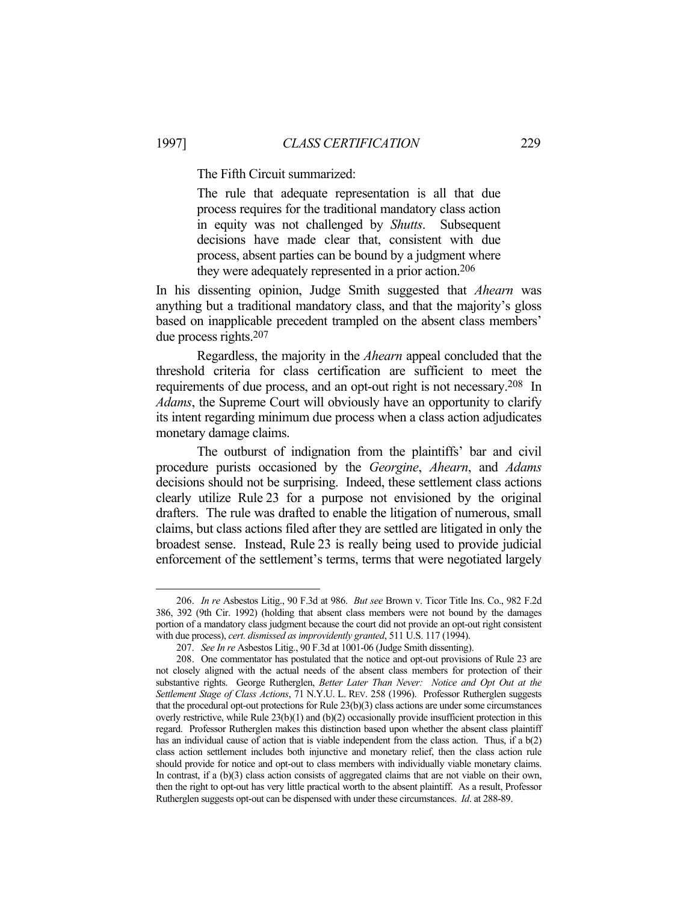The Fifth Circuit summarized:

> The rule that adequate representation is all that due process requires for the traditional mandatory class action in equity was not challenged by *Shutts*. Subsequent decisions have made clear that, consistent with due process, absent parties can be bound by a judgment where they were adequately represented in a prior action.[206]

In his dissenting opinion, Judge Smith suggested that *Ahearn* was anything but a traditional mandatory class, and that the majority's gloss based on inapplicable precedent trampled on the absent class members' due process rights.[207]

Regardless, the majority in the *Ahearn* appeal concluded that the threshold criteria for class certification are sufficient to meet the requirements of due process, and an opt-out right is not necessary.[208] In *Adams*, the Supreme Court will obviously have an opportunity to clarify its intent regarding minimum due process when a class action adjudicates monetary damage claims.

The outburst of indignation from the plaintiffs' bar and civil procedure purists occasioned by the *Georgine*, *Ahearn*, and *Adams* decisions should not be surprising. Indeed, these settlement class actions clearly utilize Rule 23 for a purpose not envisioned by the original drafters. The rule was drafted to enable the litigation of numerous, small claims, but class actions filed after they are settled are litigated in only the broadest sense. Instead, Rule 23 is really being used to provide judicial enforcement of the settlement's terms, terms that were negotiated largely

---

206. *In re* Asbestos Litig., 90 F.3d at 986. *But see* Brown v. Ticor Title Ins. Co., 982 F.2d 386, 392 (9th Cir. 1992) (holding that absent class members were not bound by the damages portion of a mandatory class judgment because the court did not provide an opt-out right consistent with due process), *cert. dismissed as improvidently granted*, 511 U.S. 117 (1994).

207. *See In re* Asbestos Litig., 90 F.3d at 1001-06 (Judge Smith dissenting).

208. One commentator has postulated that the notice and opt-out provisions of Rule 23 are not closely aligned with the actual needs of the absent class members for protection of their substantive rights. George Rutherglen, *Better Later Than Never: Notice and Opt Out at the Settlement Stage of Class Actions*, 71 N.Y.U. L. REV. 258 (1996). Professor Rutherglen suggests that the procedural opt-out protections for Rule 23(b)(3) class actions are under some circumstances overly restrictive, while Rule 23(b)(1) and (b)(2) occasionally provide insufficient protection in this regard. Professor Rutherglen makes this distinction based upon whether the absent class plaintiff has an individual cause of action that is viable independent from the class action. Thus, if a b(2) class action settlement includes both injunctive and monetary relief, then the class action rule should provide for notice and opt-out to class members with individually viable monetary claims. In contrast, if a (b)(3) class action consists of aggregated claims that are not viable on their own, then the right to opt-out has very little practical worth to the absent plaintiff. As a result, Professor Rutherglen suggests opt-out can be dispensed with under these circumstances. *Id*. at 288-89.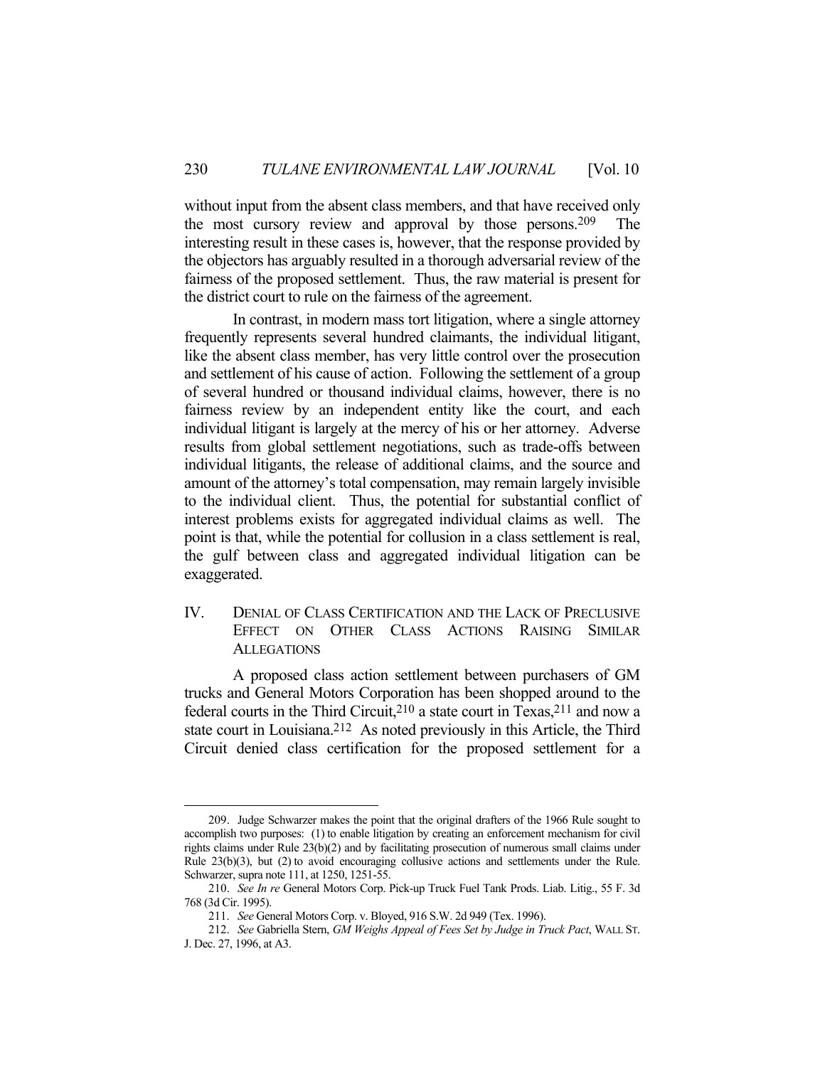without input from the absent class members, and that have received only the most cursory review and approval by those persons.[209] The interesting result in these cases is, however, that the response provided by the objectors has arguably resulted in a thorough adversarial review of the fairness of the proposed settlement. Thus, the raw material is present for the district court to rule on the fairness of the agreement.

In contrast, in modern mass tort litigation, where a single attorney frequently represents several hundred claimants, the individual litigant, like the absent class member, has very little control over the prosecution and settlement of his cause of action. Following the settlement of a group of several hundred or thousand individual claims, however, there is no fairness review by an independent entity like the court, and each individual litigant is largely at the mercy of his or her attorney. Adverse results from global settlement negotiations, such as trade-offs between individual litigants, the release of additional claims, and the source and amount of the attorney's total compensation, may remain largely invisible to the individual client. Thus, the potential for substantial conflict of interest problems exists for aggregated individual claims as well. The point is that, while the potential for collusion in a class settlement is real, the gulf between class and aggregated individual litigation can be exaggerated.

## IV. DENIAL OF CLASS CERTIFICATION AND THE LACK OF PRECLUSIVE EFFECT ON OTHER CLASS ACTIONS RAISING SIMILAR ALLEGATIONS

A proposed class action settlement between purchasers of GM trucks and General Motors Corporation has been shopped around to the federal courts in the Third Circuit,[210] a state court in Texas,[211] and now a state court in Louisiana.[212] As noted previously in this Article, the Third Circuit denied class certification for the proposed settlement for a

---

209. Judge Schwarzer makes the point that the original drafters of the 1966 Rule sought to accomplish two purposes: (1) to enable litigation by creating an enforcement mechanism for civil rights claims under Rule 23(b)(2) and by facilitating prosecution of numerous small claims under Rule 23(b)(3), but (2) to avoid encouraging collusive actions and settlements under the Rule. Schwarzer, supra note 111, at 1250, 1251-55.

210. *See In re* General Motors Corp. Pick-up Truck Fuel Tank Prods. Liab. Litig., 55 F. 3d 768 (3d Cir. 1995).

211. *See* General Motors Corp. v. Bloyed, 916 S.W. 2d 949 (Tex. 1996).

212. *See* Gabriella Stern, *GM Weighs Appeal of Fees Set by Judge in Truck Pact*, WALL ST. J. Dec. 27, 1996, at A3.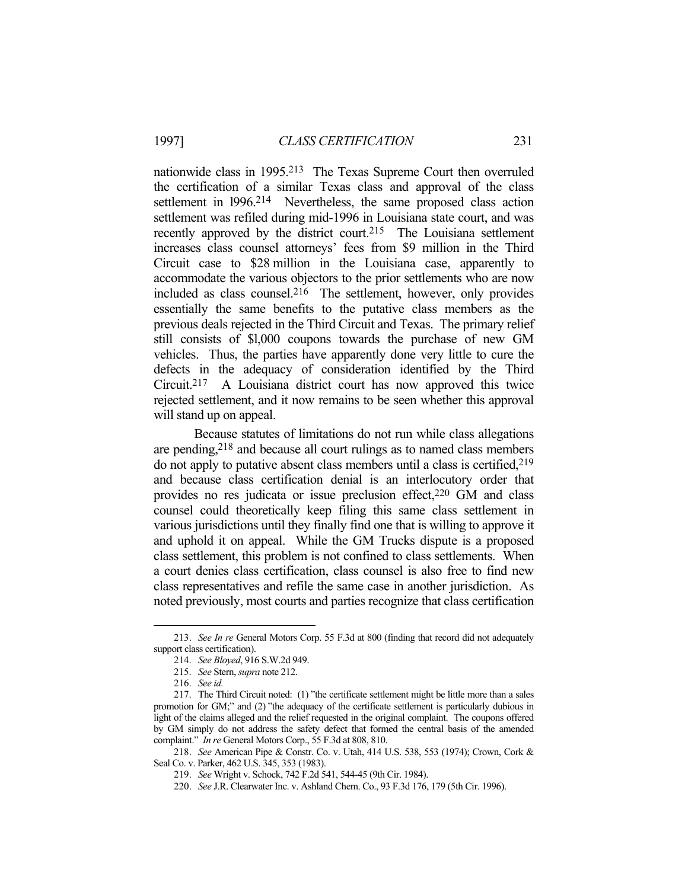nationwide class in 1995.[213] The Texas Supreme Court then overruled the certification of a similar Texas class and approval of the class settlement in l996.[214] Nevertheless, the same proposed class action settlement was refiled during mid-1996 in Louisiana state court, and was recently approved by the district court.[215] The Louisiana settlement increases class counsel attorneys' fees from $9 million in the Third Circuit case to $28 million in the Louisiana case, apparently to accommodate the various objectors to the prior settlements who are now included as class counsel.[216] The settlement, however, only provides essentially the same benefits to the putative class members as the previous deals rejected in the Third Circuit and Texas. The primary relief still consists of $l,000 coupons towards the purchase of new GM vehicles. Thus, the parties have apparently done very little to cure the defects in the adequacy of consideration identified by the Third Circuit.[217] A Louisiana district court has now approved this twice rejected settlement, and it now remains to be seen whether this approval will stand up on appeal.

Because statutes of limitations do not run while class allegations are pending,[218] and because all court rulings as to named class members do not apply to putative absent class members until a class is certified,[219] and because class certification denial is an interlocutory order that provides no res judicata or issue preclusion effect,[220] GM and class counsel could theoretically keep filing this same class settlement in various jurisdictions until they finally find one that is willing to approve it and uphold it on appeal. While the GM Trucks dispute is a proposed class settlement, this problem is not confined to class settlements. When a court denies class certification, class counsel is also free to find new class representatives and refile the same case in another jurisdiction. As noted previously, most courts and parties recognize that class certification

---

213. *See In re* General Motors Corp. 55 F.3d at 800 (finding that record did not adequately support class certification).

214. *See Bloyed*, 916 S.W.2d 949.

215. *See* Stern, *supra* note 212.

216. *See id.*

217. The Third Circuit noted: (1) "the certificate settlement might be little more than a sales promotion for GM;" and (2) "the adequacy of the certificate settlement is particularly dubious in light of the claims alleged and the relief requested in the original complaint. The coupons offered by GM simply do not address the safety defect that formed the central basis of the amended complaint." *In re* General Motors Corp., 55 F.3d at 808, 810.

218. *See* American Pipe & Constr. Co. v. Utah, 414 U.S. 538, 553 (1974); Crown, Cork & Seal Co. v. Parker, 462 U.S. 345, 353 (1983).

219. *See* Wright v. Schock, 742 F.2d 541, 544-45 (9th Cir. 1984).

220. *See* J.R. Clearwater Inc. v. Ashland Chem. Co., 93 F.3d 176, 179 (5th Cir. 1996).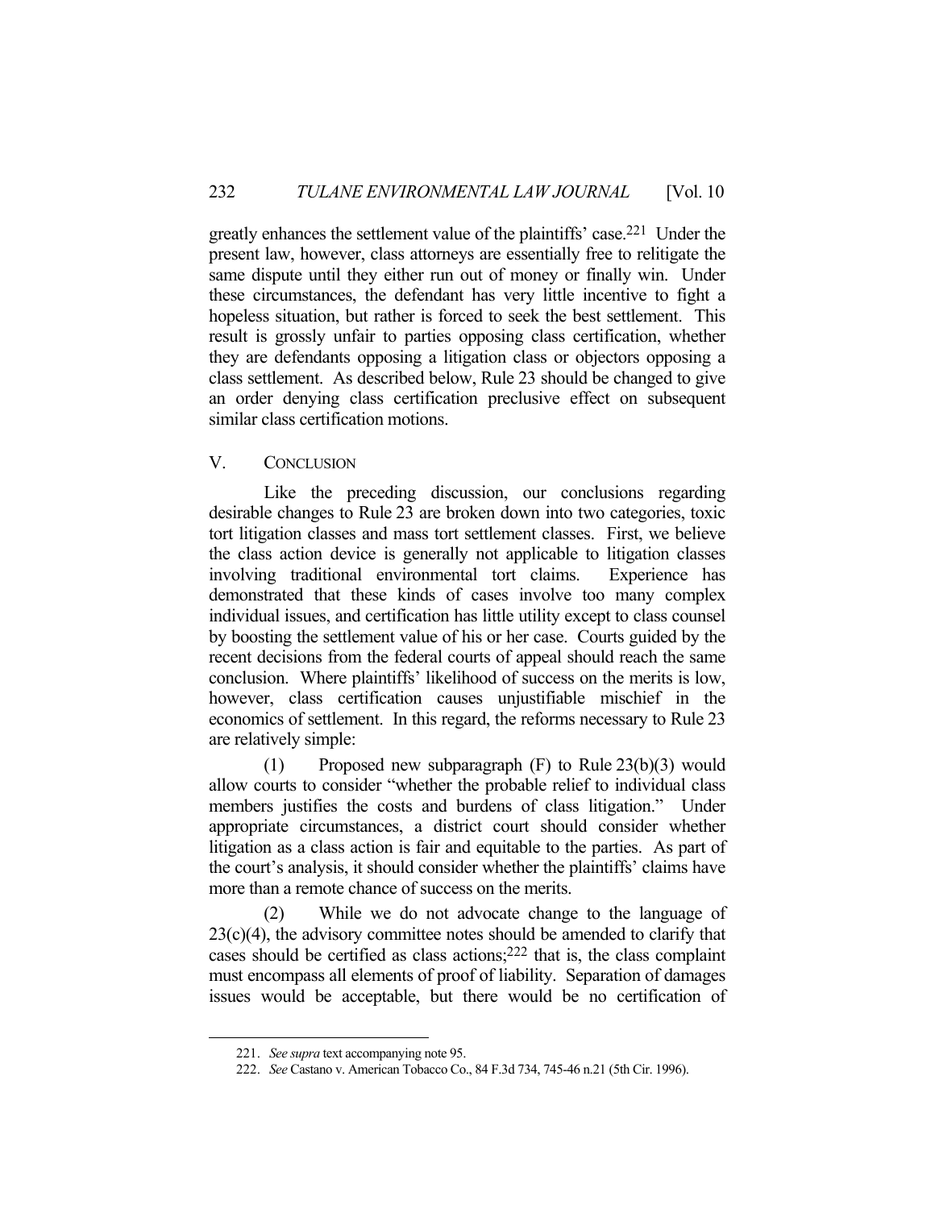greatly enhances the settlement value of the plaintiffs' case.[221] Under the present law, however, class attorneys are essentially free to relitigate the same dispute until they either run out of money or finally win. Under these circumstances, the defendant has very little incentive to fight a hopeless situation, but rather is forced to seek the best settlement. This result is grossly unfair to parties opposing class certification, whether they are defendants opposing a litigation class or objectors opposing a class settlement. As described below, Rule 23 should be changed to give an order denying class certification preclusive effect on subsequent similar class certification motions.

## V. Conclusion

Like the preceding discussion, our conclusions regarding desirable changes to Rule 23 are broken down into two categories, toxic tort litigation classes and mass tort settlement classes. First, we believe the class action device is generally not applicable to litigation classes involving traditional environmental tort claims. Experience has demonstrated that these kinds of cases involve too many complex individual issues, and certification has little utility except to class counsel by boosting the settlement value of his or her case. Courts guided by the recent decisions from the federal courts of appeal should reach the same conclusion. Where plaintiffs' likelihood of success on the merits is low, however, class certification causes unjustifiable mischief in the economics of settlement. In this regard, the reforms necessary to Rule 23 are relatively simple:

(1) Proposed new subparagraph (F) to Rule 23(b)(3) would allow courts to consider "whether the probable relief to individual class members justifies the costs and burdens of class litigation." Under appropriate circumstances, a district court should consider whether litigation as a class action is fair and equitable to the parties. As part of the court's analysis, it should consider whether the plaintiffs' claims have more than a remote chance of success on the merits.

(2) While we do not advocate change to the language of 23(c)(4), the advisory committee notes should be amended to clarify that cases should be certified as class actions;[222] that is, the class complaint must encompass all elements of proof of liability. Separation of damages issues would be acceptable, but there would be no certification of

---

221. *See supra* text accompanying note 95.

222. *See* Castano v. American Tobacco Co., 84 F.3d 734, 745-46 n.21 (5th Cir. 1996).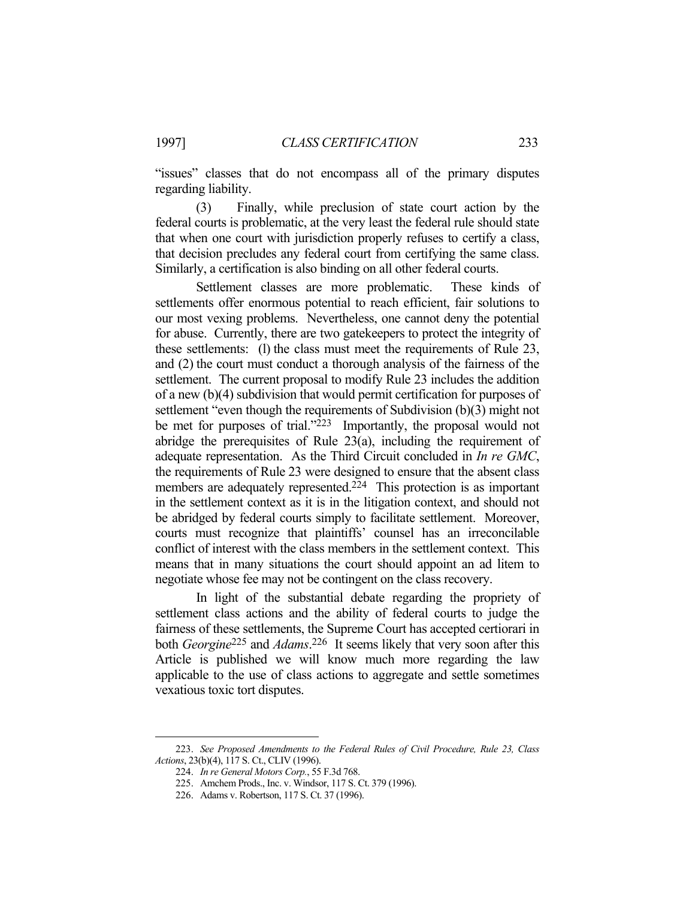"issues" classes that do not encompass all of the primary disputes regarding liability.

(3) Finally, while preclusion of state court action by the federal courts is problematic, at the very least the federal rule should state that when one court with jurisdiction properly refuses to certify a class, that decision precludes any federal court from certifying the same class. Similarly, a certification is also binding on all other federal courts.

Settlement classes are more problematic. These kinds of settlements offer enormous potential to reach efficient, fair solutions to our most vexing problems. Nevertheless, one cannot deny the potential for abuse. Currently, there are two gatekeepers to protect the integrity of these settlements: (l) the class must meet the requirements of Rule 23, and (2) the court must conduct a thorough analysis of the fairness of the settlement. The current proposal to modify Rule 23 includes the addition of a new (b)(4) subdivision that would permit certification for purposes of settlement "even though the requirements of Subdivision (b)(3) might not be met for purposes of trial."[223] Importantly, the proposal would not abridge the prerequisites of Rule 23(a), including the requirement of adequate representation. As the Third Circuit concluded in *In re GMC*, the requirements of Rule 23 were designed to ensure that the absent class members are adequately represented.[224] This protection is as important in the settlement context as it is in the litigation context, and should not be abridged by federal courts simply to facilitate settlement. Moreover, courts must recognize that plaintiffs' counsel has an irreconcilable conflict of interest with the class members in the settlement context. This means that in many situations the court should appoint an ad litem to negotiate whose fee may not be contingent on the class recovery.

In light of the substantial debate regarding the propriety of settlement class actions and the ability of federal courts to judge the fairness of these settlements, the Supreme Court has accepted certiorari in both *Georgine*[225] and *Adams*.[226] It seems likely that very soon after this Article is published we will know much more regarding the law applicable to the use of class actions to aggregate and settle sometimes vexatious toxic tort disputes.

---

223. *See Proposed Amendments to the Federal Rules of Civil Procedure, Rule 23, Class Actions*, 23(b)(4), 117 S. Ct., CLIV (1996).

224. *In re General Motors Corp.*, 55 F.3d 768.

225. Amchem Prods., Inc. v. Windsor, 117 S. Ct. 379 (1996).

226. Adams v. Robertson, 117 S. Ct. 37 (1996).